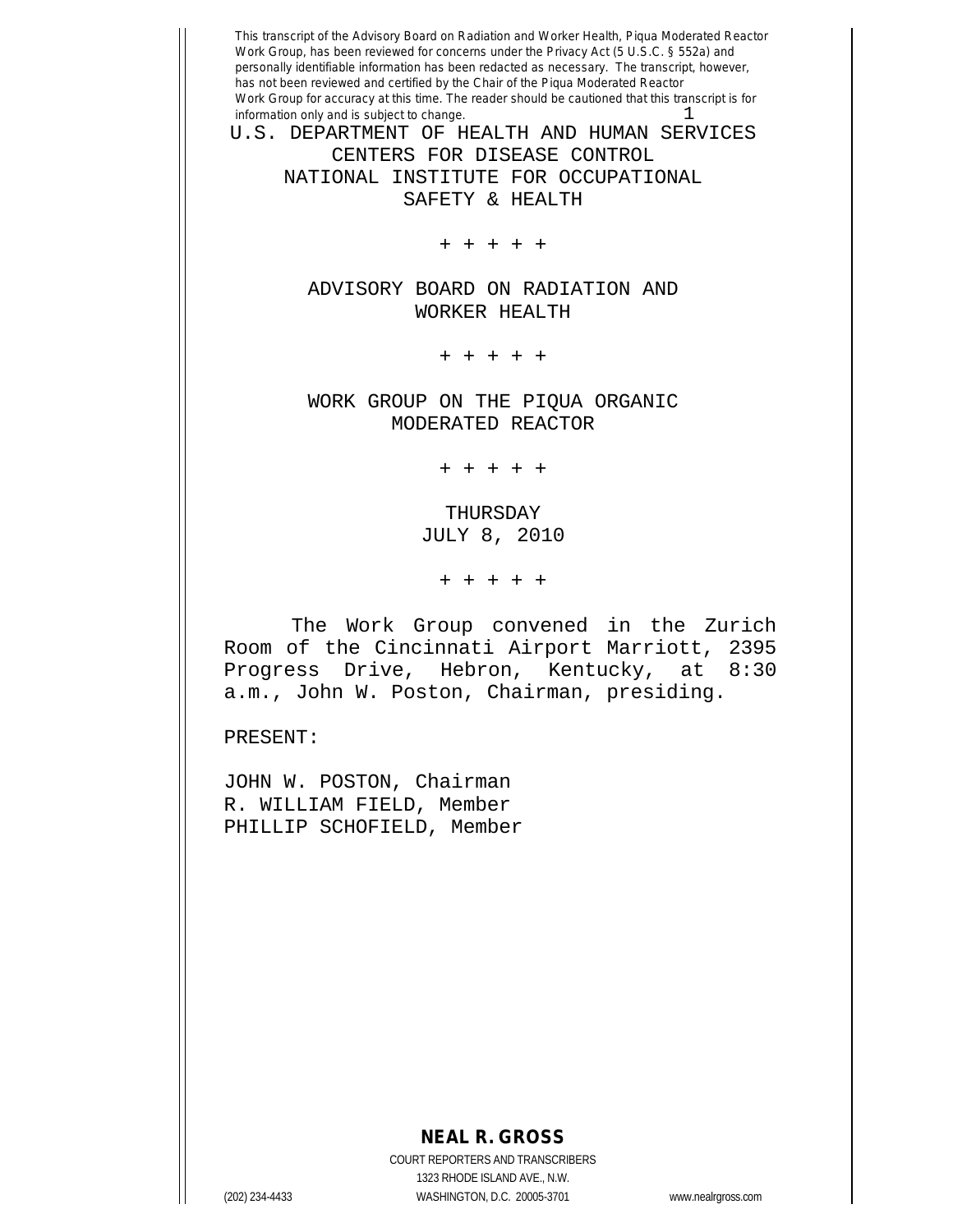This transcript of the Advisory Board on Radiation and Worker Health, Piqua Moderated Reactor Work Group, has been reviewed for concerns under the Privacy Act (5 U.S.C. § 552a) and personally identifiable information has been redacted as necessary. The transcript, however, has not been reviewed and certified by the Chair of the Piqua Moderated Reactor Work Group for accuracy at this time. The reader should be cautioned that this transcript is for information only and is subject to change.

U.S. DEPARTMENT OF HEALTH AND HUMAN SERVICES
CENTERS FOR DISEASE CONTROL
NATIONAL INSTITUTE FOR OCCUPATIONAL SAFETY & HEALTH

+ + + + +

ADVISORY BOARD ON RADIATION AND WORKER HEALTH

+ + + + +

WORK GROUP ON THE PIQUA ORGANIC MODERATED REACTOR

+ + + + +

THURSDAY
JULY 8, 2010

+ + + + +

The Work Group convened in the Zurich Room of the Cincinnati Airport Marriott, 2395 Progress Drive, Hebron, Kentucky, at 8:30 a.m., John W. Poston, Chairman, presiding.

PRESENT:

JOHN W. POSTON, Chairman
R. WILLIAM FIELD, Member
PHILLIP SCHOFIELD, Member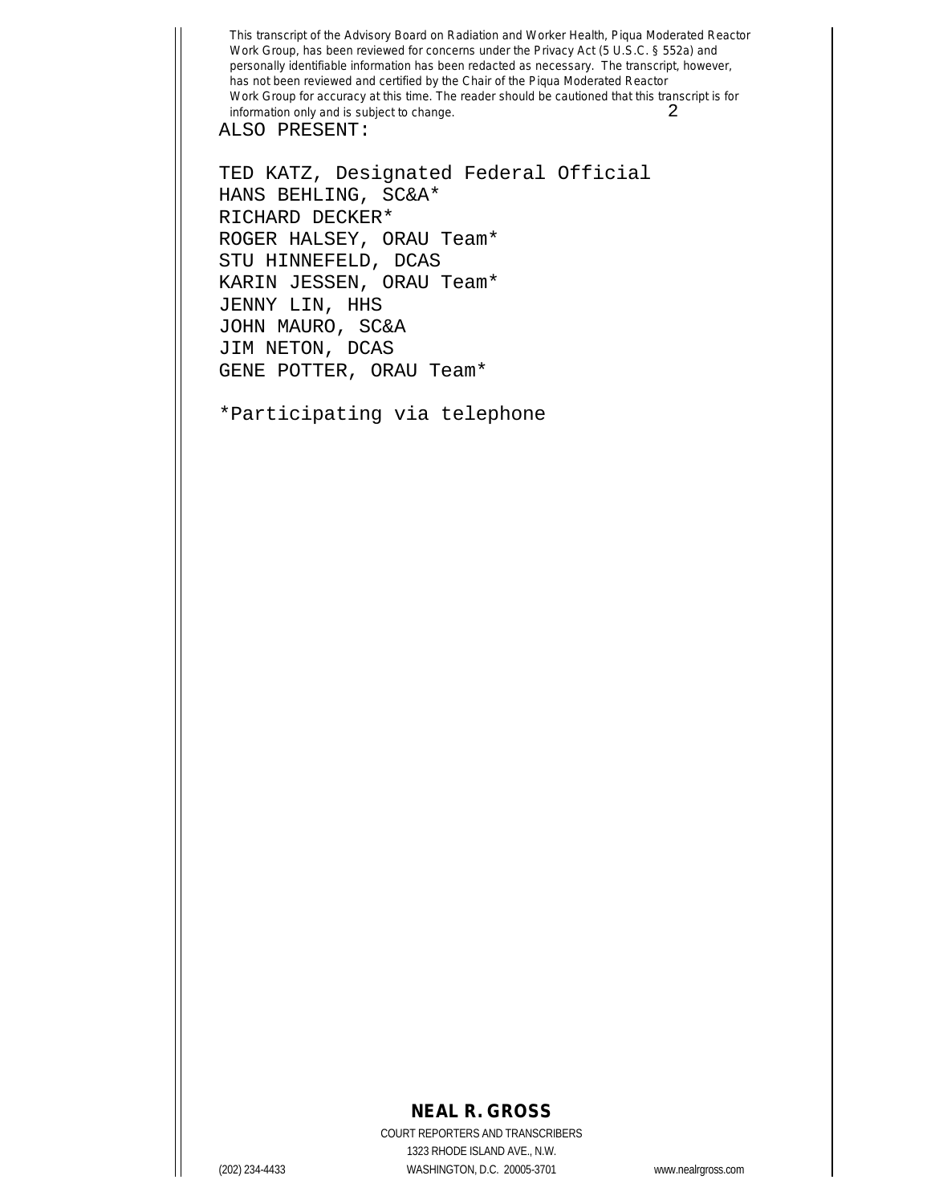ALSO PRESENT:

TED KATZ, Designated Federal Official
HANS BEHLING, SC&A*
RICHARD DECKER*
ROGER HALSEY, ORAU Team*
STU HINNEFELD, DCAS
KARIN JESSEN, ORAU Team*
JENNY LIN, HHS
JOHN MAURO, SC&A
JIM NETON, DCAS
GENE POTTER, ORAU Team*

*Participating via telephone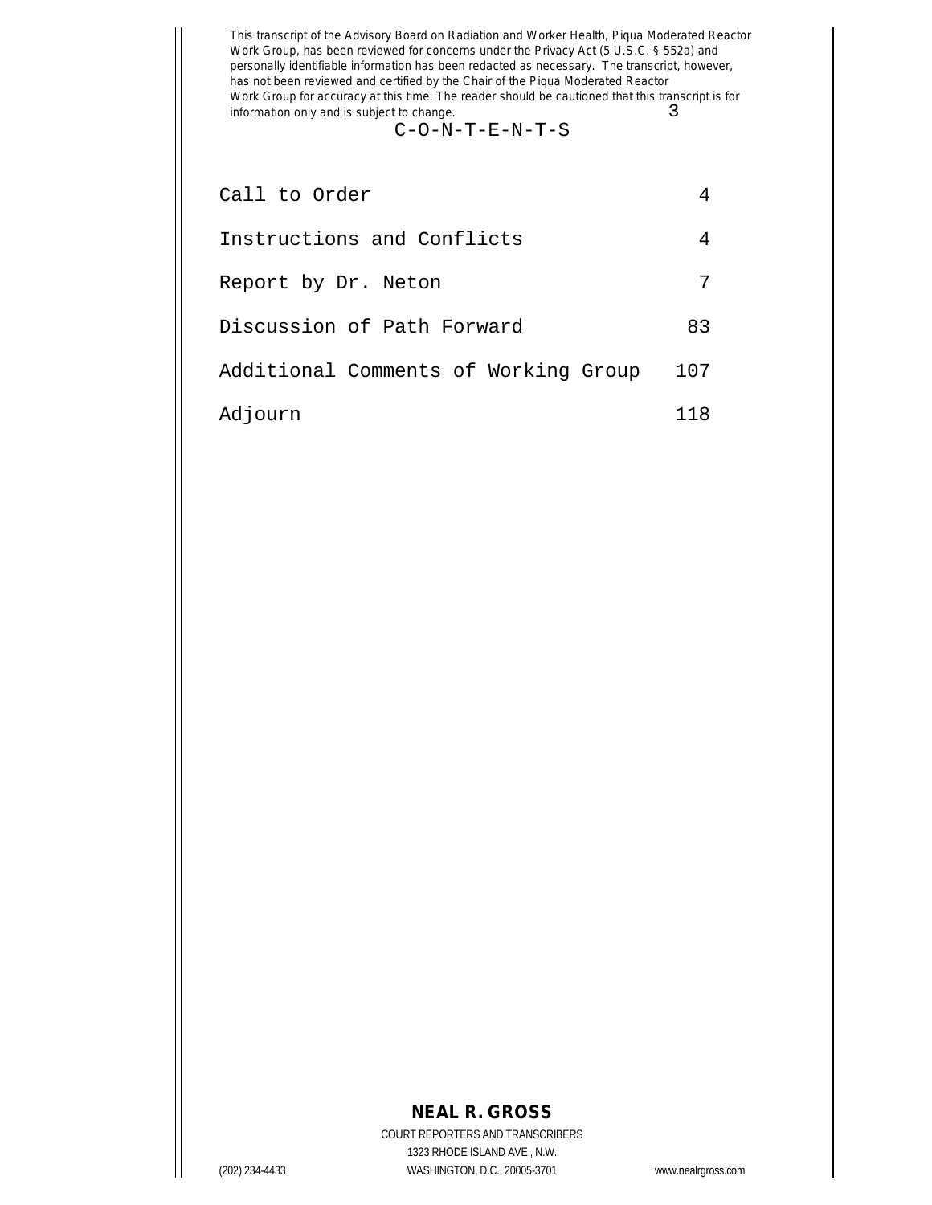C-O-N-T-E-N-T-S

| | |
|---|---|
| Call to Order | 4 |
| Instructions and Conflicts | 4 |
| Report by Dr. Neton | 7 |
| Discussion of Path Forward | 83 |
| Additional Comments of Working Group | 107 |
| Adjourn | 118 |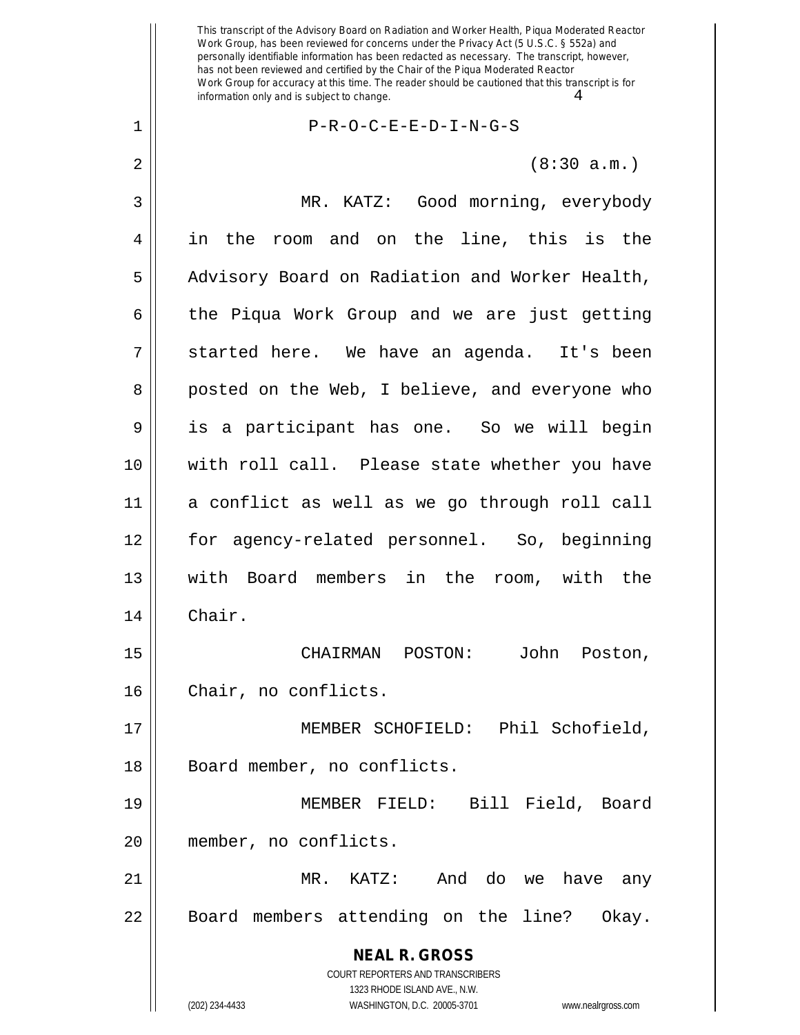P-R-O-C-E-E-D-I-N-G-S

(8:30 a.m.)

MR. KATZ: Good morning, everybody in the room and on the line, this is the Advisory Board on Radiation and Worker Health, the Piqua Work Group and we are just getting started here. We have an agenda. It's been posted on the Web, I believe, and everyone who is a participant has one. So we will begin with roll call. Please state whether you have a conflict as well as we go through roll call for agency-related personnel. So, beginning with Board members in the room, with the Chair.

CHAIRMAN POSTON: John Poston, Chair, no conflicts.

MEMBER SCHOFIELD: Phil Schofield, Board member, no conflicts.

MEMBER FIELD: Bill Field, Board member, no conflicts.

MR. KATZ: And do we have any Board members attending on the line? Okay.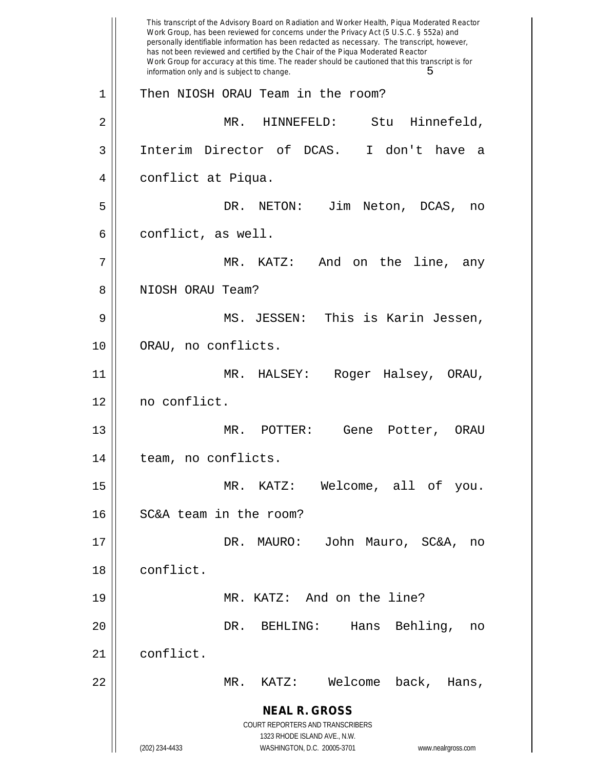Then NIOSH ORAU Team in the room?

MR. HINNEFELD: Stu Hinnefeld, Interim Director of DCAS. I don't have a conflict at Piqua.

DR. NETON: Jim Neton, DCAS, no conflict, as well.

MR. KATZ: And on the line, any NIOSH ORAU Team?

MS. JESSEN: This is Karin Jessen, ORAU, no conflicts.

MR. HALSEY: Roger Halsey, ORAU, no conflict.

MR. POTTER: Gene Potter, ORAU team, no conflicts.

MR. KATZ: Welcome, all of you. SC&A team in the room?

DR. MAURO: John Mauro, SC&A, no conflict.

MR. KATZ: And on the line?

DR. BEHLING: Hans Behling, no conflict.

MR. KATZ: Welcome back, Hans,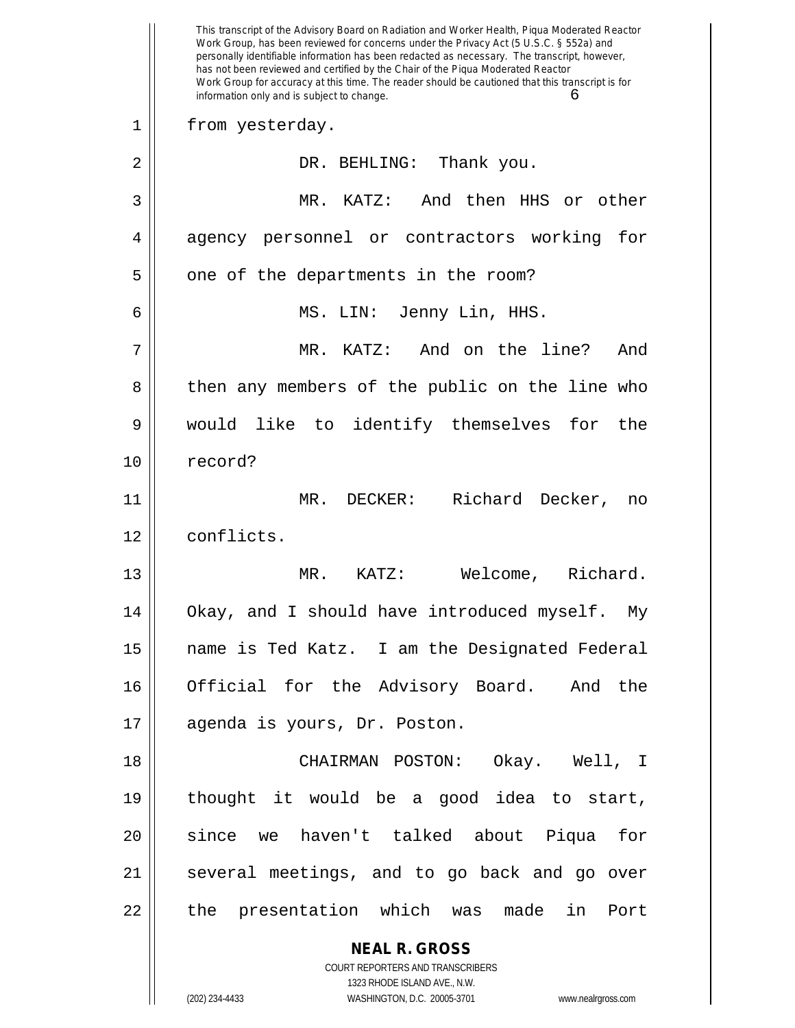from yesterday.

DR. BEHLING: Thank you.

MR. KATZ: And then HHS or other agency personnel or contractors working for one of the departments in the room?

MS. LIN: Jenny Lin, HHS.

MR. KATZ: And on the line? And then any members of the public on the line who would like to identify themselves for the record?

MR. DECKER: Richard Decker, no conflicts.

MR. KATZ: Welcome, Richard. Okay, and I should have introduced myself. My name is Ted Katz. I am the Designated Federal Official for the Advisory Board. And the agenda is yours, Dr. Poston.

CHAIRMAN POSTON: Okay. Well, I thought it would be a good idea to start, since we haven't talked about Piqua for several meetings, and to go back and go over the presentation which was made in Port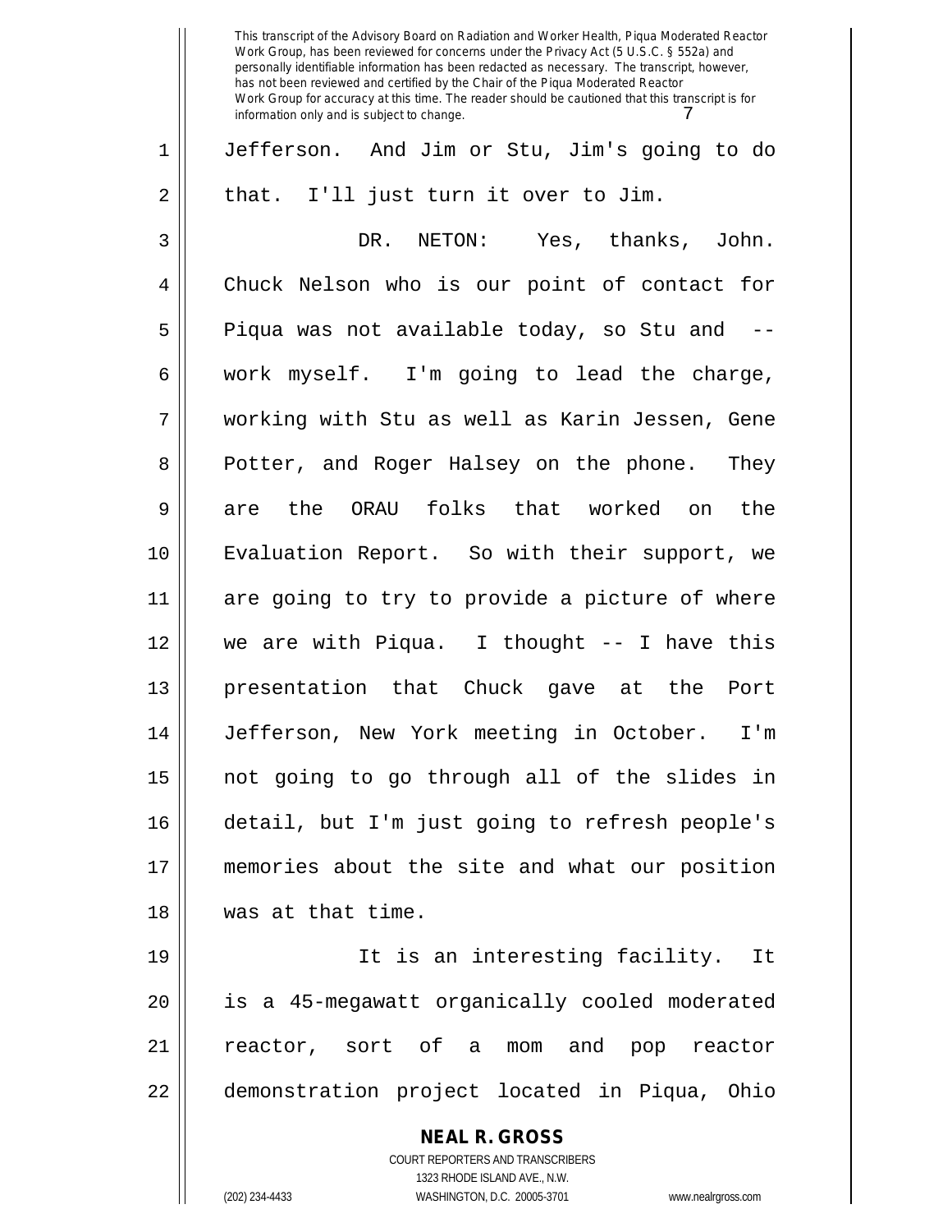Jefferson. And Jim or Stu, Jim's going to do that. I'll just turn it over to Jim.

DR. NETON: Yes, thanks, John. Chuck Nelson who is our point of contact for Piqua was not available today, so Stu and -- work myself. I'm going to lead the charge, working with Stu as well as Karin Jessen, Gene Potter, and Roger Halsey on the phone. They are the ORAU folks that worked on the Evaluation Report. So with their support, we are going to try to provide a picture of where we are with Piqua. I thought -- I have this presentation that Chuck gave at the Port Jefferson, New York meeting in October. I'm not going to go through all of the slides in detail, but I'm just going to refresh people's memories about the site and what our position was at that time.

It is an interesting facility. It is a 45-megawatt organically cooled moderated reactor, sort of a mom and pop reactor demonstration project located in Piqua, Ohio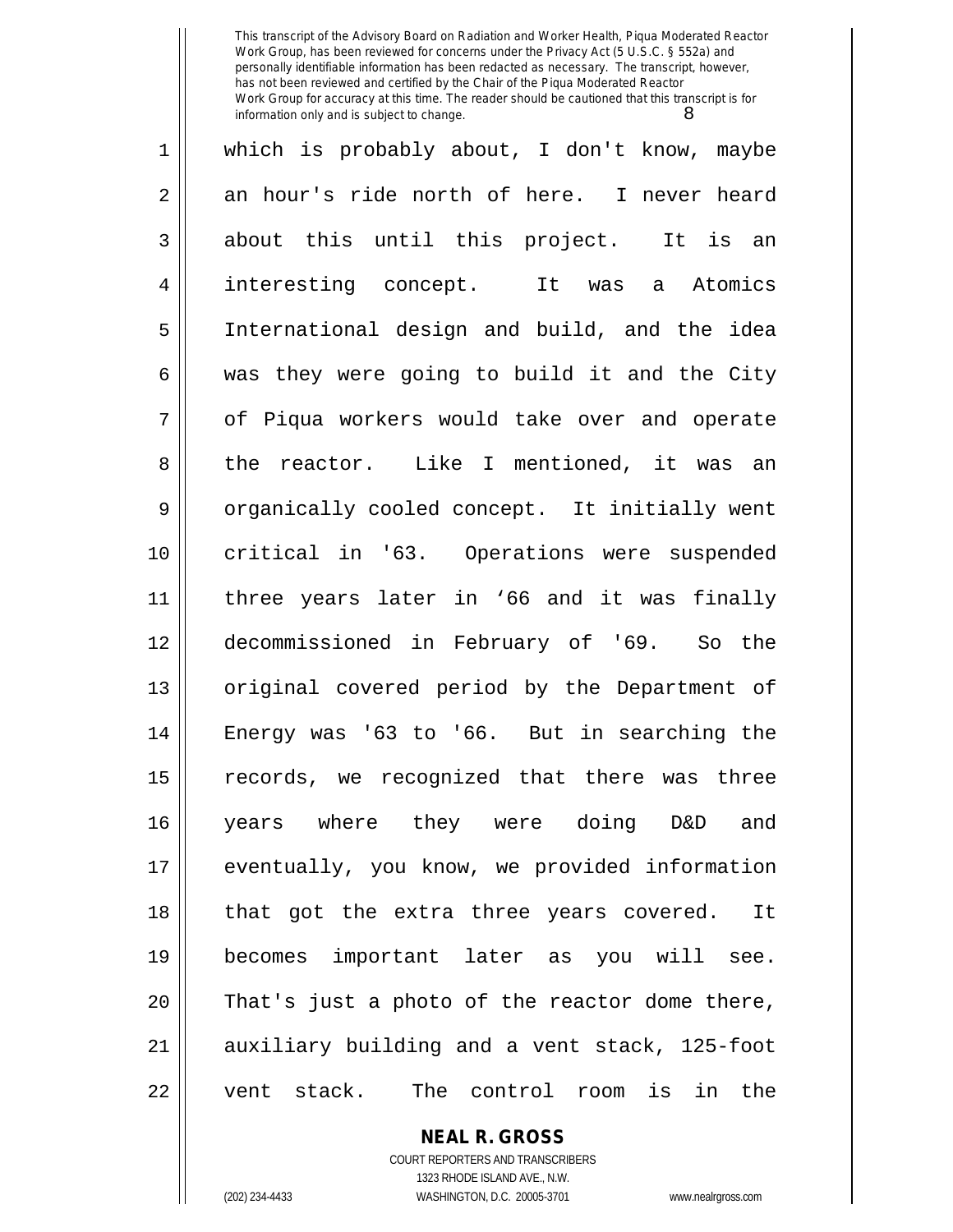which is probably about, I don't know, maybe an hour's ride north of here. I never heard about this until this project. It is an interesting concept. It was a Atomics International design and build, and the idea was they were going to build it and the City of Piqua workers would take over and operate the reactor. Like I mentioned, it was an organically cooled concept. It initially went critical in '63. Operations were suspended three years later in '66 and it was finally decommissioned in February of '69. So the original covered period by the Department of Energy was '63 to '66. But in searching the records, we recognized that there was three years where they were doing D&D and eventually, you know, we provided information that got the extra three years covered. It becomes important later as you will see. That's just a photo of the reactor dome there, auxiliary building and a vent stack, 125-foot vent stack. The control room is in the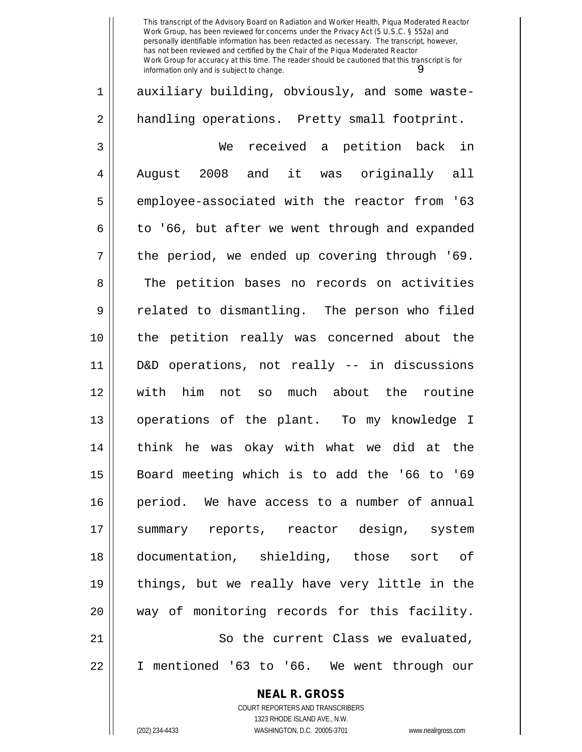auxiliary building, obviously, and some waste-handling operations. Pretty small footprint.

We received a petition back in August 2008 and it was originally all employee-associated with the reactor from '63 to '66, but after we went through and expanded the period, we ended up covering through '69. The petition bases no records on activities related to dismantling. The person who filed the petition really was concerned about the D&D operations, not really -- in discussions with him not so much about the routine operations of the plant. To my knowledge I think he was okay with what we did at the Board meeting which is to add the '66 to '69 period. We have access to a number of annual summary reports, reactor design, system documentation, shielding, those sort of things, but we really have very little in the way of monitoring records for this facility.

So the current Class we evaluated, I mentioned '63 to '66. We went through our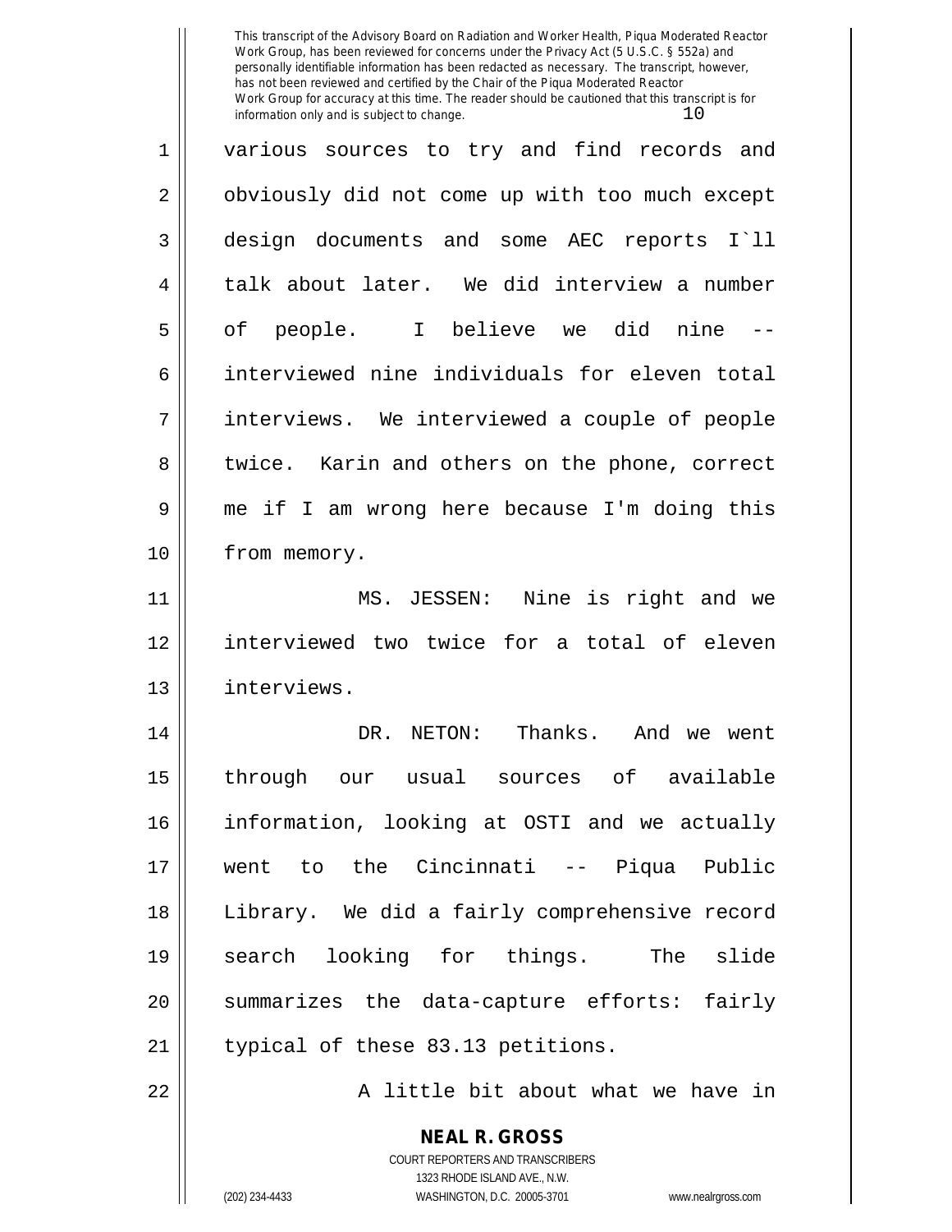various sources to try and find records and obviously did not come up with too much except design documents and some AEC reports I`ll talk about later. We did interview a number of people. I believe we did nine -- interviewed nine individuals for eleven total interviews. We interviewed a couple of people twice. Karin and others on the phone, correct me if I am wrong here because I'm doing this from memory.

MS. JESSEN: Nine is right and we interviewed two twice for a total of eleven interviews.

DR. NETON: Thanks. And we went through our usual sources of available information, looking at OSTI and we actually went to the Cincinnati -- Piqua Public Library. We did a fairly comprehensive record search looking for things. The slide summarizes the data-capture efforts: fairly typical of these 83.13 petitions.

A little bit about what we have in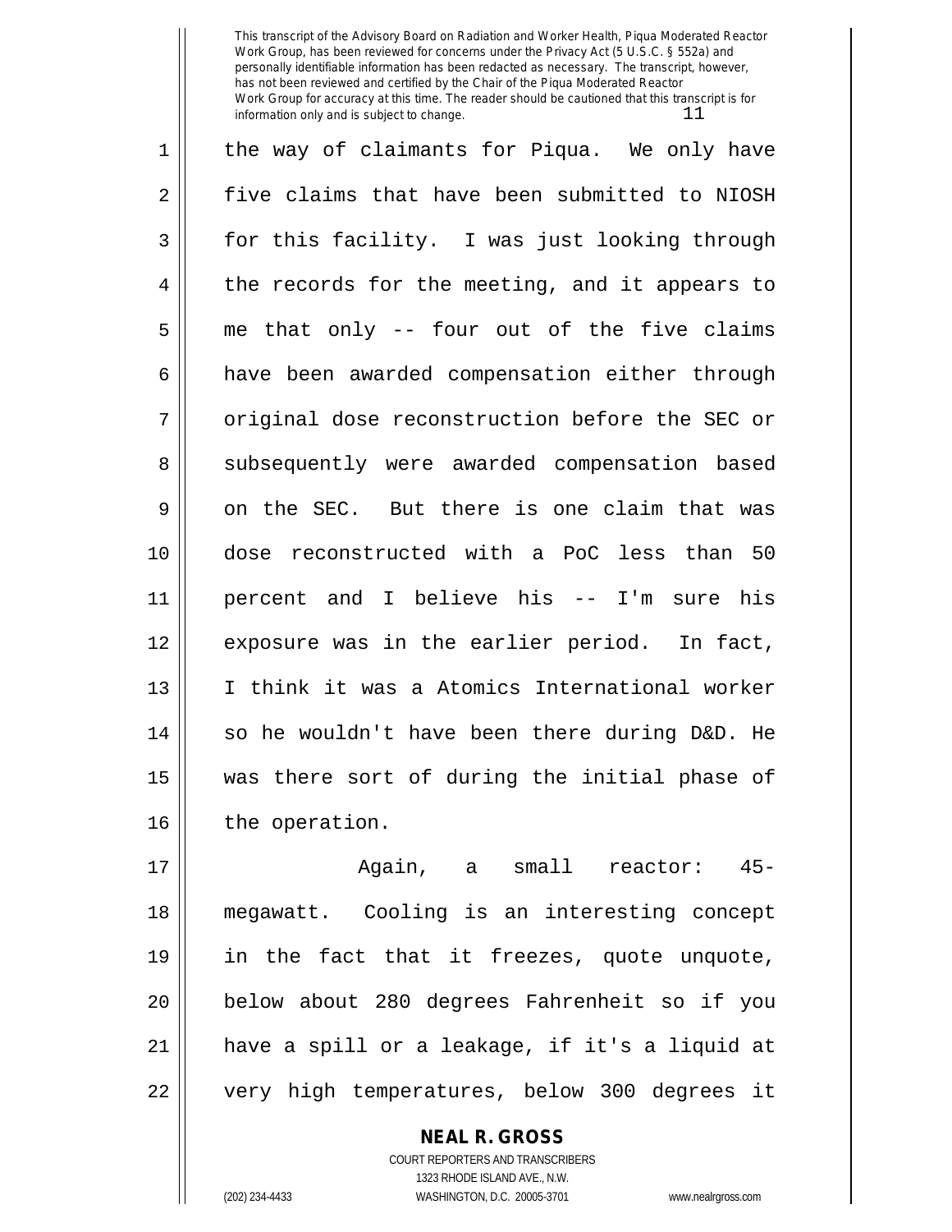the way of claimants for Piqua. We only have five claims that have been submitted to NIOSH for this facility. I was just looking through the records for the meeting, and it appears to me that only -- four out of the five claims have been awarded compensation either through original dose reconstruction before the SEC or subsequently were awarded compensation based on the SEC. But there is one claim that was dose reconstructed with a PoC less than 50 percent and I believe his -- I'm sure his exposure was in the earlier period. In fact, I think it was a Atomics International worker so he wouldn't have been there during D&D. He was there sort of during the initial phase of the operation.

Again, a small reactor: 45-megawatt. Cooling is an interesting concept in the fact that it freezes, quote unquote, below about 280 degrees Fahrenheit so if you have a spill or a leakage, if it's a liquid at very high temperatures, below 300 degrees it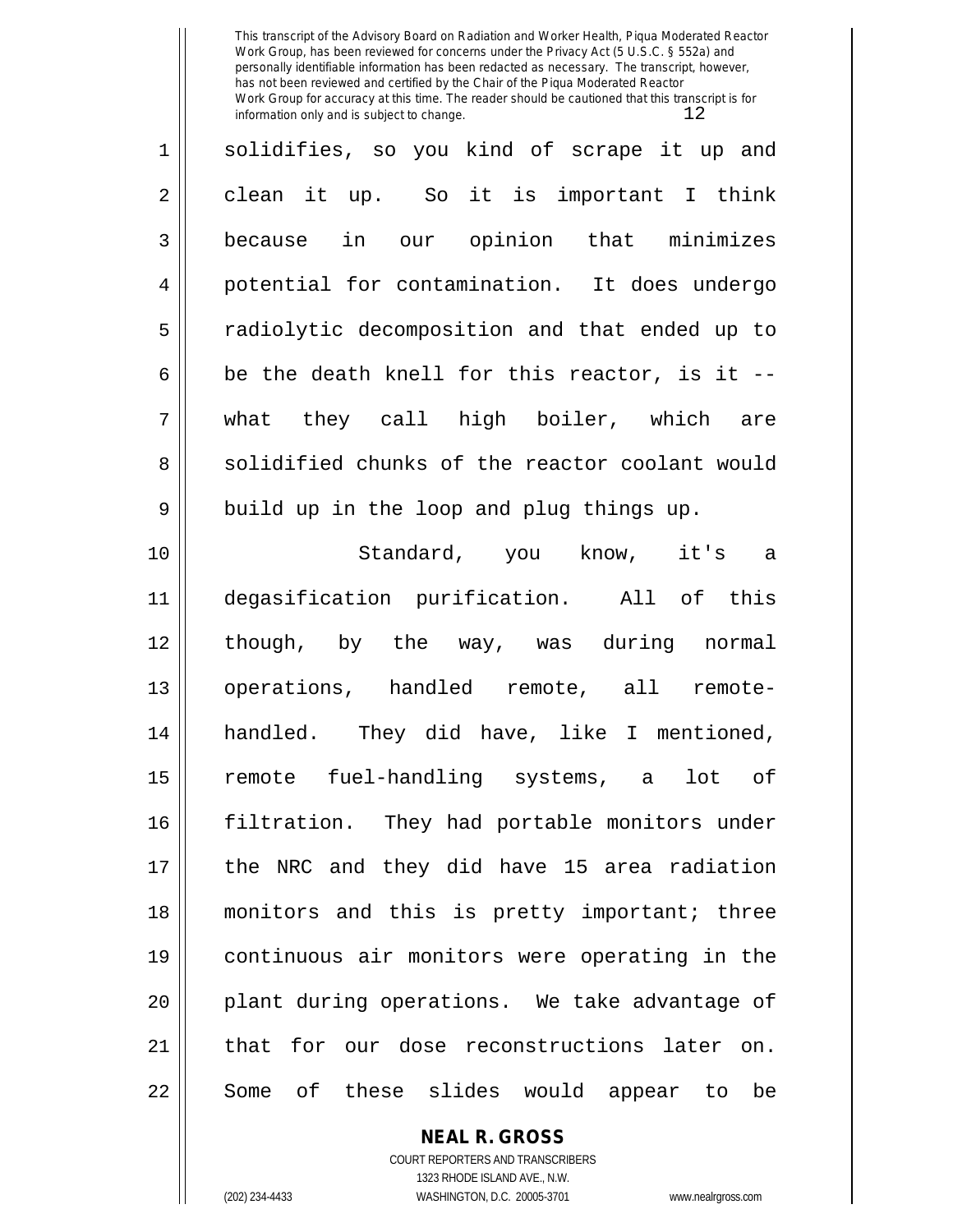solidifies, so you kind of scrape it up and clean it up. So it is important I think because in our opinion that minimizes potential for contamination. It does undergo radiolytic decomposition and that ended up to be the death knell for this reactor, is it -- what they call high boiler, which are solidified chunks of the reactor coolant would build up in the loop and plug things up.

Standard, you know, it's a degasification purification. All of this though, by the way, was during normal operations, handled remote, all remote-handled. They did have, like I mentioned, remote fuel-handling systems, a lot of filtration. They had portable monitors under the NRC and they did have 15 area radiation monitors and this is pretty important; three continuous air monitors were operating in the plant during operations. We take advantage of that for our dose reconstructions later on. Some of these slides would appear to be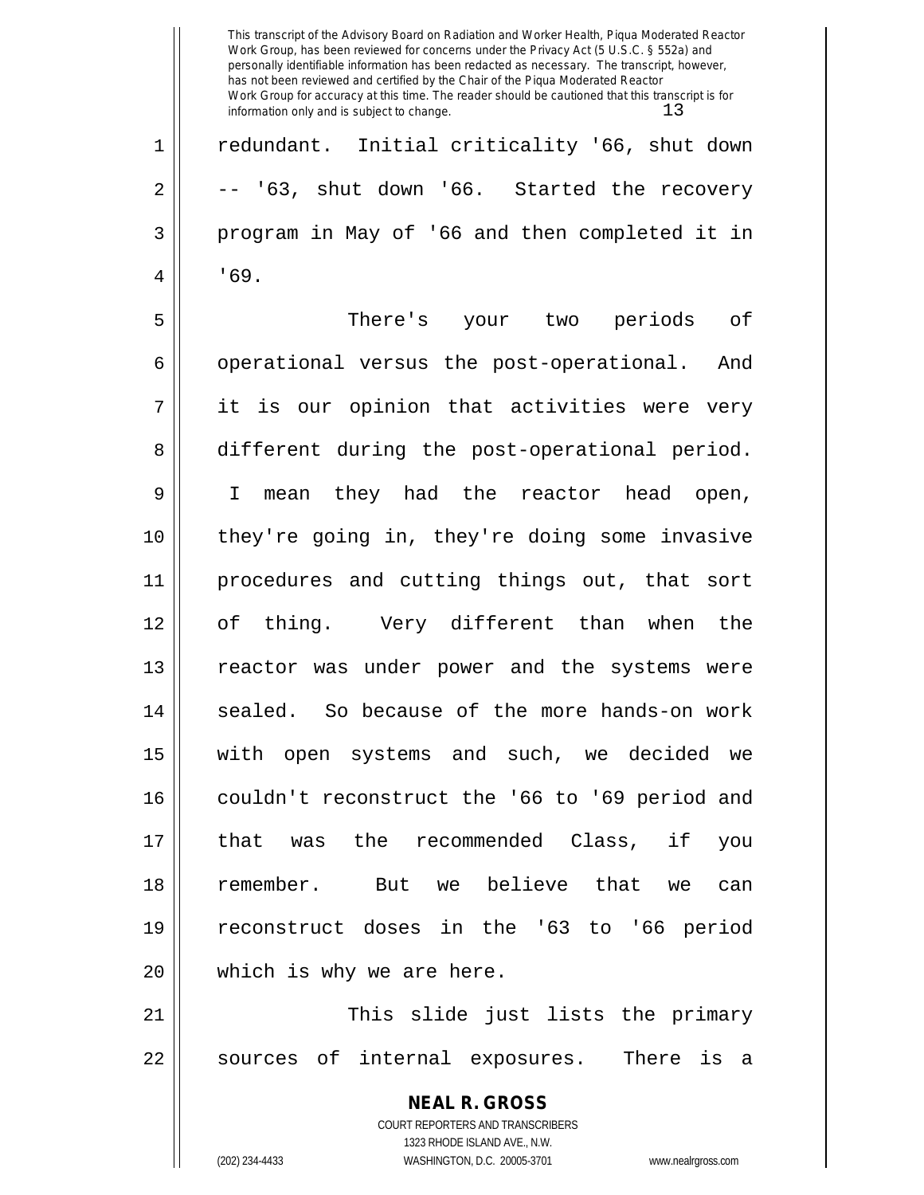redundant. Initial criticality '66, shut down -- '63, shut down '66. Started the recovery program in May of '66 and then completed it in '69.

There's your two periods of operational versus the post-operational. And it is our opinion that activities were very different during the post-operational period. I mean they had the reactor head open, they're going in, they're doing some invasive procedures and cutting things out, that sort of thing. Very different than when the reactor was under power and the systems were sealed. So because of the more hands-on work with open systems and such, we decided we couldn't reconstruct the '66 to '69 period and that was the recommended Class, if you remember. But we believe that we can reconstruct doses in the '63 to '66 period which is why we are here.

This slide just lists the primary sources of internal exposures. There is a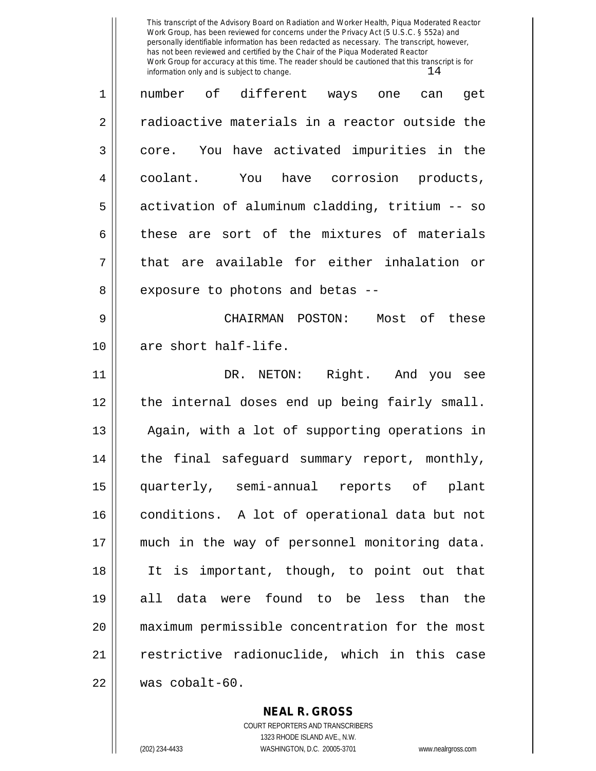number of different ways one can get radioactive materials in a reactor outside the core. You have activated impurities in the coolant. You have corrosion products, activation of aluminum cladding, tritium -- so these are sort of the mixtures of materials that are available for either inhalation or exposure to photons and betas --

CHAIRMAN POSTON: Most of these are short half-life.

DR. NETON: Right. And you see the internal doses end up being fairly small. Again, with a lot of supporting operations in the final safeguard summary report, monthly, quarterly, semi-annual reports of plant conditions. A lot of operational data but not much in the way of personnel monitoring data. It is important, though, to point out that all data were found to be less than the maximum permissible concentration for the most restrictive radionuclide, which in this case was cobalt-60.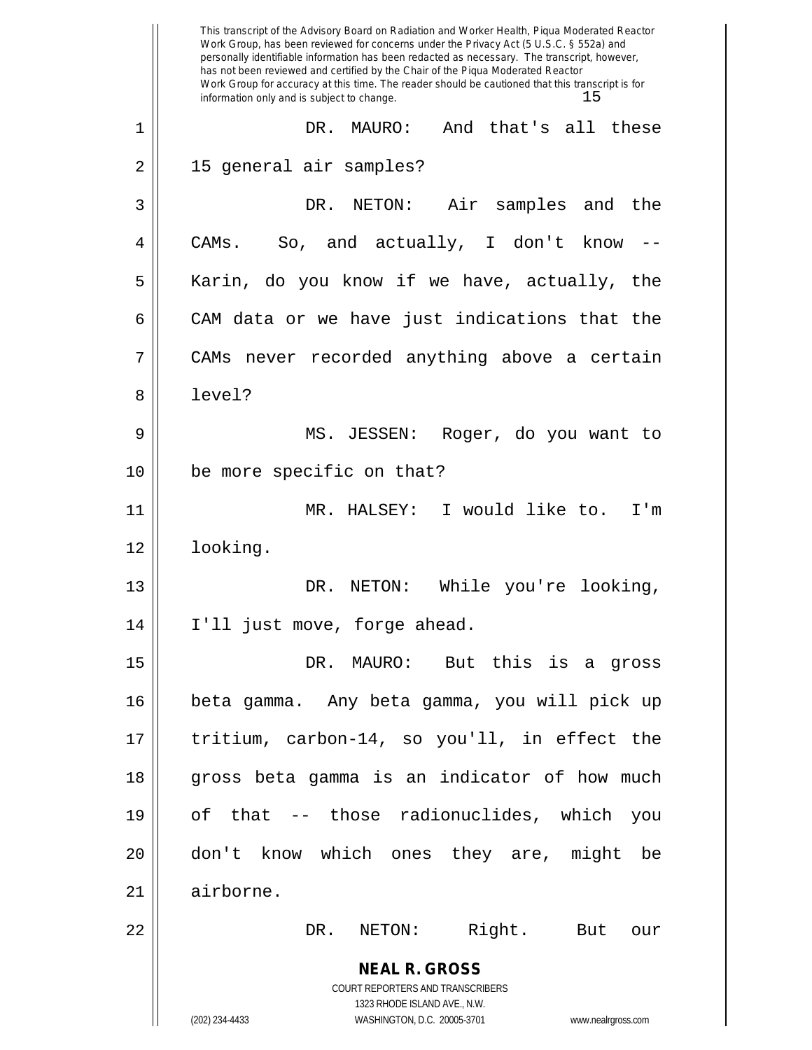DR. MAURO: And that's all these 15 general air samples?

DR. NETON: Air samples and the CAMs. So, and actually, I don't know -- Karin, do you know if we have, actually, the CAM data or we have just indications that the CAMs never recorded anything above a certain level?

MS. JESSEN: Roger, do you want to be more specific on that?

MR. HALSEY: I would like to. I'm looking.

DR. NETON: While you're looking, I'll just move, forge ahead.

DR. MAURO: But this is a gross beta gamma. Any beta gamma, you will pick up tritium, carbon-14, so you'll, in effect the gross beta gamma is an indicator of how much of that -- those radionuclides, which you don't know which ones they are, might be airborne.

DR. NETON: Right. But our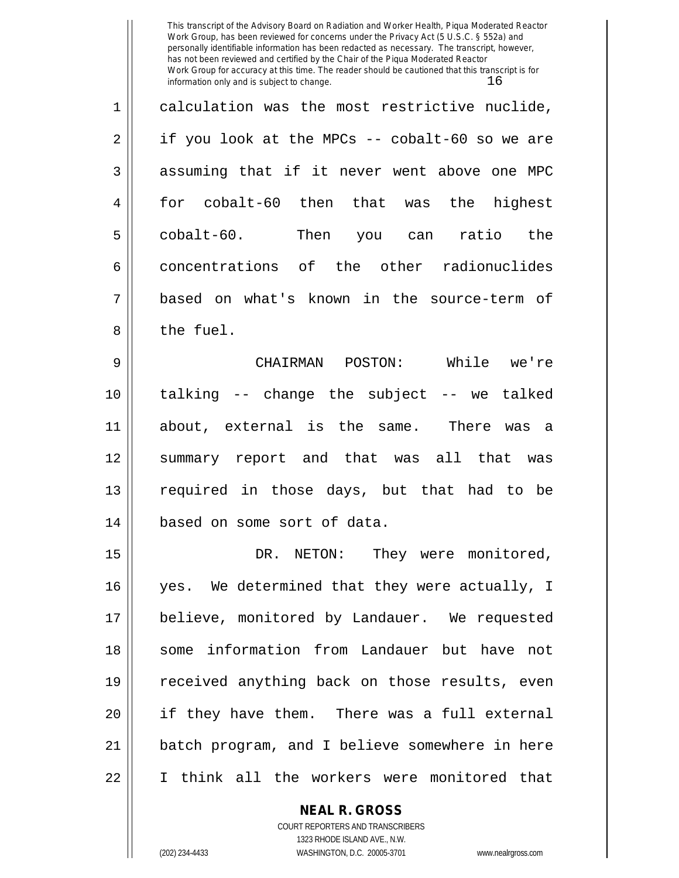calculation was the most restrictive nuclide, if you look at the MPCs -- cobalt-60 so we are assuming that if it never went above one MPC for cobalt-60 then that was the highest cobalt-60. Then you can ratio the concentrations of the other radionuclides based on what's known in the source-term of the fuel.

CHAIRMAN POSTON: While we're talking -- change the subject -- we talked about, external is the same. There was a summary report and that was all that was required in those days, but that had to be based on some sort of data.

DR. NETON: They were monitored, yes. We determined that they were actually, I believe, monitored by Landauer. We requested some information from Landauer but have not received anything back on those results, even if they have them. There was a full external batch program, and I believe somewhere in here I think all the workers were monitored that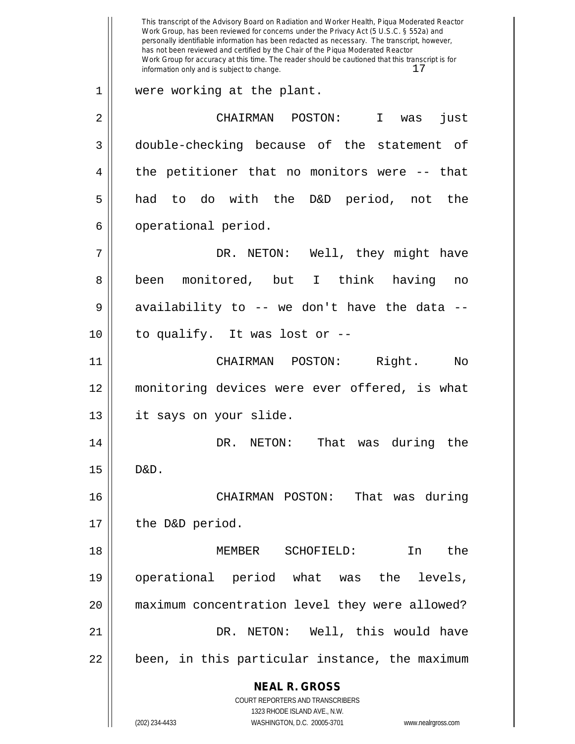were working at the plant.

CHAIRMAN POSTON: I was just double-checking because of the statement of the petitioner that no monitors were -- that had to do with the D&D period, not the operational period.

DR. NETON: Well, they might have been monitored, but I think having no availability to -- we don't have the data -- to qualify. It was lost or --

CHAIRMAN POSTON: Right. No monitoring devices were ever offered, is what it says on your slide.

DR. NETON: That was during the D&D.

CHAIRMAN POSTON: That was during the D&D period.

MEMBER SCHOFIELD: In the operational period what was the levels, maximum concentration level they were allowed?

DR. NETON: Well, this would have been, in this particular instance, the maximum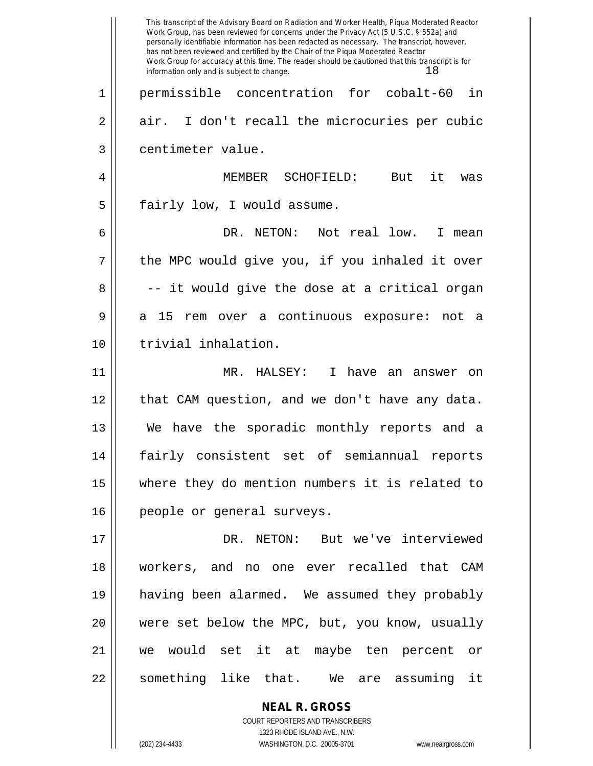permissible concentration for cobalt-60 in air. I don't recall the microcuries per cubic centimeter value.

MEMBER SCHOFIELD: But it was fairly low, I would assume.

DR. NETON: Not real low. I mean the MPC would give you, if you inhaled it over -- it would give the dose at a critical organ a 15 rem over a continuous exposure: not a trivial inhalation.

MR. HALSEY: I have an answer on that CAM question, and we don't have any data. We have the sporadic monthly reports and a fairly consistent set of semiannual reports where they do mention numbers it is related to people or general surveys.

DR. NETON: But we've interviewed workers, and no one ever recalled that CAM having been alarmed. We assumed they probably were set below the MPC, but, you know, usually we would set it at maybe ten percent or something like that. We are assuming it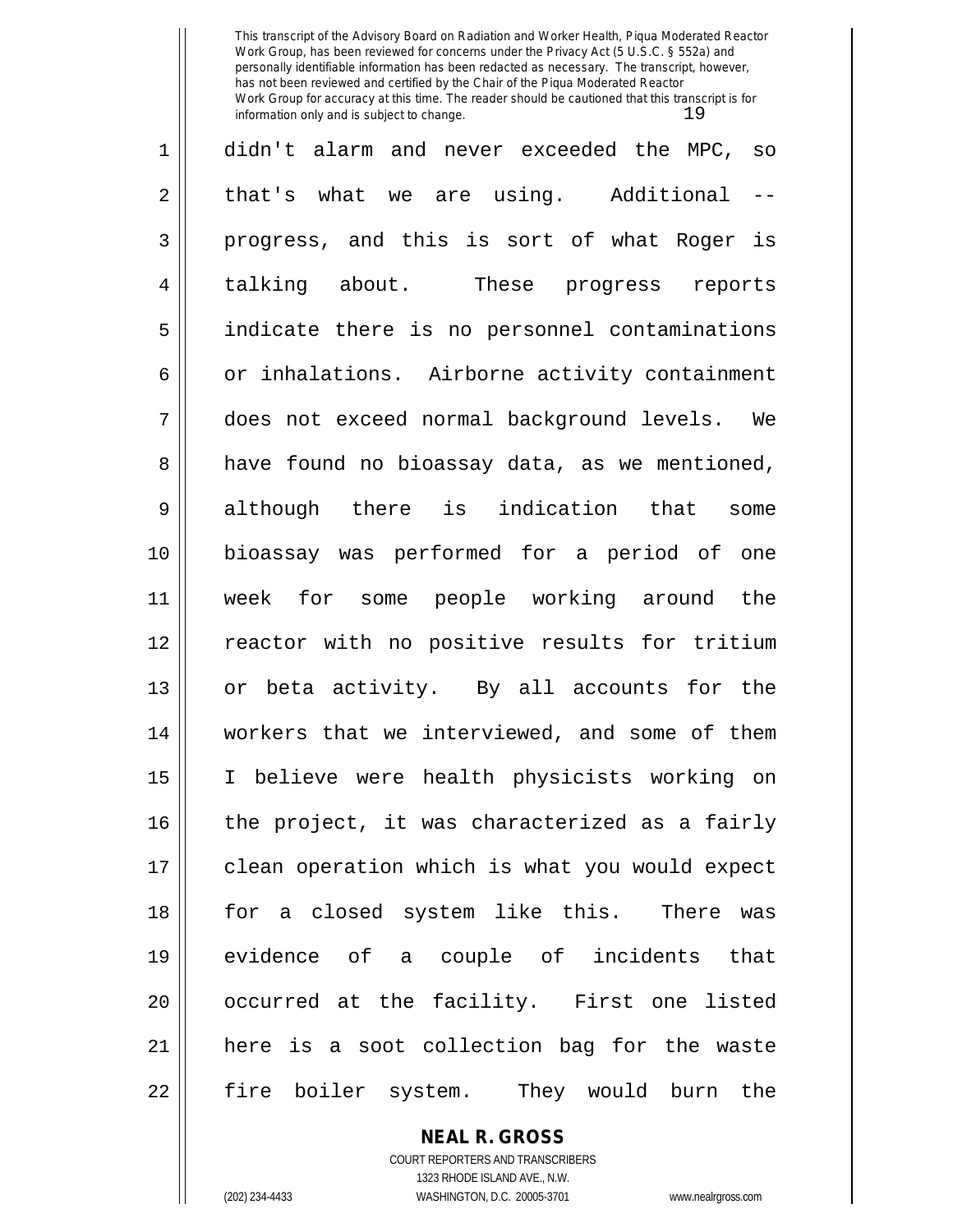didn't alarm and never exceeded the MPC, so that's what we are using. Additional -- progress, and this is sort of what Roger is talking about. These progress reports indicate there is no personnel contaminations or inhalations. Airborne activity containment does not exceed normal background levels. We have found no bioassay data, as we mentioned, although there is indication that some bioassay was performed for a period of one week for some people working around the reactor with no positive results for tritium or beta activity. By all accounts for the workers that we interviewed, and some of them I believe were health physicists working on the project, it was characterized as a fairly clean operation which is what you would expect for a closed system like this. There was evidence of a couple of incidents that occurred at the facility. First one listed here is a soot collection bag for the waste fire boiler system. They would burn the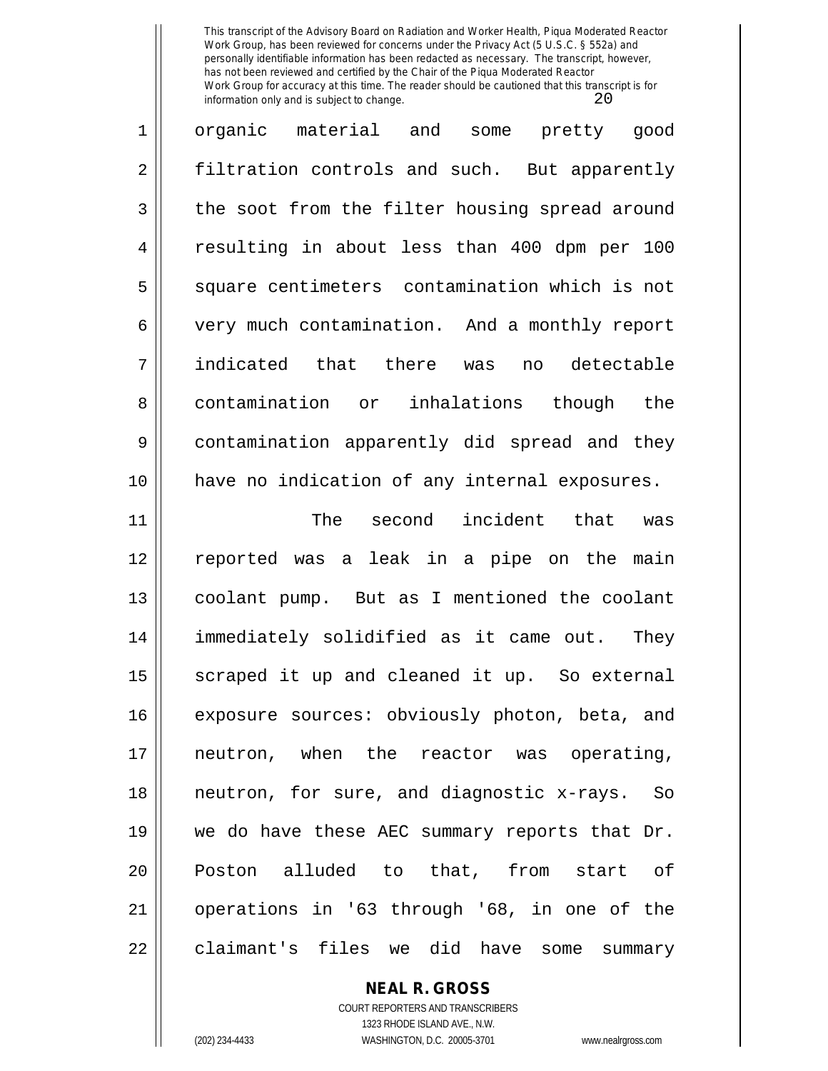organic material and some pretty good filtration controls and such. But apparently the soot from the filter housing spread around resulting in about less than 400 dpm per 100 square centimeters contamination which is not very much contamination. And a monthly report indicated that there was no detectable contamination or inhalations though the contamination apparently did spread and they have no indication of any internal exposures.

The second incident that was reported was a leak in a pipe on the main coolant pump. But as I mentioned the coolant immediately solidified as it came out. They scraped it up and cleaned it up. So external exposure sources: obviously photon, beta, and neutron, when the reactor was operating, neutron, for sure, and diagnostic x-rays. So we do have these AEC summary reports that Dr. Poston alluded to that, from start of operations in '63 through '68, in one of the claimant's files we did have some summary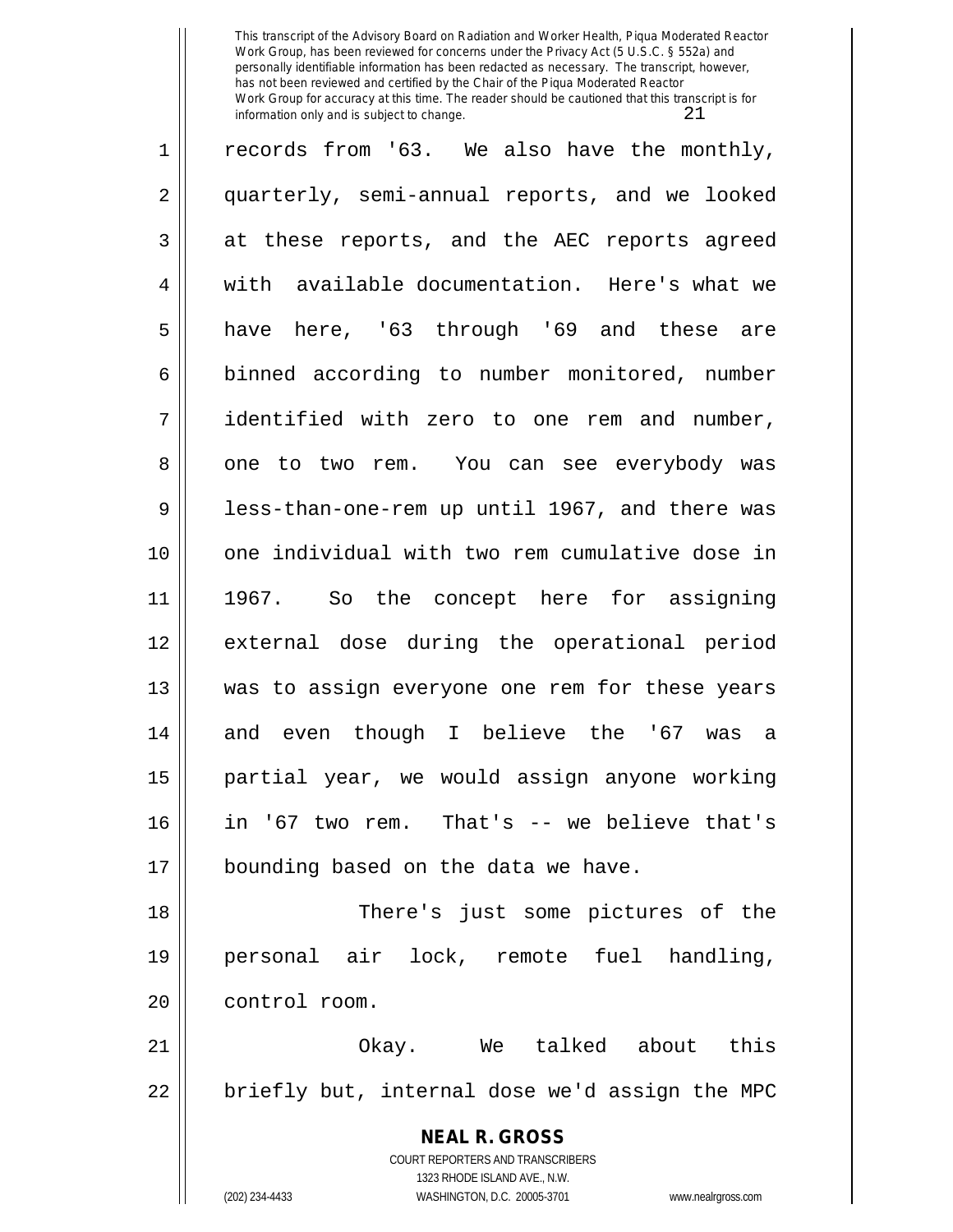records from '63. We also have the monthly, quarterly, semi-annual reports, and we looked at these reports, and the AEC reports agreed with available documentation. Here's what we have here, '63 through '69 and these are binned according to number monitored, number identified with zero to one rem and number, one to two rem. You can see everybody was less-than-one-rem up until 1967, and there was one individual with two rem cumulative dose in 1967. So the concept here for assigning external dose during the operational period was to assign everyone one rem for these years and even though I believe the '67 was a partial year, we would assign anyone working in '67 two rem. That's -- we believe that's bounding based on the data we have.

There's just some pictures of the personal air lock, remote fuel handling, control room.

Okay. We talked about this briefly but, internal dose we'd assign the MPC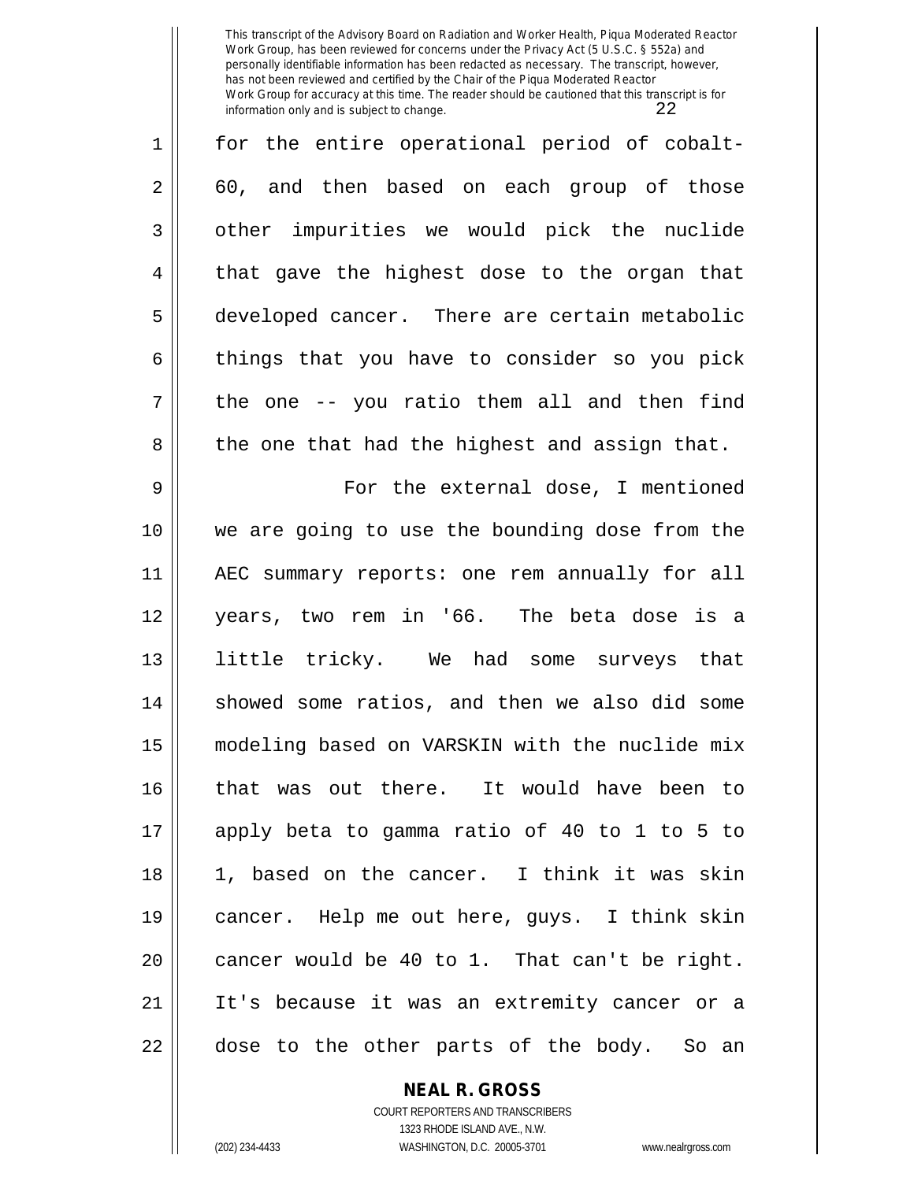for the entire operational period of cobalt-60, and then based on each group of those other impurities we would pick the nuclide that gave the highest dose to the organ that developed cancer. There are certain metabolic things that you have to consider so you pick the one -- you ratio them all and then find the one that had the highest and assign that.

For the external dose, I mentioned we are going to use the bounding dose from the AEC summary reports: one rem annually for all years, two rem in '66. The beta dose is a little tricky. We had some surveys that showed some ratios, and then we also did some modeling based on VARSKIN with the nuclide mix that was out there. It would have been to apply beta to gamma ratio of 40 to 1 to 5 to 1, based on the cancer. I think it was skin cancer. Help me out here, guys. I think skin cancer would be 40 to 1. That can't be right. It's because it was an extremity cancer or a dose to the other parts of the body. So an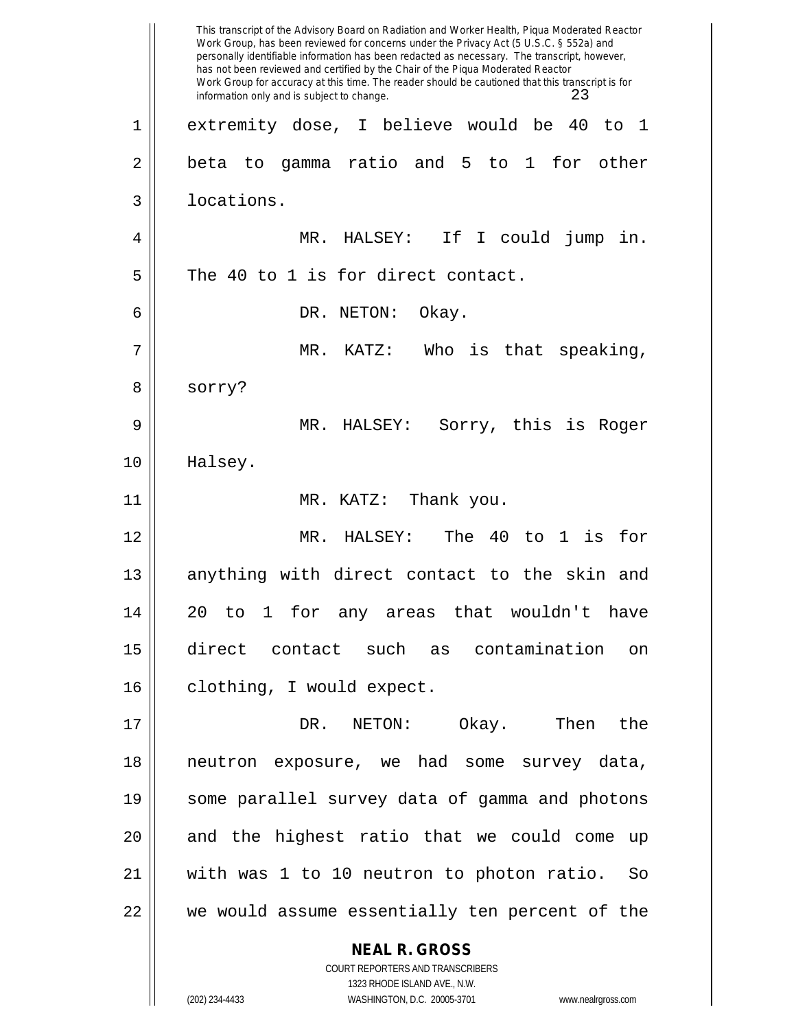extremity dose, I believe would be 40 to 1 beta to gamma ratio and 5 to 1 for other locations.

MR. HALSEY: If I could jump in. The 40 to 1 is for direct contact.

DR. NETON: Okay.

MR. KATZ: Who is that speaking, sorry?

MR. HALSEY: Sorry, this is Roger Halsey.

MR. KATZ: Thank you.

MR. HALSEY: The 40 to 1 is for anything with direct contact to the skin and 20 to 1 for any areas that wouldn't have direct contact such as contamination on clothing, I would expect.

DR. NETON: Okay. Then the neutron exposure, we had some survey data, some parallel survey data of gamma and photons and the highest ratio that we could come up with was 1 to 10 neutron to photon ratio. So we would assume essentially ten percent of the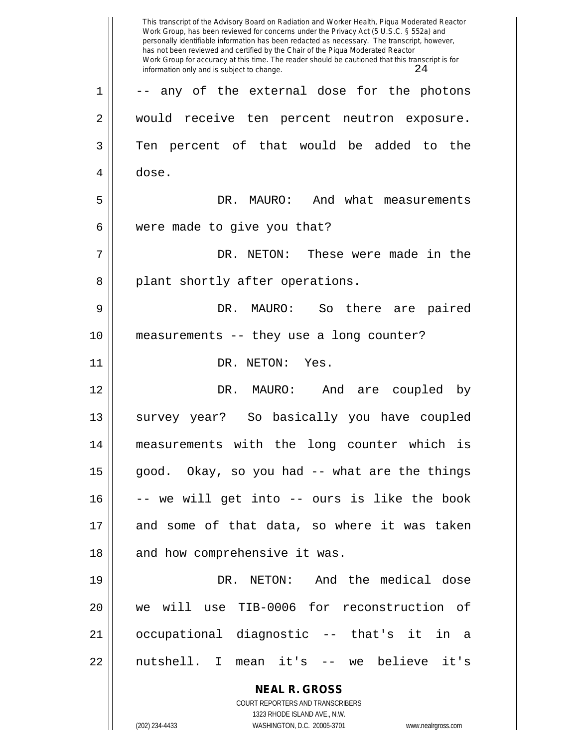-- any of the external dose for the photons would receive ten percent neutron exposure. Ten percent of that would be added to the dose.

DR. MAURO: And what measurements were made to give you that?

DR. NETON: These were made in the plant shortly after operations.

DR. MAURO: So there are paired measurements -- they use a long counter?

DR. NETON: Yes.

DR. MAURO: And are coupled by survey year? So basically you have coupled measurements with the long counter which is good. Okay, so you had -- what are the things -- we will get into -- ours is like the book and some of that data, so where it was taken and how comprehensive it was.

DR. NETON: And the medical dose we will use TIB-0006 for reconstruction of occupational diagnostic -- that's it in a nutshell. I mean it's -- we believe it's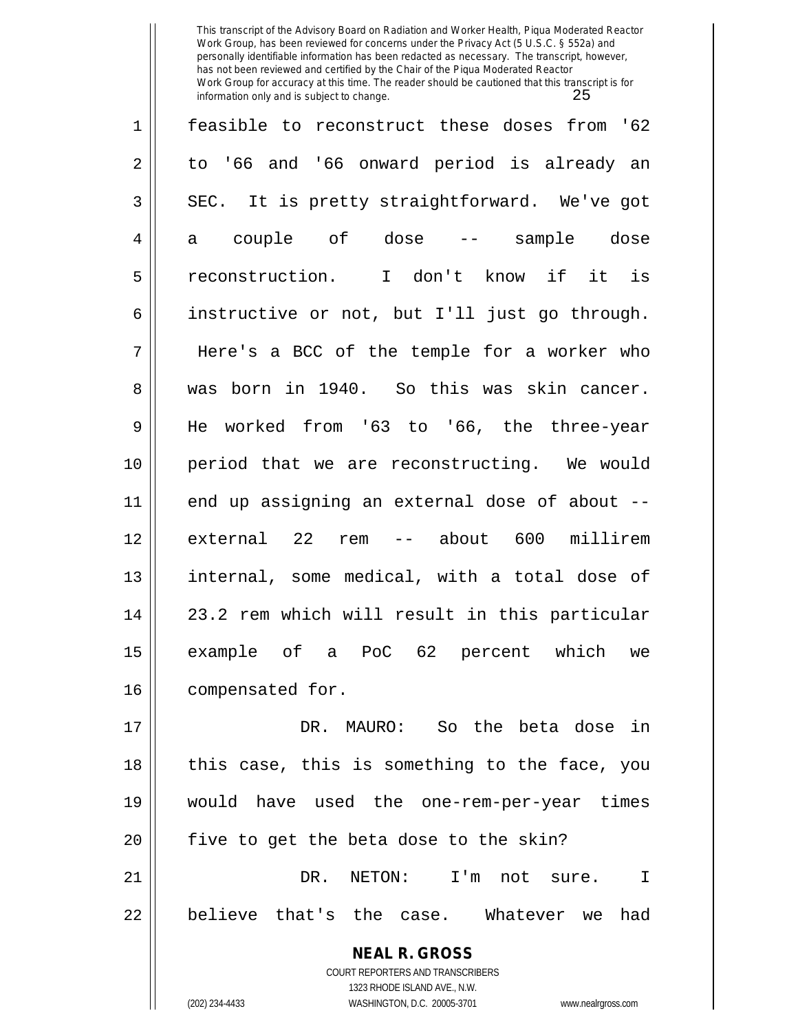feasible to reconstruct these doses from '62 to '66 and '66 onward period is already an SEC. It is pretty straightforward. We've got a couple of dose -- sample dose reconstruction. I don't know if it is instructive or not, but I'll just go through. Here's a BCC of the temple for a worker who was born in 1940. So this was skin cancer. He worked from '63 to '66, the three-year period that we are reconstructing. We would end up assigning an external dose of about -- external 22 rem -- about 600 millirem internal, some medical, with a total dose of 23.2 rem which will result in this particular example of a PoC 62 percent which we compensated for.

DR. MAURO: So the beta dose in this case, this is something to the face, you would have used the one-rem-per-year times five to get the beta dose to the skin?

DR. NETON: I'm not sure. I believe that's the case. Whatever we had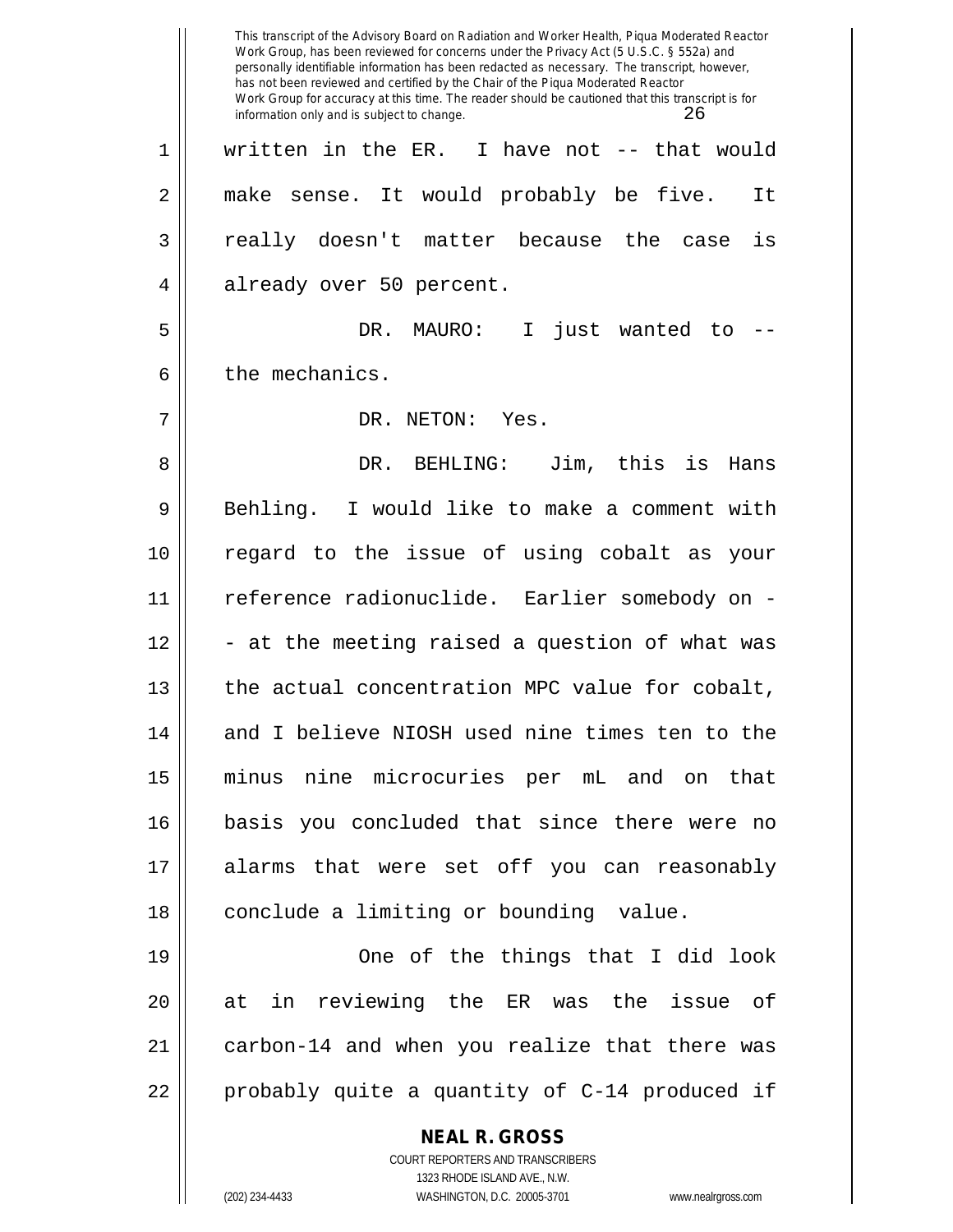written in the ER. I have not -- that would make sense. It would probably be five. It really doesn't matter because the case is already over 50 percent.

DR. MAURO: I just wanted to -- the mechanics.

DR. NETON: Yes.

DR. BEHLING: Jim, this is Hans Behling. I would like to make a comment with regard to the issue of using cobalt as your reference radionuclide. Earlier somebody on -- at the meeting raised a question of what was the actual concentration MPC value for cobalt, and I believe NIOSH used nine times ten to the minus nine microcuries per mL and on that basis you concluded that since there were no alarms that were set off you can reasonably conclude a limiting or bounding value.

One of the things that I did look at in reviewing the ER was the issue of carbon-14 and when you realize that there was probably quite a quantity of C-14 produced if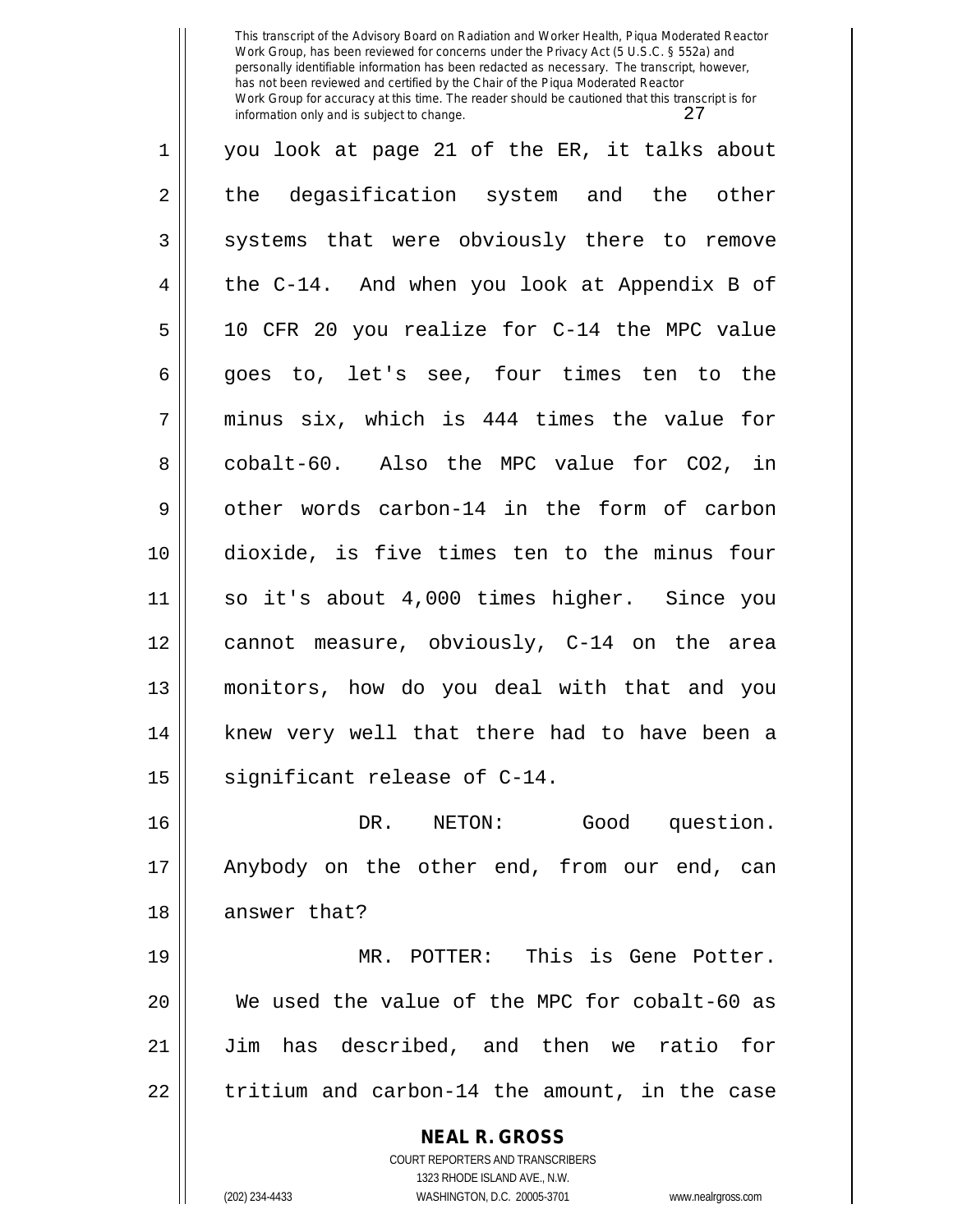you look at page 21 of the ER, it talks about the degasification system and the other systems that were obviously there to remove the C-14. And when you look at Appendix B of 10 CFR 20 you realize for C-14 the MPC value goes to, let's see, four times ten to the minus six, which is 444 times the value for cobalt-60. Also the MPC value for $CO_2$, in other words carbon-14 in the form of carbon dioxide, is five times ten to the minus four so it's about 4,000 times higher. Since you cannot measure, obviously, C-14 on the area monitors, how do you deal with that and you knew very well that there had to have been a significant release of C-14.

DR. NETON: Good question. Anybody on the other end, from our end, can answer that?

MR. POTTER: This is Gene Potter. We used the value of the MPC for cobalt-60 as Jim has described, and then we ratio for tritium and carbon-14 the amount, in the case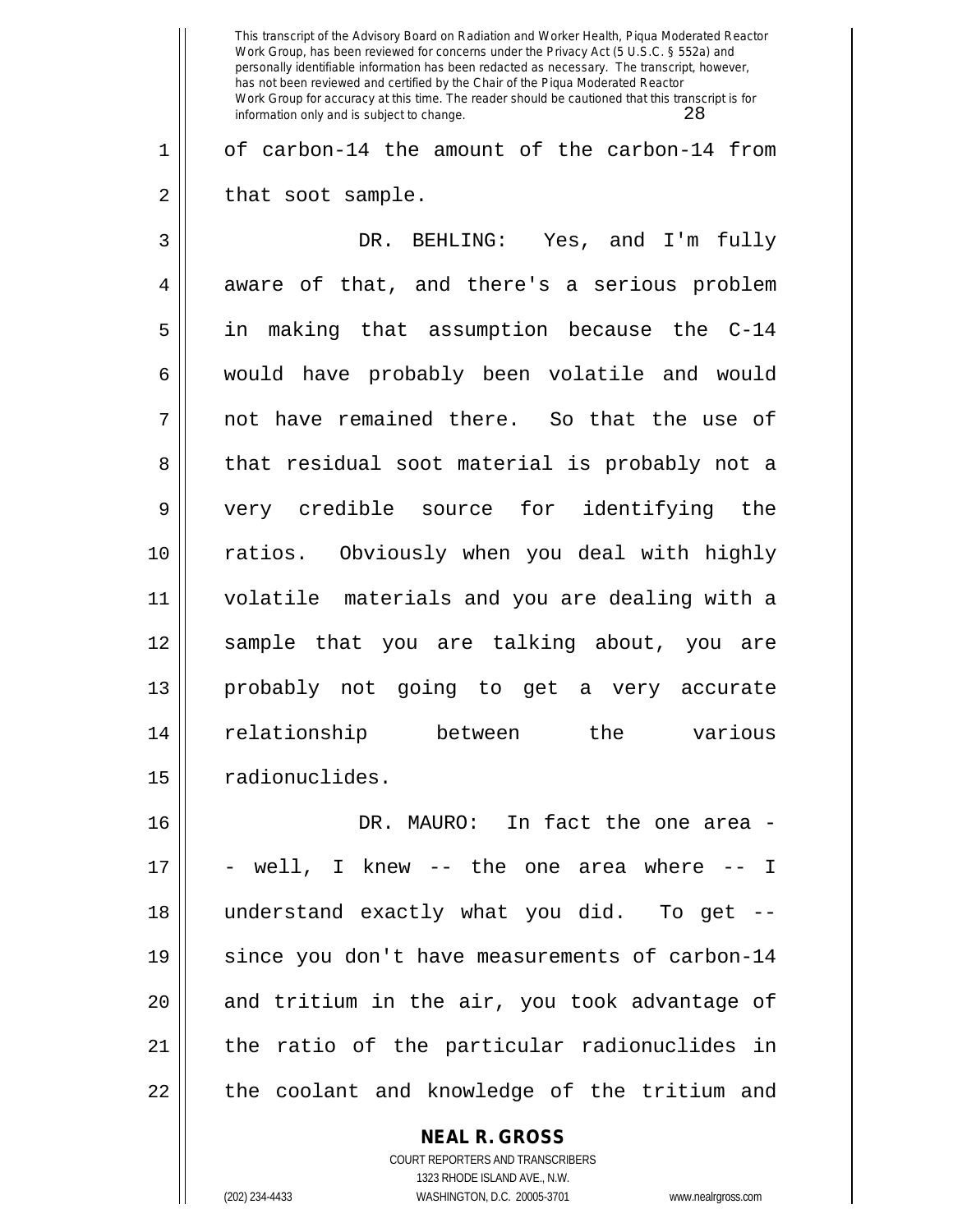of carbon-14 the amount of the carbon-14 from that soot sample.

DR. BEHLING: Yes, and I'm fully aware of that, and there's a serious problem in making that assumption because the C-14 would have probably been volatile and would not have remained there. So that the use of that residual soot material is probably not a very credible source for identifying the ratios. Obviously when you deal with highly volatile materials and you are dealing with a sample that you are talking about, you are probably not going to get a very accurate relationship between the various radionuclides.

DR. MAURO: In fact the one area -- well, I knew -- the one area where -- I understand exactly what you did. To get -- since you don't have measurements of carbon-14 and tritium in the air, you took advantage of the ratio of the particular radionuclides in the coolant and knowledge of the tritium and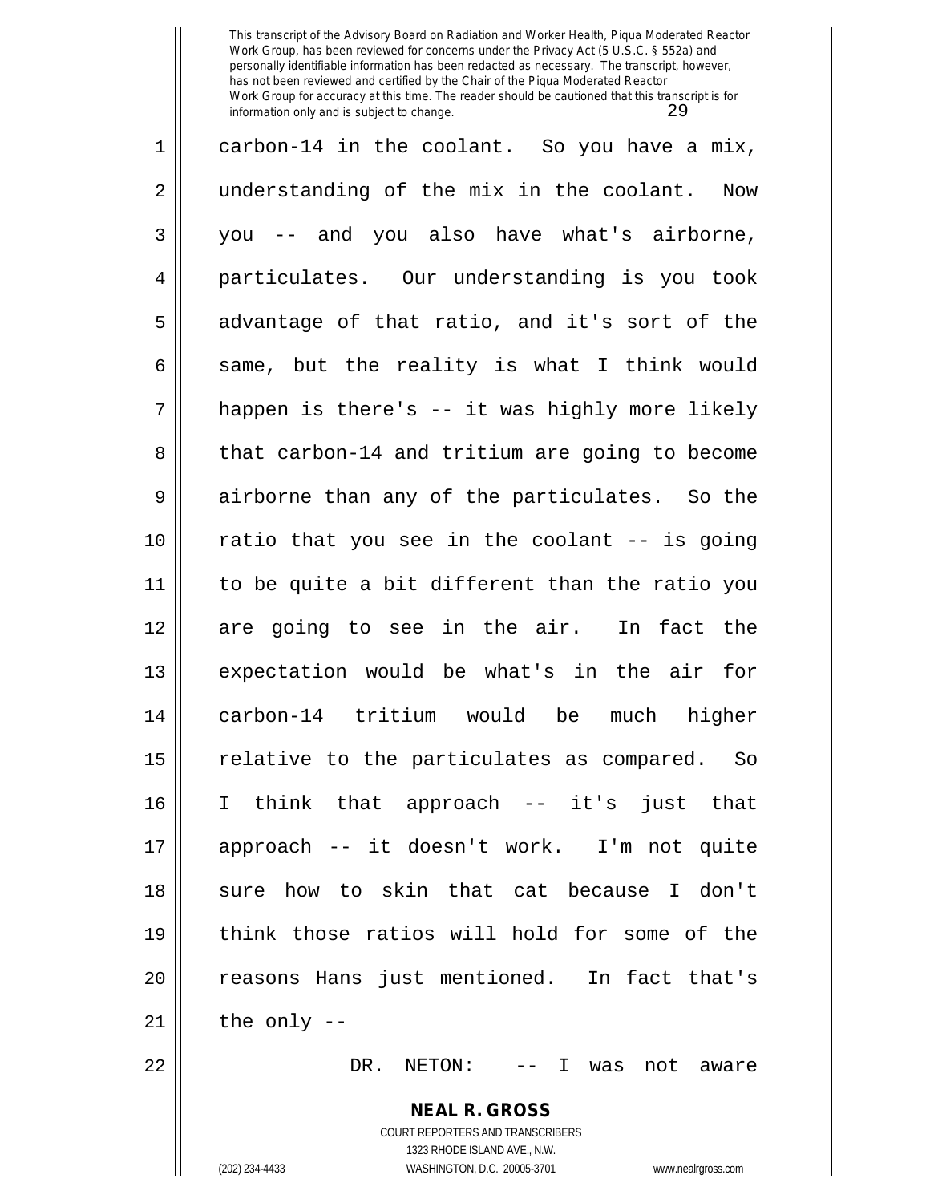carbon-14 in the coolant. So you have a mix, understanding of the mix in the coolant. Now you -- and you also have what's airborne, particulates. Our understanding is you took advantage of that ratio, and it's sort of the same, but the reality is what I think would happen is there's -- it was highly more likely that carbon-14 and tritium are going to become airborne than any of the particulates. So the ratio that you see in the coolant -- is going to be quite a bit different than the ratio you are going to see in the air. In fact the expectation would be what's in the air for carbon-14 tritium would be much higher relative to the particulates as compared. So I think that approach -- it's just that approach -- it doesn't work. I'm not quite sure how to skin that cat because I don't think those ratios will hold for some of the reasons Hans just mentioned. In fact that's the only --

DR. NETON: -- I was not aware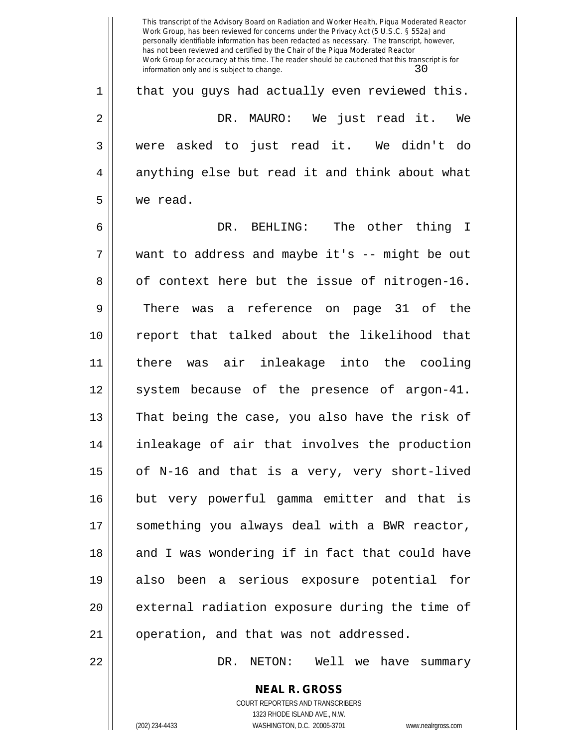that you guys had actually even reviewed this.

DR. MAURO: We just read it. We were asked to just read it. We didn't do anything else but read it and think about what we read.

DR. BEHLING: The other thing I want to address and maybe it's -- might be out of context here but the issue of nitrogen-16. There was a reference on page 31 of the report that talked about the likelihood that there was air inleakage into the cooling system because of the presence of argon-41. That being the case, you also have the risk of inleakage of air that involves the production of N-16 and that is a very, very short-lived but very powerful gamma emitter and that is something you always deal with a BWR reactor, and I was wondering if in fact that could have also been a serious exposure potential for external radiation exposure during the time of operation, and that was not addressed.

DR. NETON: Well we have summary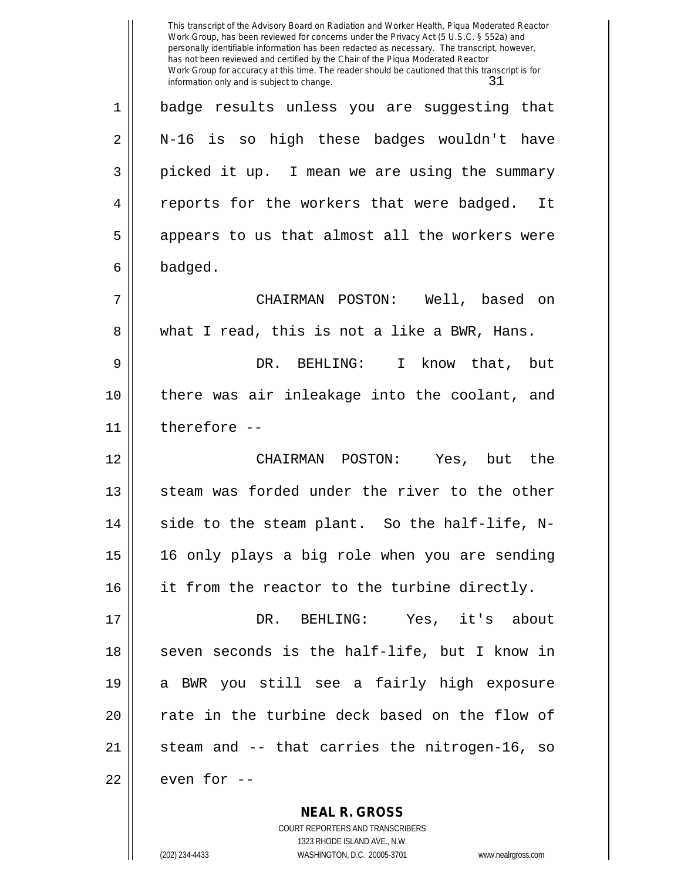badge results unless you are suggesting that N-16 is so high these badges wouldn't have picked it up. I mean we are using the summary reports for the workers that were badged. It appears to us that almost all the workers were badged.

CHAIRMAN POSTON: Well, based on what I read, this is not a like a BWR, Hans.

DR. BEHLING: I know that, but there was air inleakage into the coolant, and therefore --

CHAIRMAN POSTON: Yes, but the steam was forded under the river to the other side to the steam plant. So the half-life, N-16 only plays a big role when you are sending it from the reactor to the turbine directly.

DR. BEHLING: Yes, it's about seven seconds is the half-life, but I know in a BWR you still see a fairly high exposure rate in the turbine deck based on the flow of steam and -- that carries the nitrogen-16, so even for --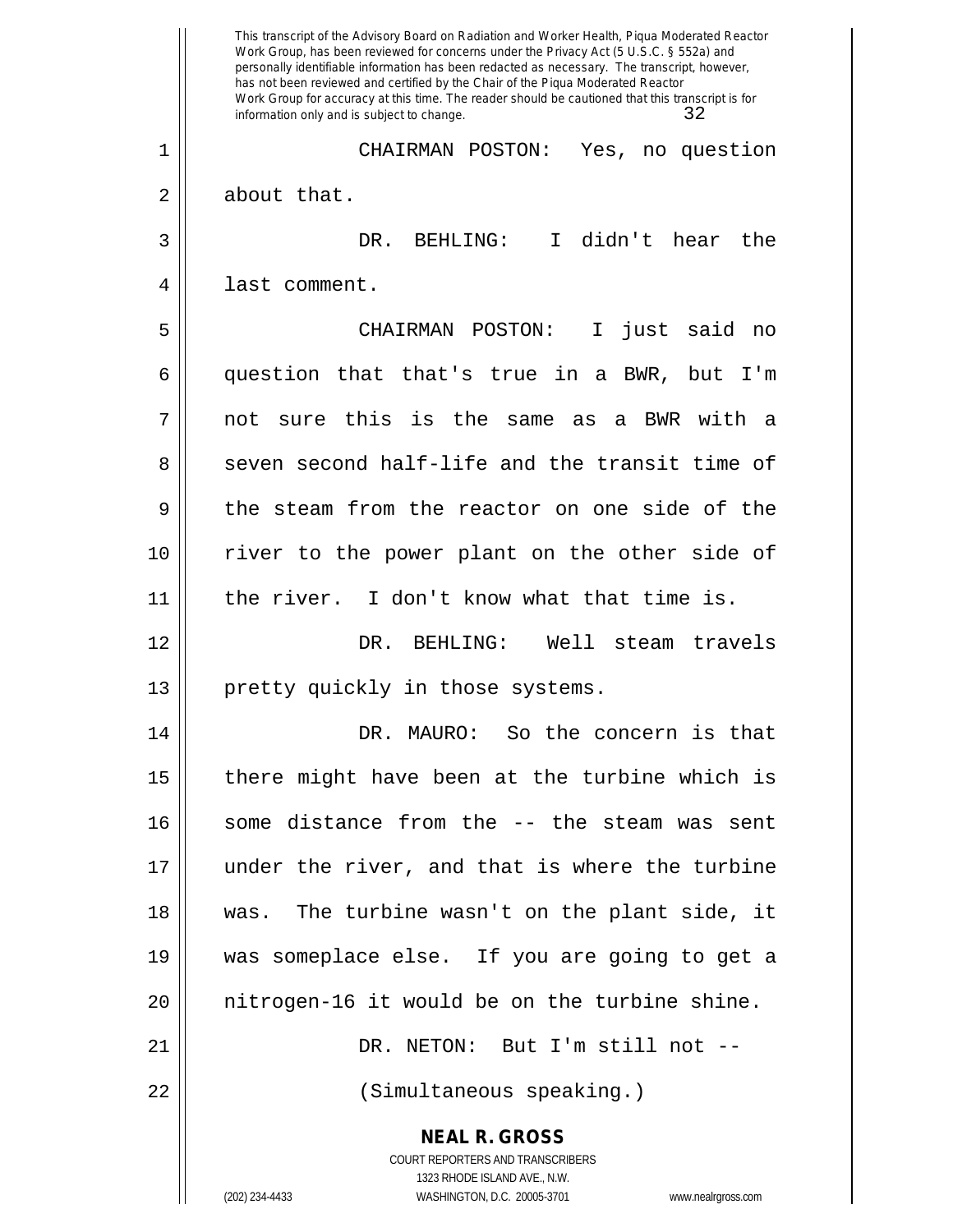CHAIRMAN POSTON: Yes, no question about that.

DR. BEHLING: I didn't hear the last comment.

CHAIRMAN POSTON: I just said no question that that's true in a BWR, but I'm not sure this is the same as a BWR with a seven second half-life and the transit time of the steam from the reactor on one side of the river to the power plant on the other side of the river. I don't know what that time is.

DR. BEHLING: Well steam travels pretty quickly in those systems.

DR. MAURO: So the concern is that there might have been at the turbine which is some distance from the -- the steam was sent under the river, and that is where the turbine was. The turbine wasn't on the plant side, it was someplace else. If you are going to get a nitrogen-16 it would be on the turbine shine.

DR. NETON: But I'm still not --

(Simultaneous speaking.)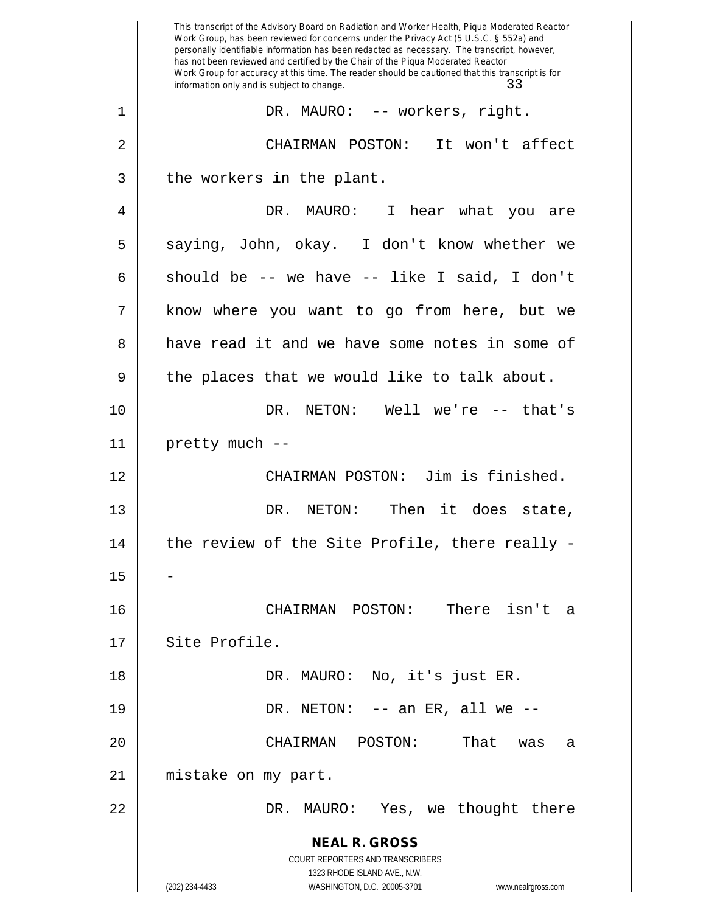DR. MAURO: -- workers, right.

CHAIRMAN POSTON: It won't affect the workers in the plant.

DR. MAURO: I hear what you are saying, John, okay. I don't know whether we should be -- we have -- like I said, I don't know where you want to go from here, but we have read it and we have some notes in some of the places that we would like to talk about.

DR. NETON: Well we're -- that's pretty much --

CHAIRMAN POSTON: Jim is finished.

DR. NETON: Then it does state, the review of the Site Profile, there really --

CHAIRMAN POSTON: There isn't a Site Profile.

DR. MAURO: No, it's just ER.

DR. NETON: -- an ER, all we --

CHAIRMAN POSTON: That was a mistake on my part.

DR. MAURO: Yes, we thought there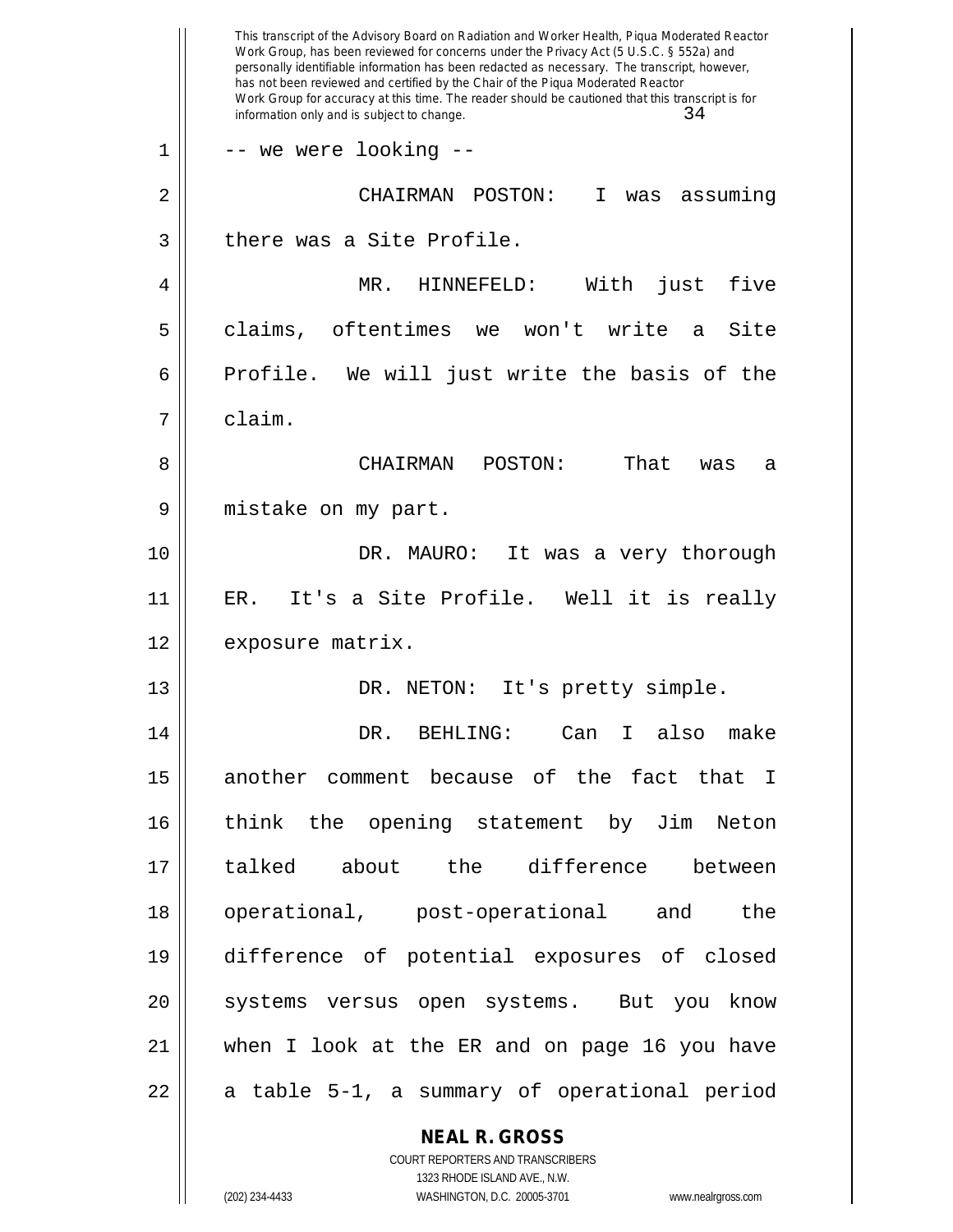-- we were looking --

CHAIRMAN POSTON: I was assuming there was a Site Profile.

MR. HINNEFELD: With just five claims, oftentimes we won't write a Site Profile. We will just write the basis of the claim.

CHAIRMAN POSTON: That was a mistake on my part.

DR. MAURO: It was a very thorough ER. It's a Site Profile. Well it is really exposure matrix.

DR. NETON: It's pretty simple.

DR. BEHLING: Can I also make another comment because of the fact that I think the opening statement by Jim Neton talked about the difference between operational, post-operational and the difference of potential exposures of closed systems versus open systems. But you know when I look at the ER and on page 16 you have a table 5-1, a summary of operational period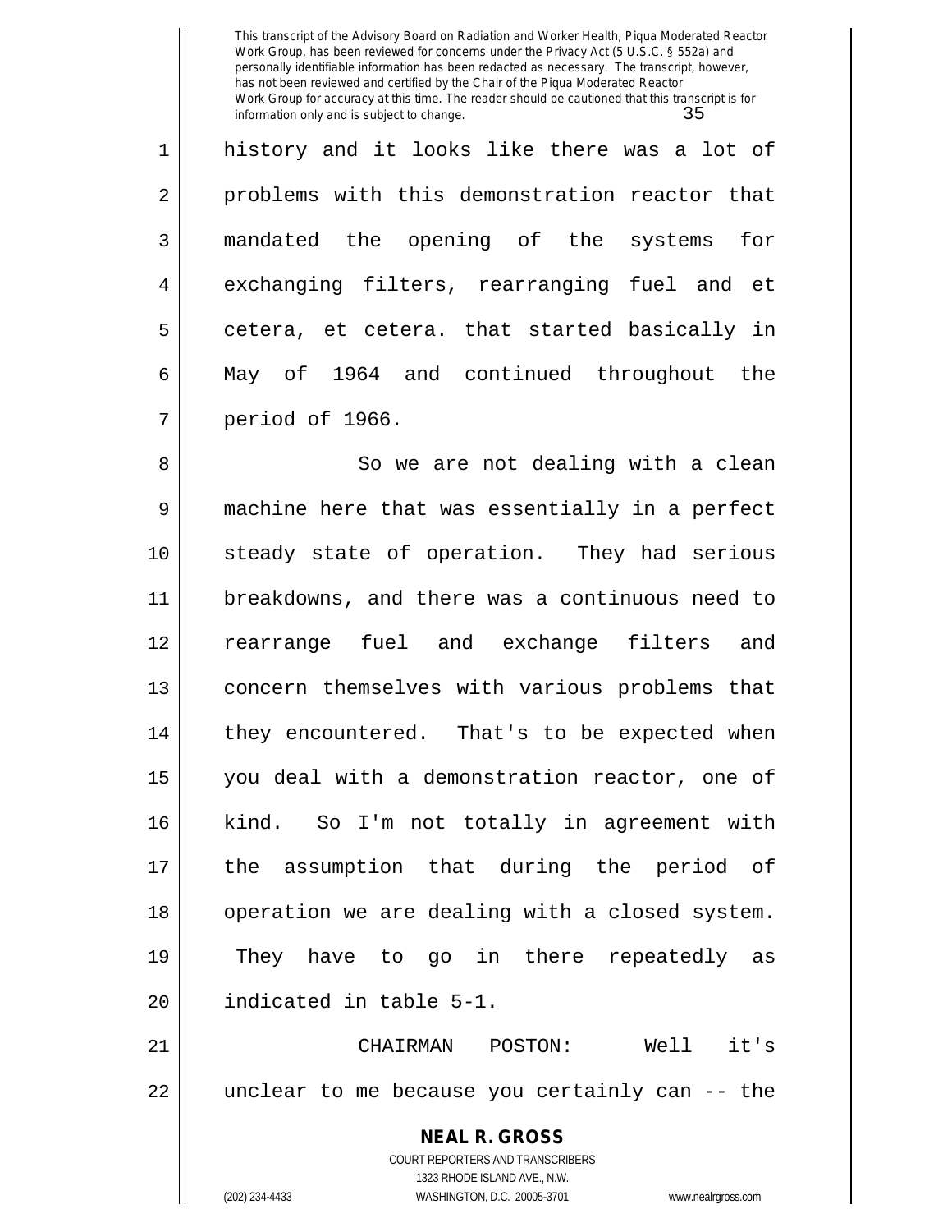history and it looks like there was a lot of problems with this demonstration reactor that mandated the opening of the systems for exchanging filters, rearranging fuel and et cetera, et cetera. that started basically in May of 1964 and continued throughout the period of 1966.

So we are not dealing with a clean machine here that was essentially in a perfect steady state of operation. They had serious breakdowns, and there was a continuous need to rearrange fuel and exchange filters and concern themselves with various problems that they encountered. That's to be expected when you deal with a demonstration reactor, one of kind. So I'm not totally in agreement with the assumption that during the period of operation we are dealing with a closed system. They have to go in there repeatedly as indicated in table 5-1.

CHAIRMAN POSTON: Well it's unclear to me because you certainly can -- the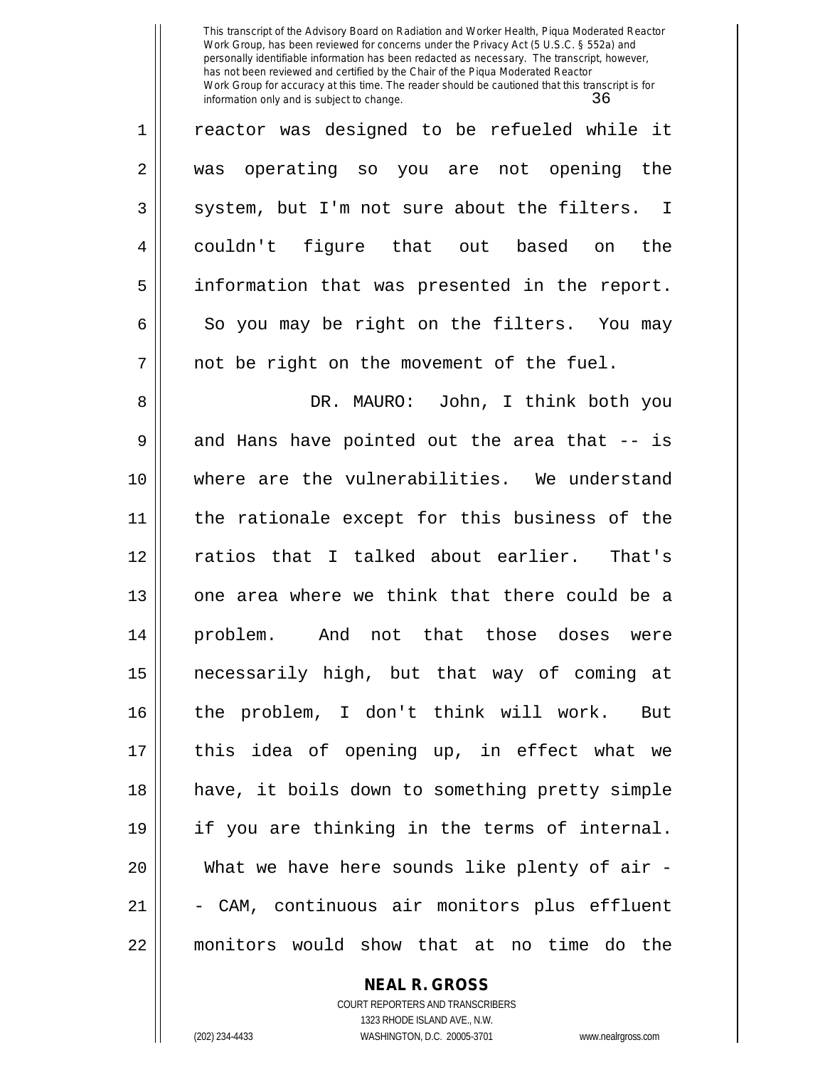reactor was designed to be refueled while it was operating so you are not opening the system, but I'm not sure about the filters. I couldn't figure that out based on the information that was presented in the report. So you may be right on the filters. You may not be right on the movement of the fuel.

DR. MAURO: John, I think both you and Hans have pointed out the area that -- is where are the vulnerabilities. We understand the rationale except for this business of the ratios that I talked about earlier. That's one area where we think that there could be a problem. And not that those doses were necessarily high, but that way of coming at the problem, I don't think will work. But this idea of opening up, in effect what we have, it boils down to something pretty simple if you are thinking in the terms of internal. What we have here sounds like plenty of air -- CAM, continuous air monitors plus effluent monitors would show that at no time do the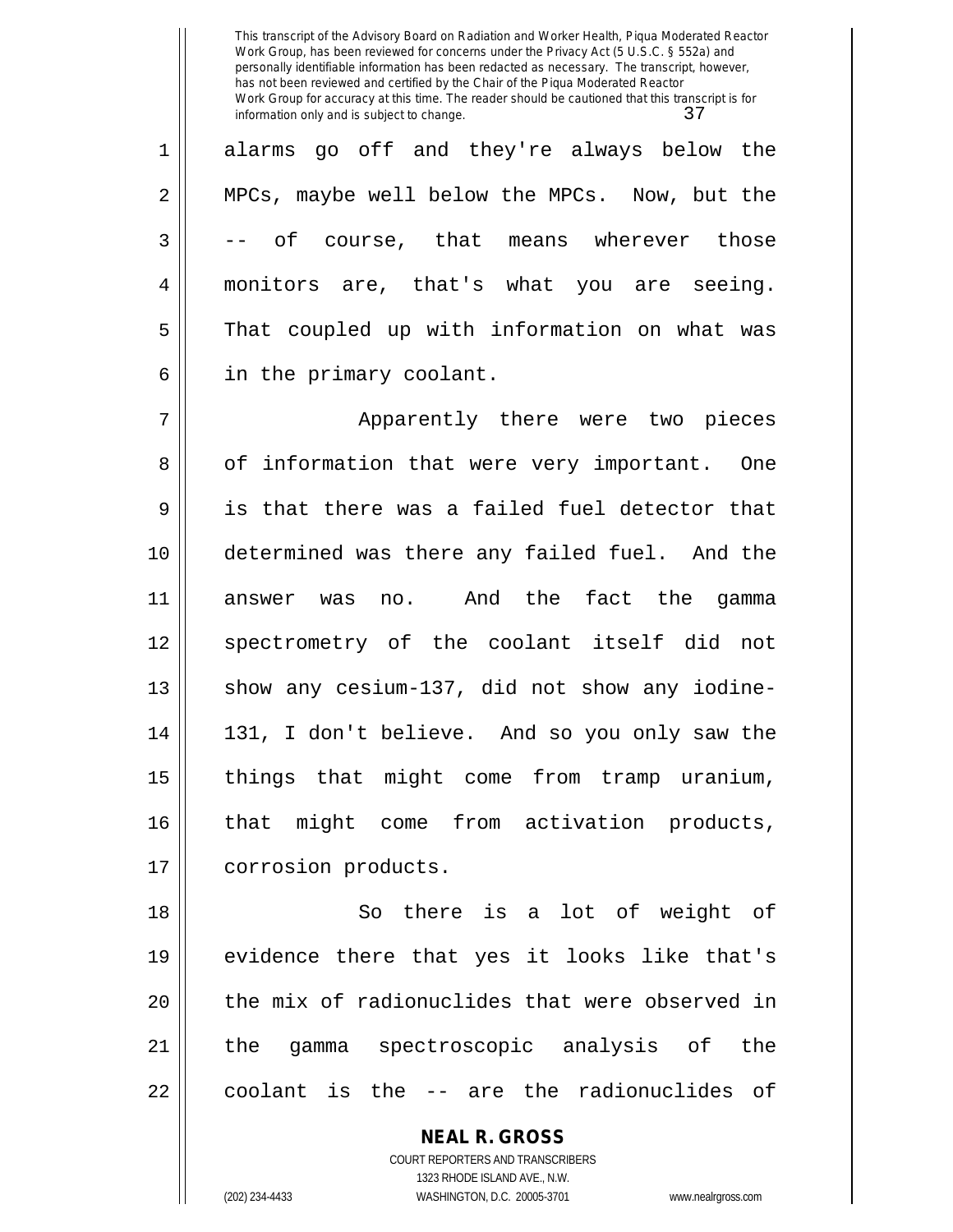alarms go off and they're always below the MPCs, maybe well below the MPCs. Now, but the -- of course, that means wherever those monitors are, that's what you are seeing. That coupled up with information on what was in the primary coolant.

Apparently there were two pieces of information that were very important. One is that there was a failed fuel detector that determined was there any failed fuel. And the answer was no. And the fact the gamma spectrometry of the coolant itself did not show any cesium-137, did not show any iodine-131, I don't believe. And so you only saw the things that might come from tramp uranium, that might come from activation products, corrosion products.

So there is a lot of weight of evidence there that yes it looks like that's the mix of radionuclides that were observed in the gamma spectroscopic analysis of the coolant is the -- are the radionuclides of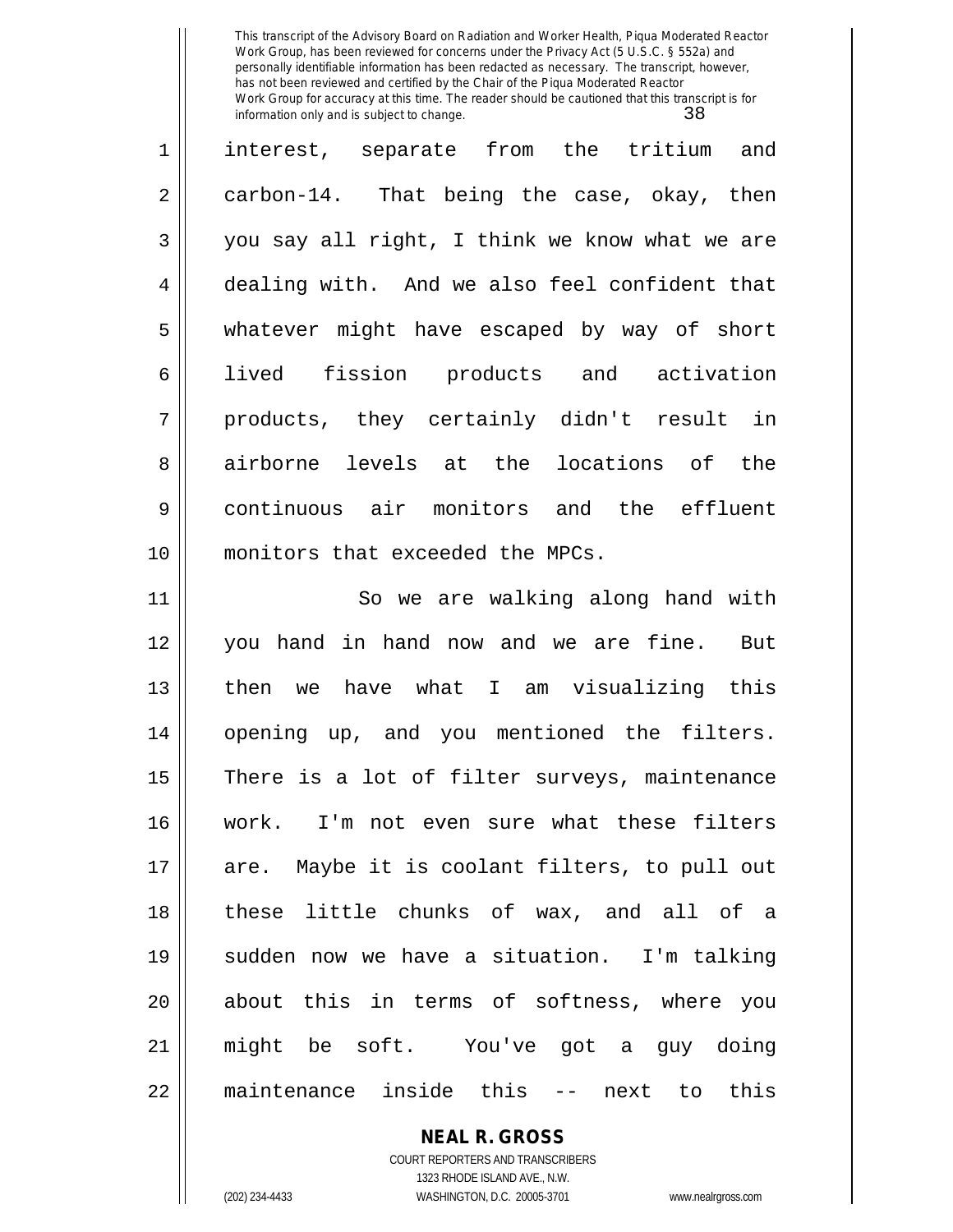interest, separate from the tritium and carbon-14. That being the case, okay, then you say all right, I think we know what we are dealing with. And we also feel confident that whatever might have escaped by way of short lived fission products and activation products, they certainly didn't result in airborne levels at the locations of the continuous air monitors and the effluent monitors that exceeded the MPCs.

So we are walking along hand with you hand in hand now and we are fine. But then we have what I am visualizing this opening up, and you mentioned the filters. There is a lot of filter surveys, maintenance work. I'm not even sure what these filters are. Maybe it is coolant filters, to pull out these little chunks of wax, and all of a sudden now we have a situation. I'm talking about this in terms of softness, where you might be soft. You've got a guy doing maintenance inside this -- next to this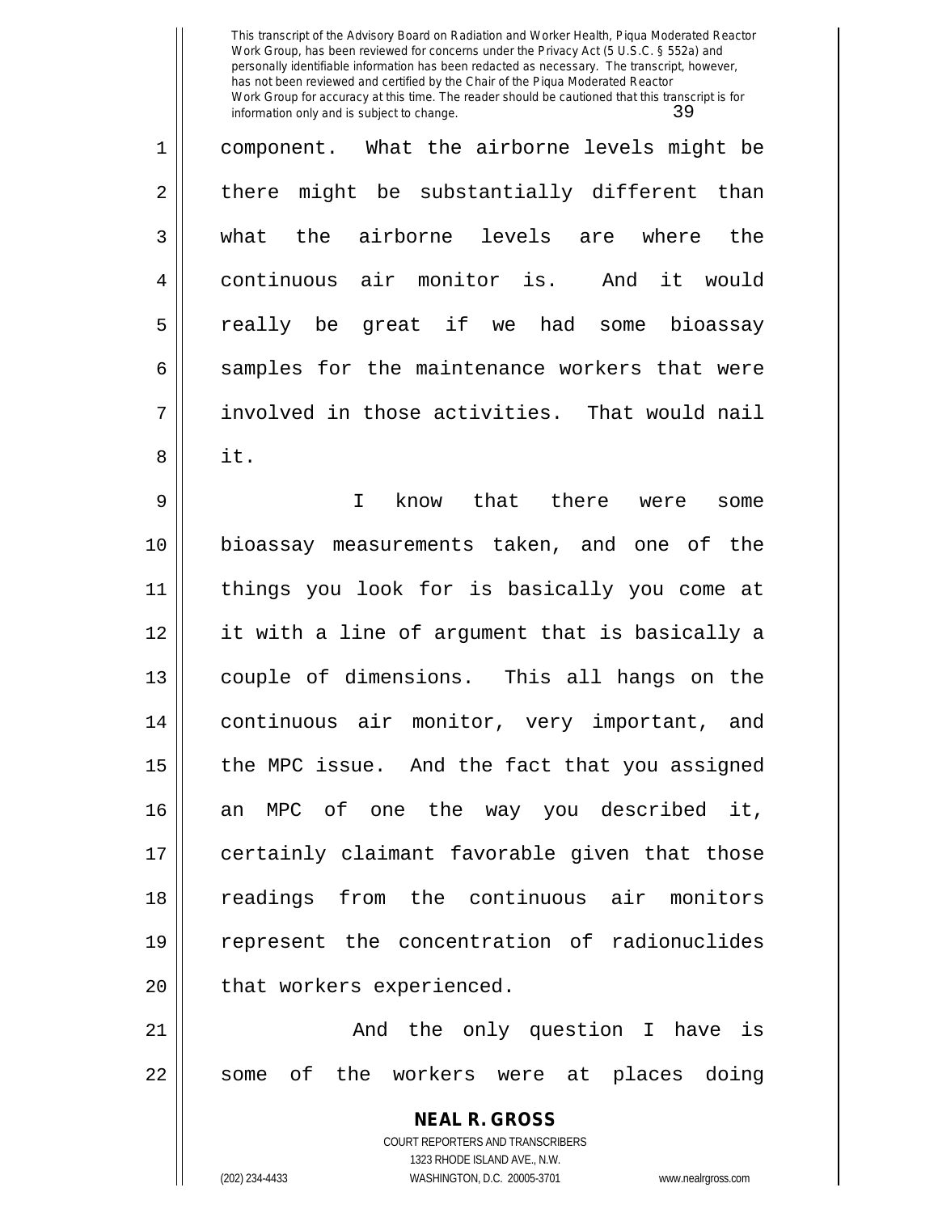component. What the airborne levels might be there might be substantially different than what the airborne levels are where the continuous air monitor is. And it would really be great if we had some bioassay samples for the maintenance workers that were involved in those activities. That would nail it.

I know that there were some bioassay measurements taken, and one of the things you look for is basically you come at it with a line of argument that is basically a couple of dimensions. This all hangs on the continuous air monitor, very important, and the MPC issue. And the fact that you assigned an MPC of one the way you described it, certainly claimant favorable given that those readings from the continuous air monitors represent the concentration of radionuclides that workers experienced.

And the only question I have is some of the workers were at places doing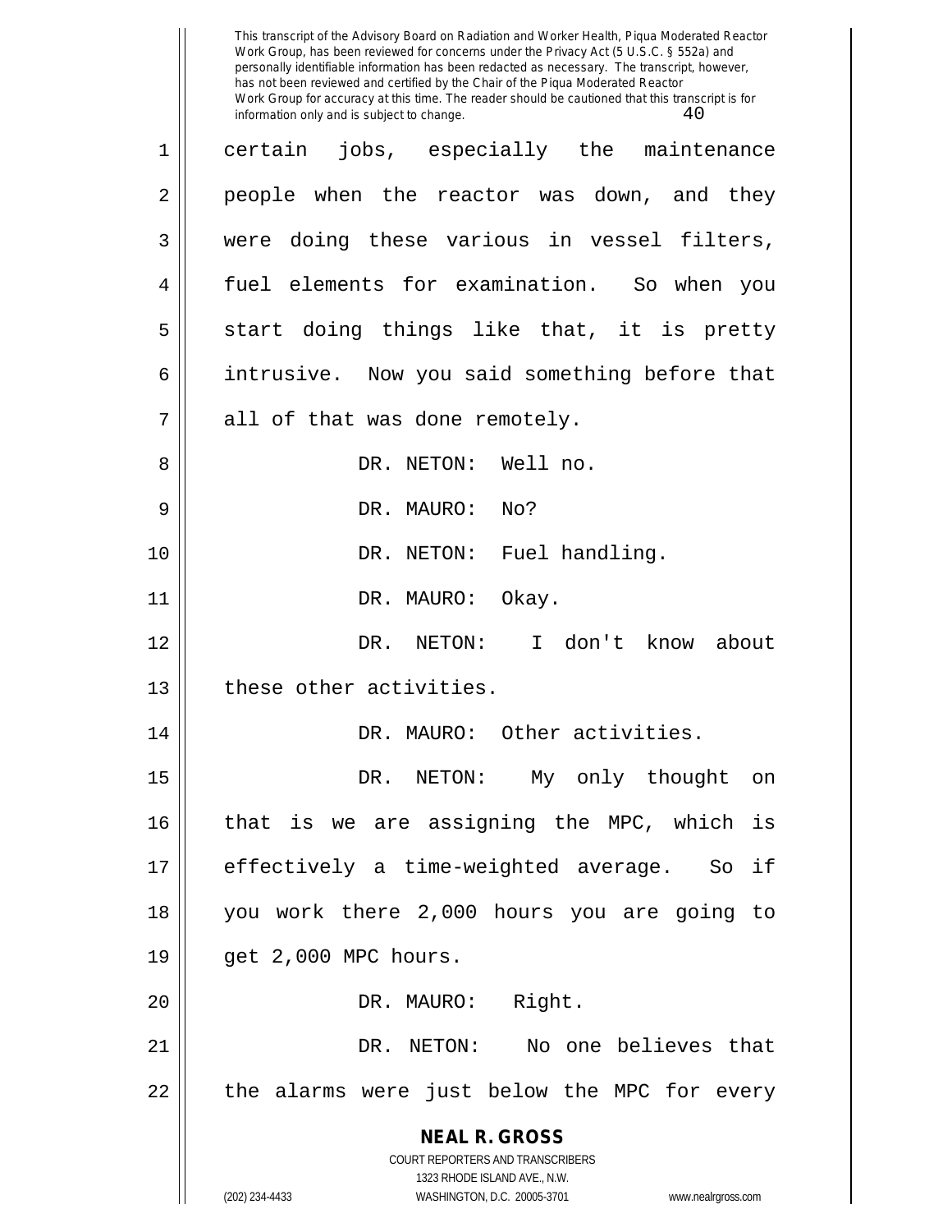certain jobs, especially the maintenance people when the reactor was down, and they were doing these various in vessel filters, fuel elements for examination. So when you start doing things like that, it is pretty intrusive. Now you said something before that all of that was done remotely.

DR. NETON: Well no.

DR. MAURO: No?

DR. NETON: Fuel handling.

DR. MAURO: Okay.

DR. NETON: I don't know about these other activities.

DR. MAURO: Other activities.

DR. NETON: My only thought on that is we are assigning the MPC, which is effectively a time-weighted average. So if you work there 2,000 hours you are going to get 2,000 MPC hours.

DR. MAURO: Right.

DR. NETON: No one believes that the alarms were just below the MPC for every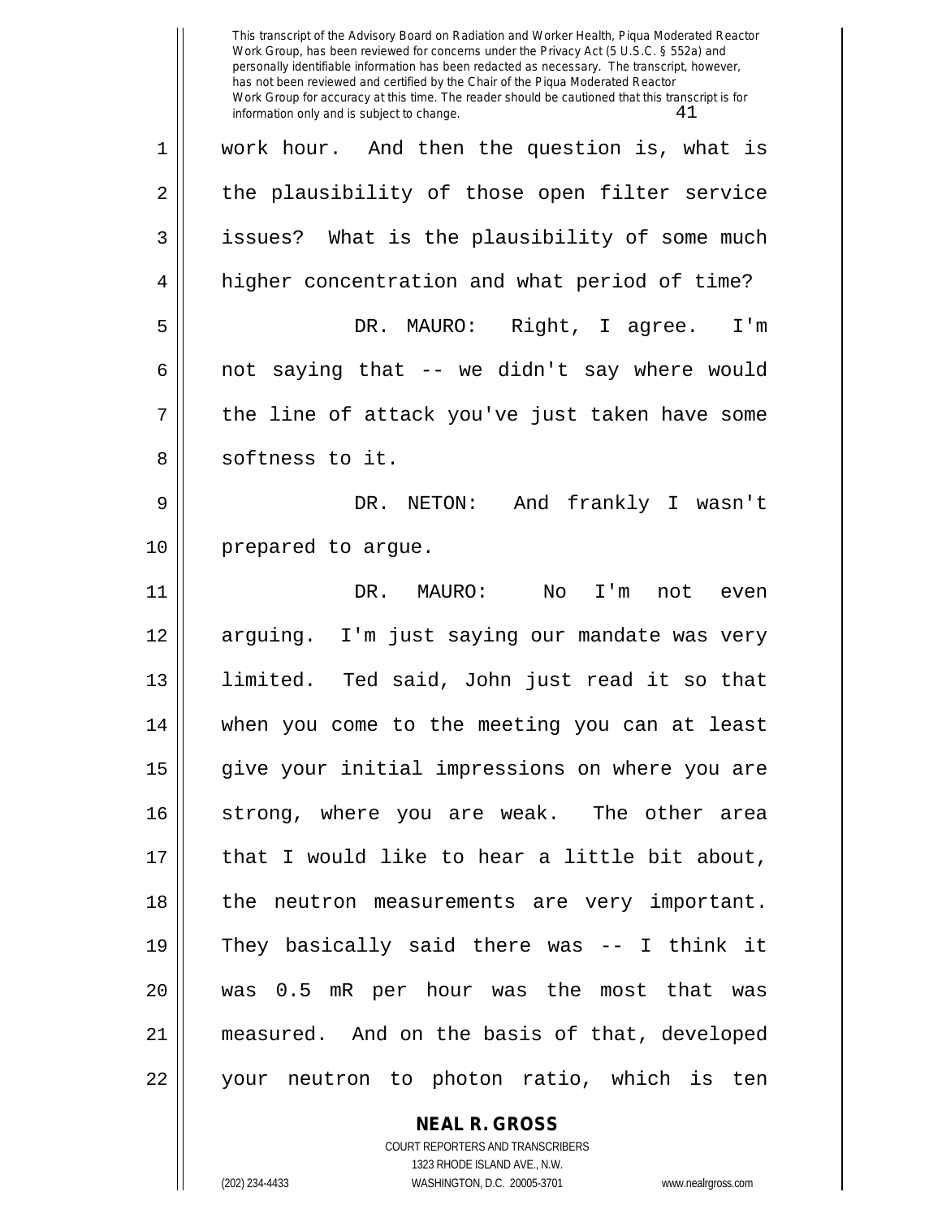work hour. And then the question is, what is the plausibility of those open filter service issues? What is the plausibility of some much higher concentration and what period of time?

DR. MAURO: Right, I agree. I'm not saying that -- we didn't say where would the line of attack you've just taken have some softness to it.

DR. NETON: And frankly I wasn't prepared to argue.

DR. MAURO: No I'm not even arguing. I'm just saying our mandate was very limited. Ted said, John just read it so that when you come to the meeting you can at least give your initial impressions on where you are strong, where you are weak. The other area that I would like to hear a little bit about, the neutron measurements are very important. They basically said there was -- I think it was 0.5 mR per hour was the most that was measured. And on the basis of that, developed your neutron to photon ratio, which is ten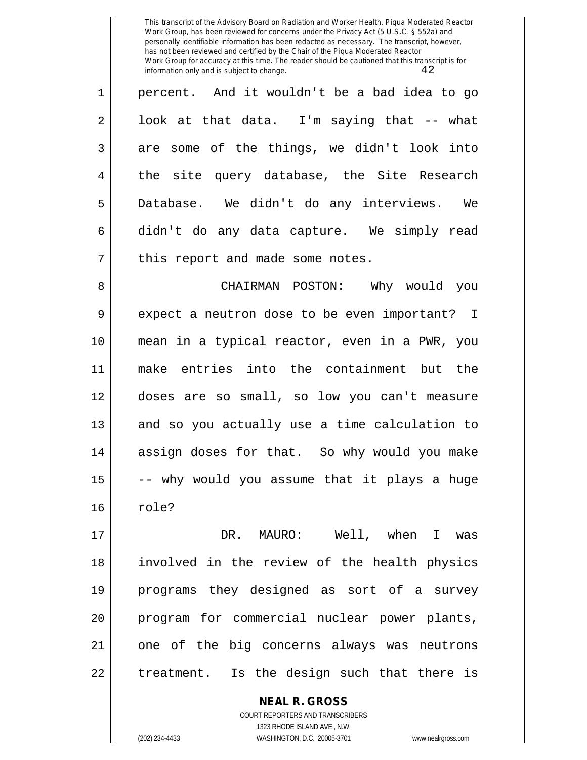percent. And it wouldn't be a bad idea to go look at that data. I'm saying that -- what are some of the things, we didn't look into the site query database, the Site Research Database. We didn't do any interviews. We didn't do any data capture. We simply read this report and made some notes.

CHAIRMAN POSTON: Why would you expect a neutron dose to be even important? I mean in a typical reactor, even in a PWR, you make entries into the containment but the doses are so small, so low you can't measure and so you actually use a time calculation to assign doses for that. So why would you make -- why would you assume that it plays a huge role?

DR. MAURO: Well, when I was involved in the review of the health physics programs they designed as sort of a survey program for commercial nuclear power plants, one of the big concerns always was neutrons treatment. Is the design such that there is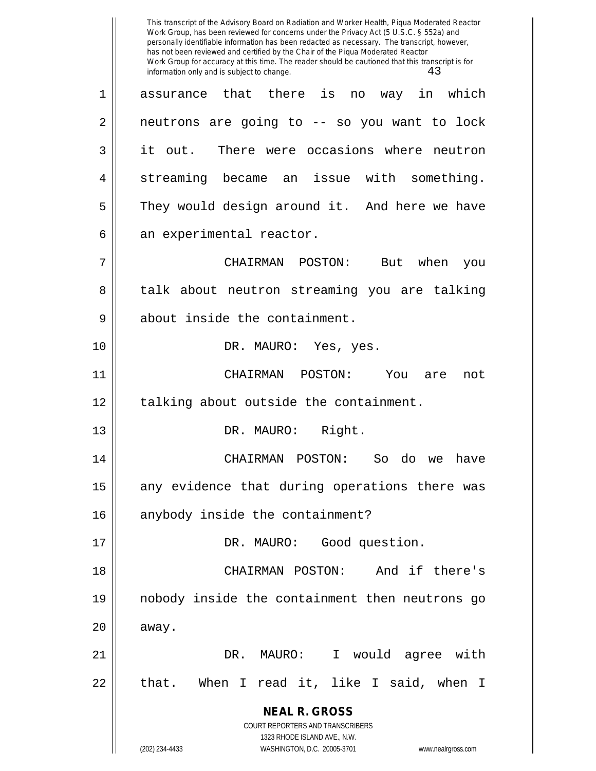assurance that there is no way in which neutrons are going to -- so you want to lock it out. There were occasions where neutron streaming became an issue with something. They would design around it. And here we have an experimental reactor.

CHAIRMAN POSTON: But when you talk about neutron streaming you are talking about inside the containment.

DR. MAURO: Yes, yes.

CHAIRMAN POSTON: You are not talking about outside the containment.

DR. MAURO: Right.

CHAIRMAN POSTON: So do we have any evidence that during operations there was anybody inside the containment?

DR. MAURO: Good question.

CHAIRMAN POSTON: And if there's nobody inside the containment then neutrons go away.

DR. MAURO: I would agree with that. When I read it, like I said, when I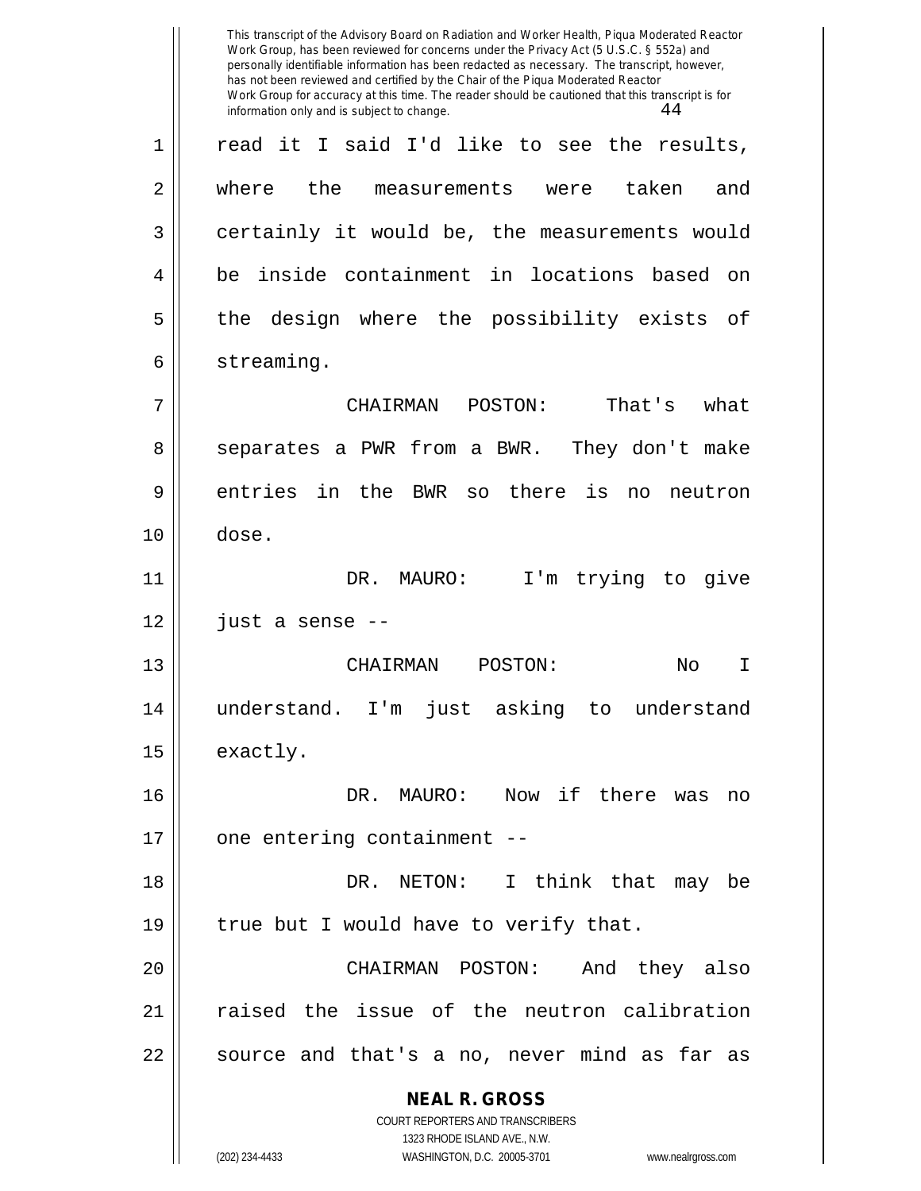read it I said I'd like to see the results, where the measurements were taken and certainly it would be, the measurements would be inside containment in locations based on the design where the possibility exists of streaming.

CHAIRMAN POSTON: That's what separates a PWR from a BWR. They don't make entries in the BWR so there is no neutron dose.

DR. MAURO: I'm trying to give just a sense --

CHAIRMAN POSTON: No I understand. I'm just asking to understand exactly.

DR. MAURO: Now if there was no one entering containment --

DR. NETON: I think that may be true but I would have to verify that.

CHAIRMAN POSTON: And they also raised the issue of the neutron calibration source and that's a no, never mind as far as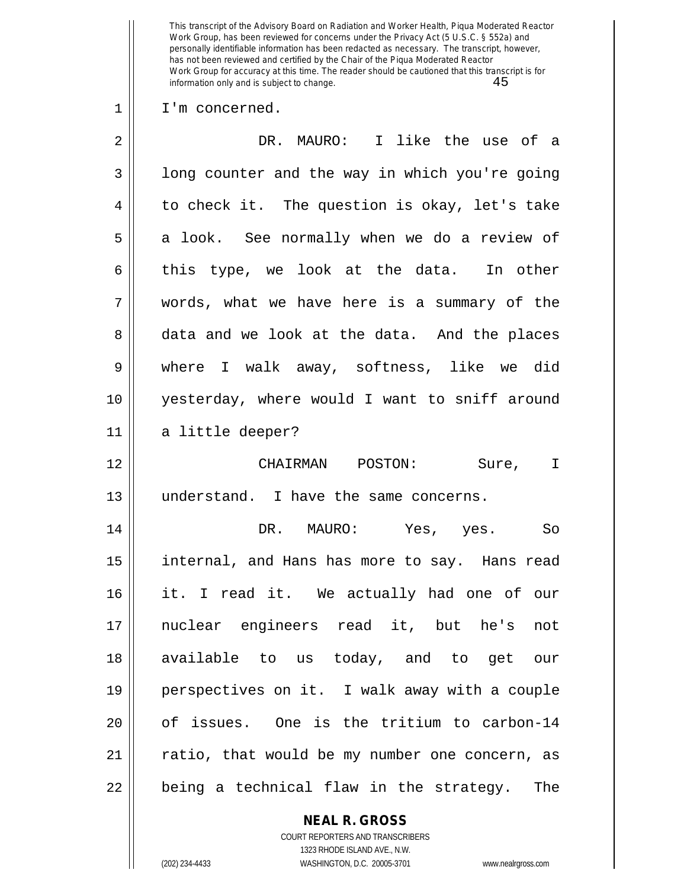I'm concerned.

DR. MAURO: I like the use of a long counter and the way in which you're going to check it. The question is okay, let's take a look. See normally when we do a review of this type, we look at the data. In other words, what we have here is a summary of the data and we look at the data. And the places where I walk away, softness, like we did yesterday, where would I want to sniff around a little deeper?

CHAIRMAN POSTON: Sure, I understand. I have the same concerns.

DR. MAURO: Yes, yes. So internal, and Hans has more to say. Hans read it. I read it. We actually had one of our nuclear engineers read it, but he's not available to us today, and to get our perspectives on it. I walk away with a couple of issues. One is the tritium to carbon-14 ratio, that would be my number one concern, as being a technical flaw in the strategy. The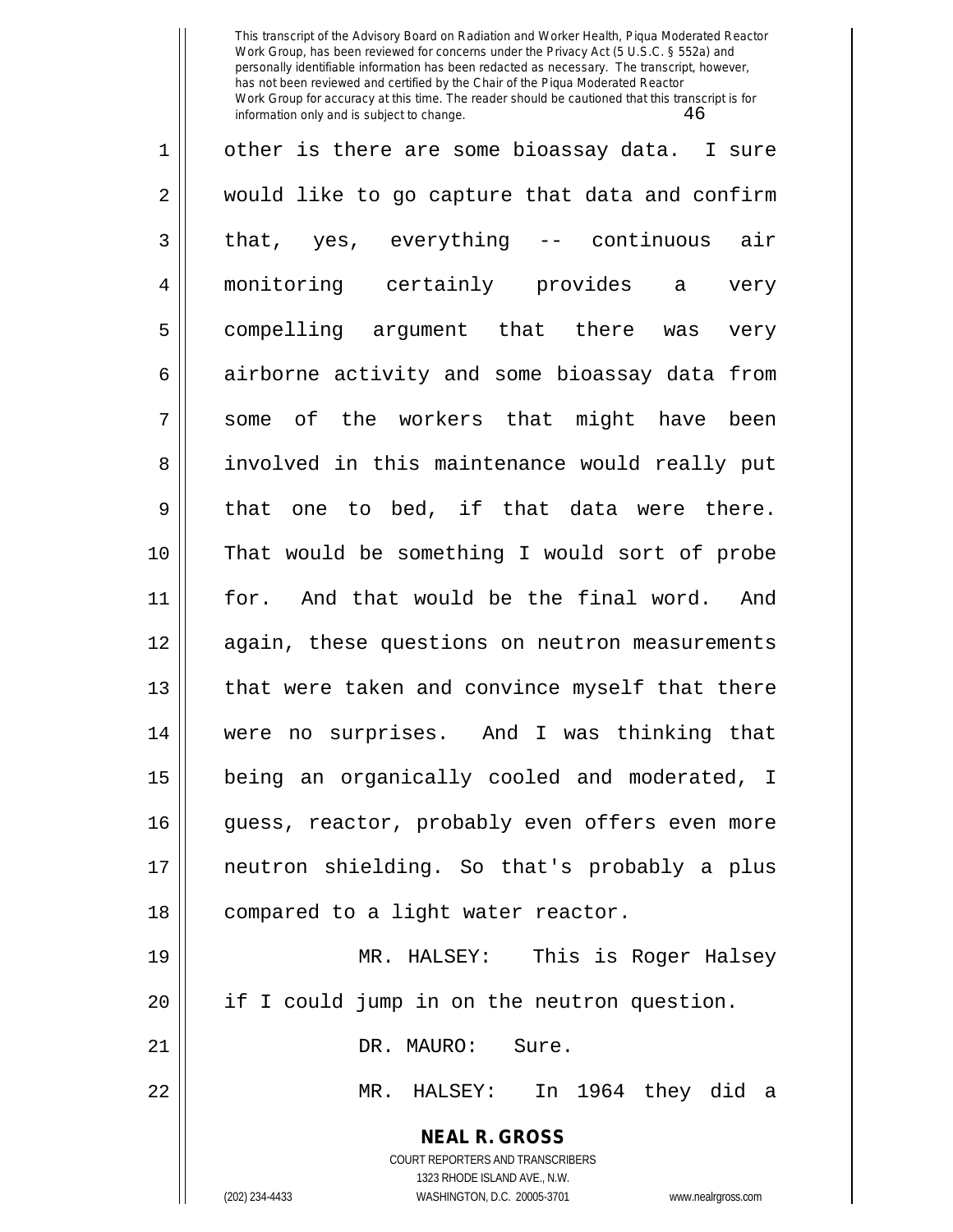other is there are some bioassay data. I sure would like to go capture that data and confirm that, yes, everything -- continuous air monitoring certainly provides a very compelling argument that there was very airborne activity and some bioassay data from some of the workers that might have been involved in this maintenance would really put that one to bed, if that data were there. That would be something I would sort of probe for. And that would be the final word. And again, these questions on neutron measurements that were taken and convince myself that there were no surprises. And I was thinking that being an organically cooled and moderated, I guess, reactor, probably even offers even more neutron shielding. So that's probably a plus compared to a light water reactor.

MR. HALSEY: This is Roger Halsey if I could jump in on the neutron question.

DR. MAURO: Sure.

MR. HALSEY: In 1964 they did a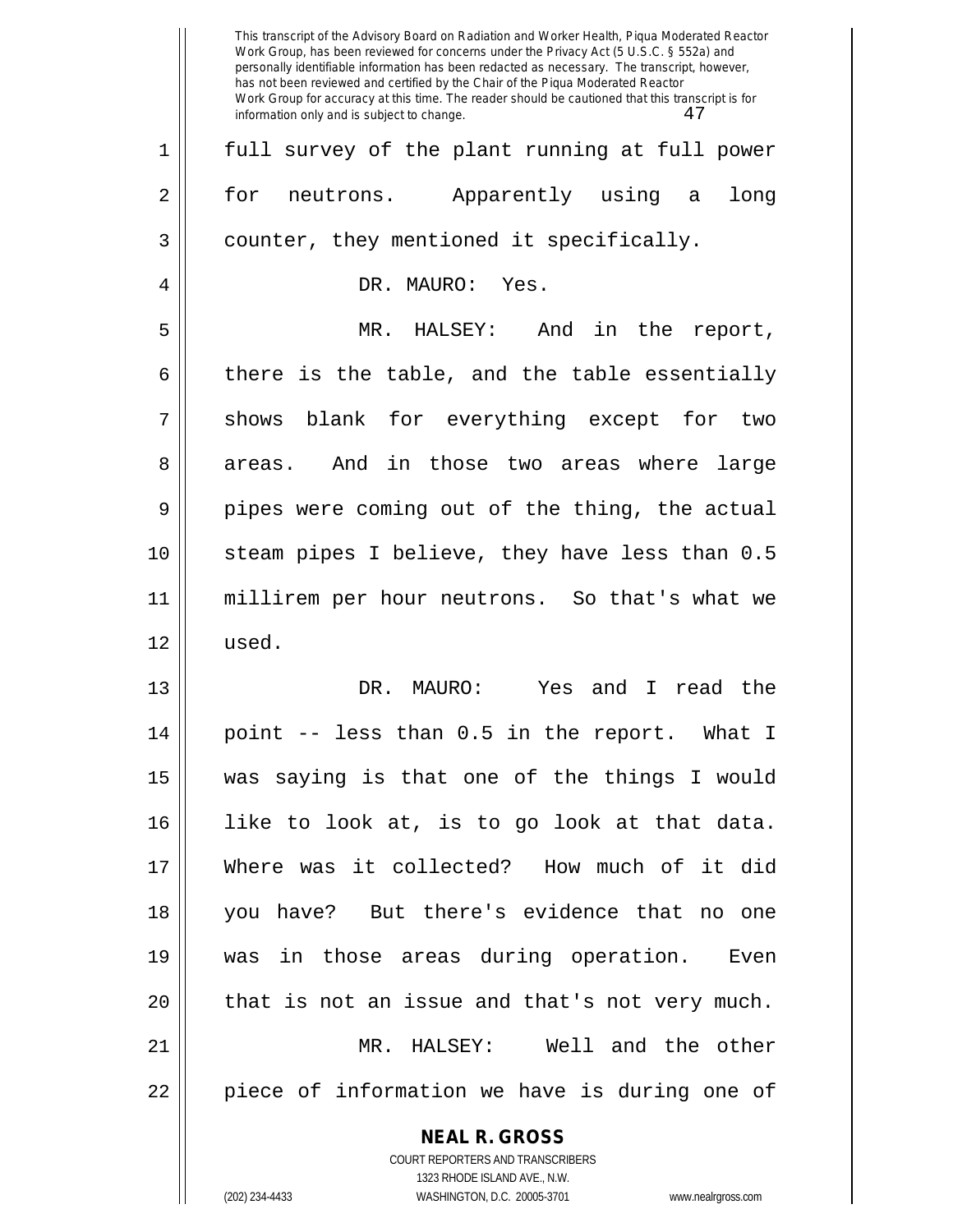full survey of the plant running at full power for neutrons. Apparently using a long counter, they mentioned it specifically.

DR. MAURO: Yes.

MR. HALSEY: And in the report, there is the table, and the table essentially shows blank for everything except for two areas. And in those two areas where large pipes were coming out of the thing, the actual steam pipes I believe, they have less than 0.5 millirem per hour neutrons. So that's what we used.

DR. MAURO: Yes and I read the point -- less than 0.5 in the report. What I was saying is that one of the things I would like to look at, is to go look at that data. Where was it collected? How much of it did you have? But there's evidence that no one was in those areas during operation. Even that is not an issue and that's not very much.

MR. HALSEY: Well and the other piece of information we have is during one of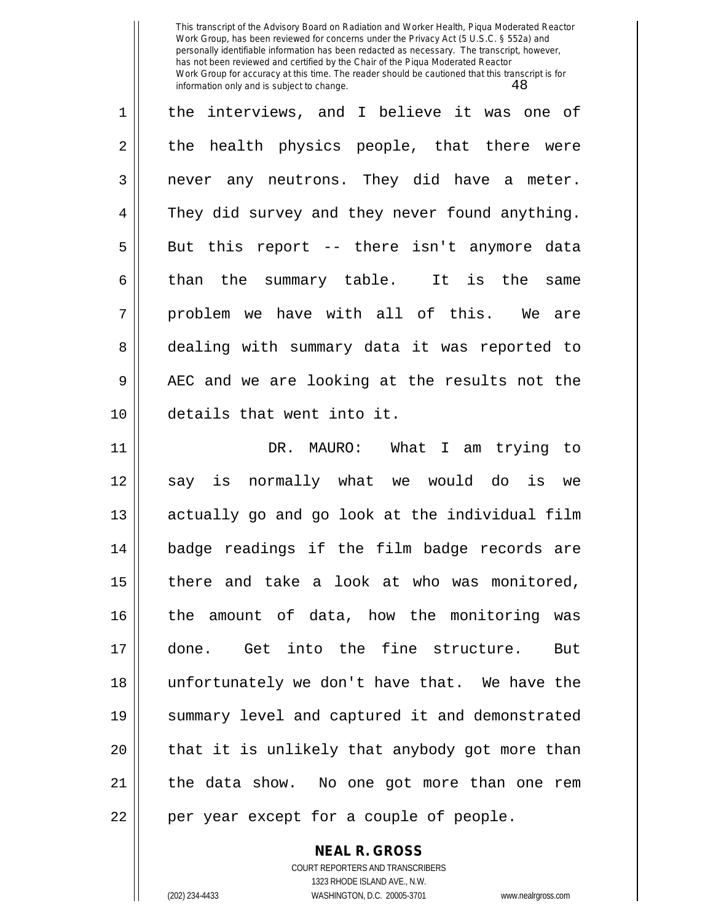the interviews, and I believe it was one of the health physics people, that there were never any neutrons. They did have a meter. They did survey and they never found anything. But this report -- there isn't anymore data than the summary table. It is the same problem we have with all of this. We are dealing with summary data it was reported to AEC and we are looking at the results not the details that went into it.

DR. MAURO: What I am trying to say is normally what we would do is we actually go and go look at the individual film badge readings if the film badge records are there and take a look at who was monitored, the amount of data, how the monitoring was done. Get into the fine structure. But unfortunately we don't have that. We have the summary level and captured it and demonstrated that it is unlikely that anybody got more than the data show. No one got more than one rem per year except for a couple of people.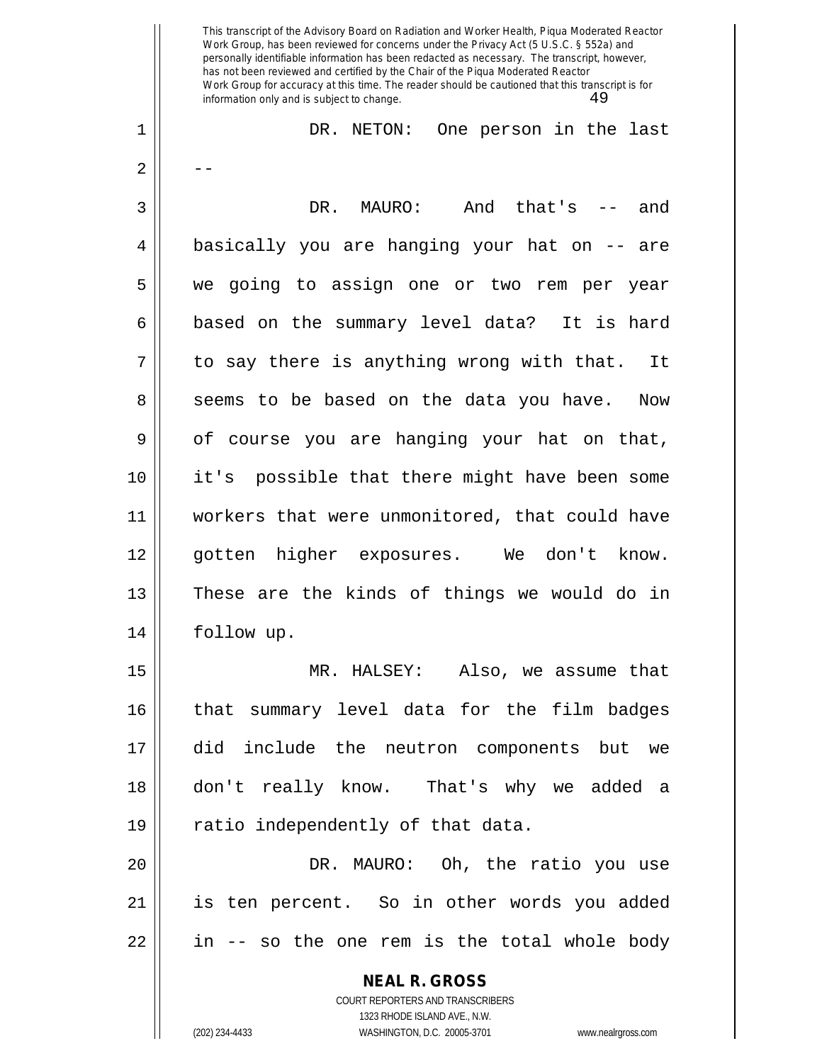DR. NETON: One person in the last --

DR. MAURO: And that's -- and basically you are hanging your hat on -- are we going to assign one or two rem per year based on the summary level data? It is hard to say there is anything wrong with that. It seems to be based on the data you have. Now of course you are hanging your hat on that, it's possible that there might have been some workers that were unmonitored, that could have gotten higher exposures. We don't know. These are the kinds of things we would do in follow up.

MR. HALSEY: Also, we assume that that summary level data for the film badges did include the neutron components but we don't really know. That's why we added a ratio independently of that data.

DR. MAURO: Oh, the ratio you use is ten percent. So in other words you added in -- so the one rem is the total whole body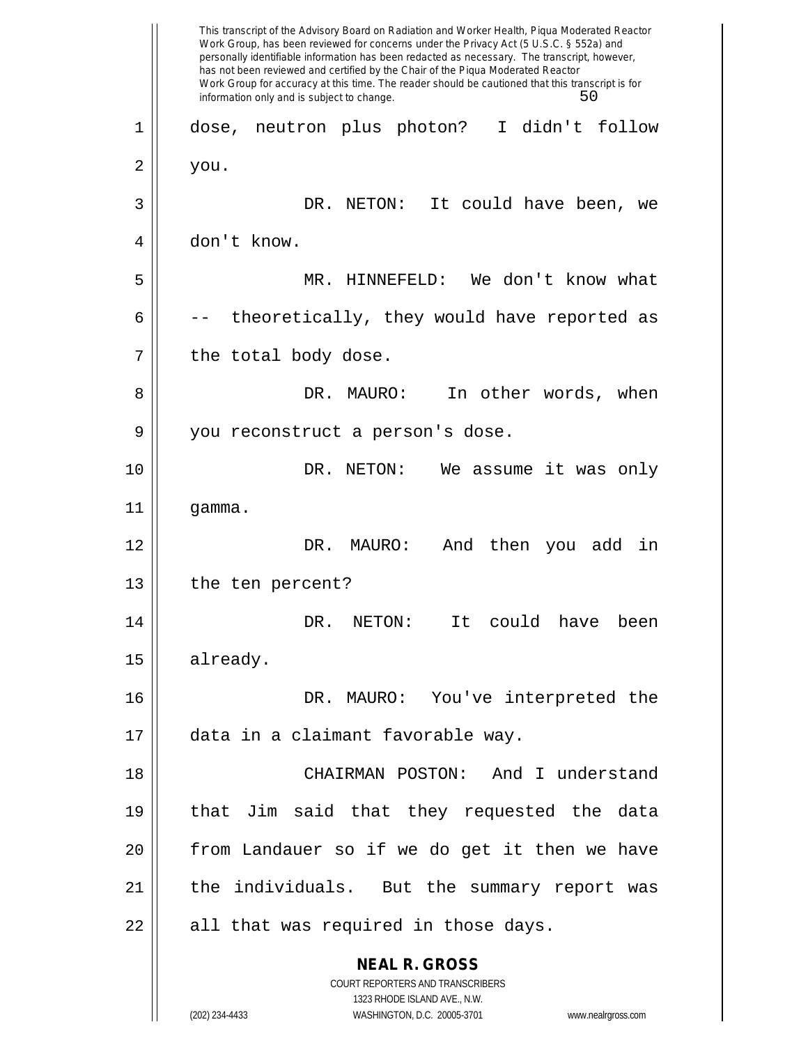dose, neutron plus photon? I didn't follow you.

DR. NETON: It could have been, we don't know.

MR. HINNEFELD: We don't know what -- theoretically, they would have reported as the total body dose.

DR. MAURO: In other words, when you reconstruct a person's dose.

DR. NETON: We assume it was only gamma.

DR. MAURO: And then you add in the ten percent?

DR. NETON: It could have been already.

DR. MAURO: You've interpreted the data in a claimant favorable way.

CHAIRMAN POSTON: And I understand that Jim said that they requested the data from Landauer so if we do get it then we have the individuals. But the summary report was all that was required in those days.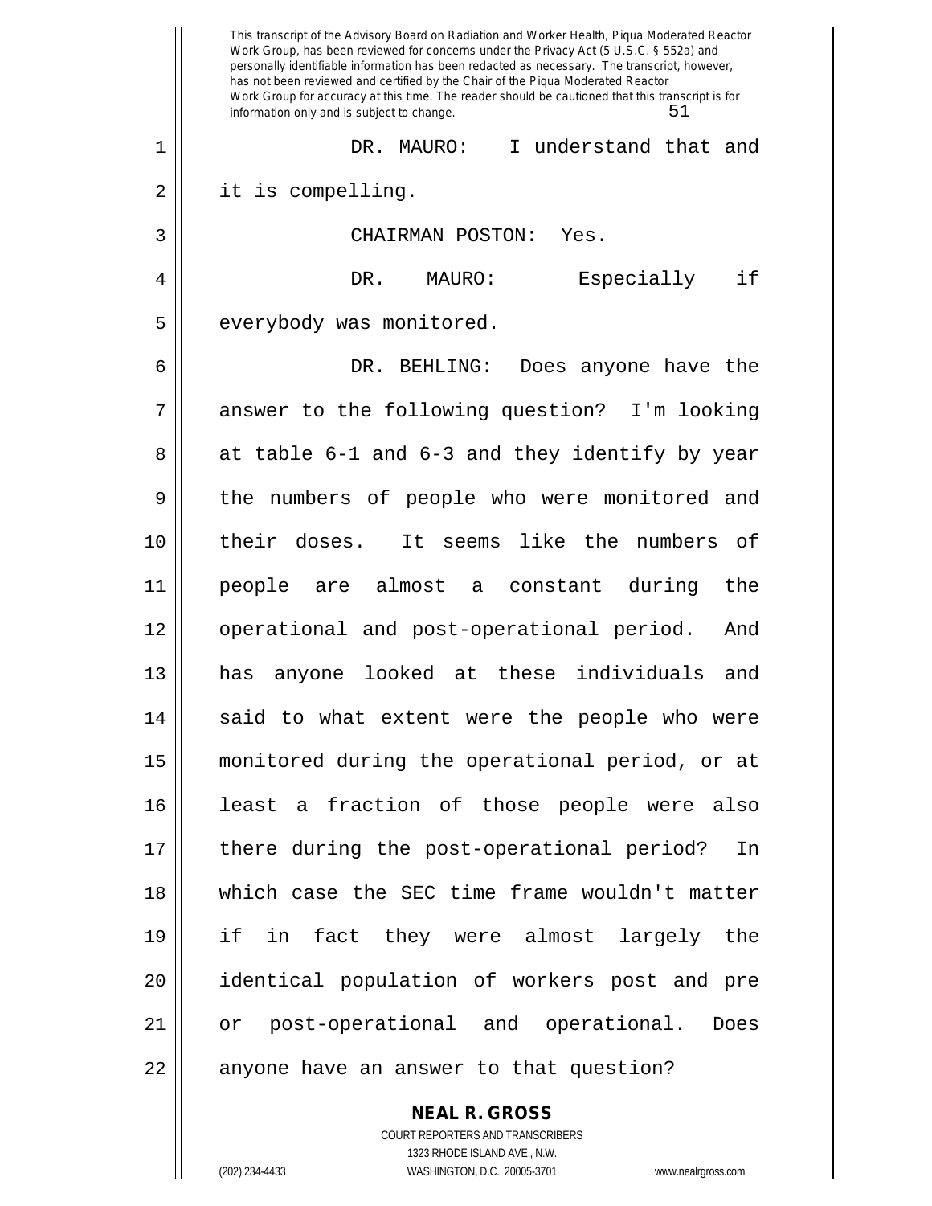DR. MAURO: I understand that and it is compelling.

CHAIRMAN POSTON: Yes.

DR. MAURO: Especially if everybody was monitored.

DR. BEHLING: Does anyone have the answer to the following question? I'm looking at table 6-1 and 6-3 and they identify by year the numbers of people who were monitored and their doses. It seems like the numbers of people are almost a constant during the operational and post-operational period. And has anyone looked at these individuals and said to what extent were the people who were monitored during the operational period, or at least a fraction of those people were also there during the post-operational period? In which case the SEC time frame wouldn't matter if in fact they were almost largely the identical population of workers post and pre or post-operational and operational. Does anyone have an answer to that question?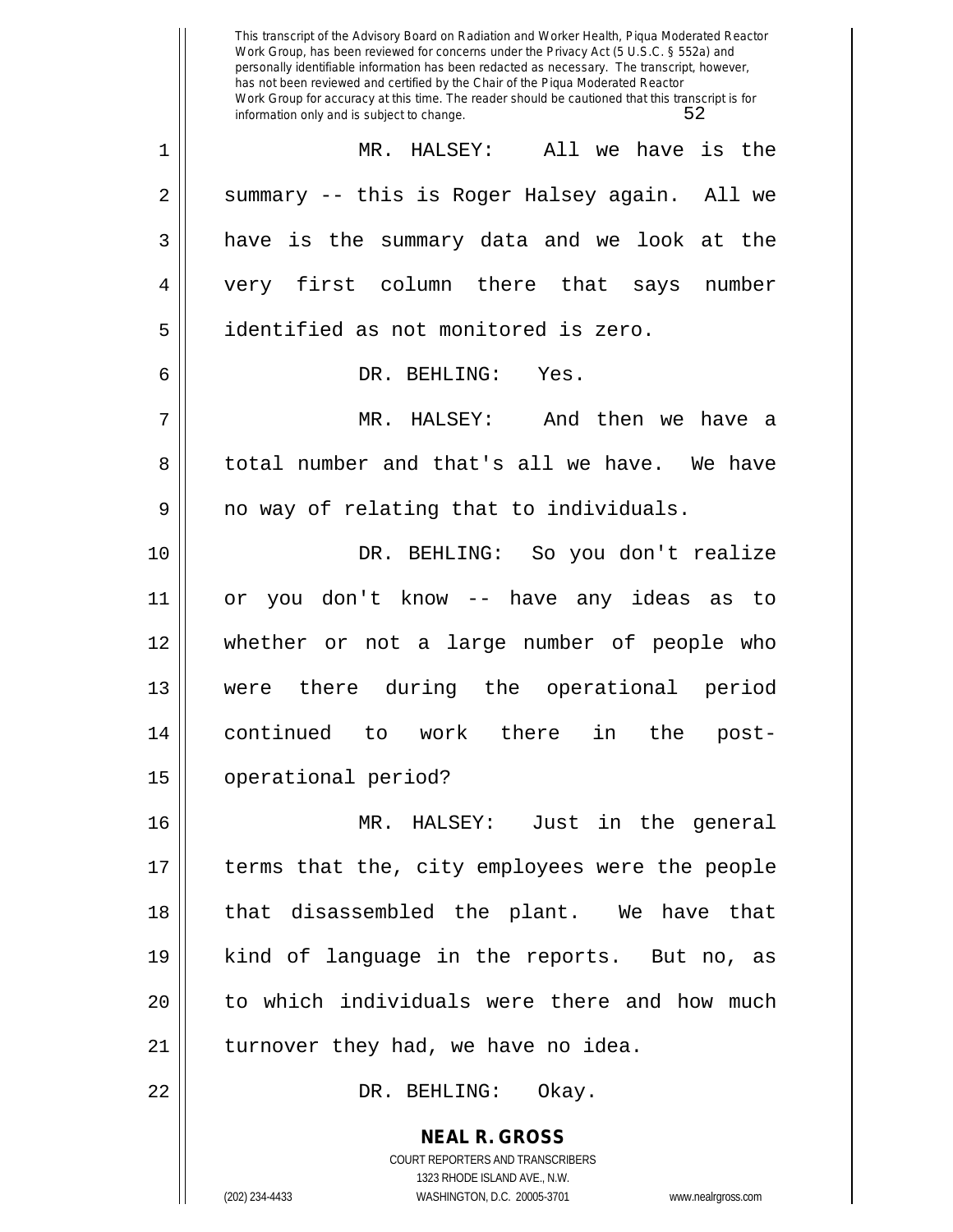MR. HALSEY: All we have is the summary -- this is Roger Halsey again. All we have is the summary data and we look at the very first column there that says number identified as not monitored is zero.

DR. BEHLING: Yes.

MR. HALSEY: And then we have a total number and that's all we have. We have no way of relating that to individuals.

DR. BEHLING: So you don't realize or you don't know -- have any ideas as to whether or not a large number of people who were there during the operational period continued to work there in the post-operational period?

MR. HALSEY: Just in the general terms that the, city employees were the people that disassembled the plant. We have that kind of language in the reports. But no, as to which individuals were there and how much turnover they had, we have no idea.

DR. BEHLING: Okay.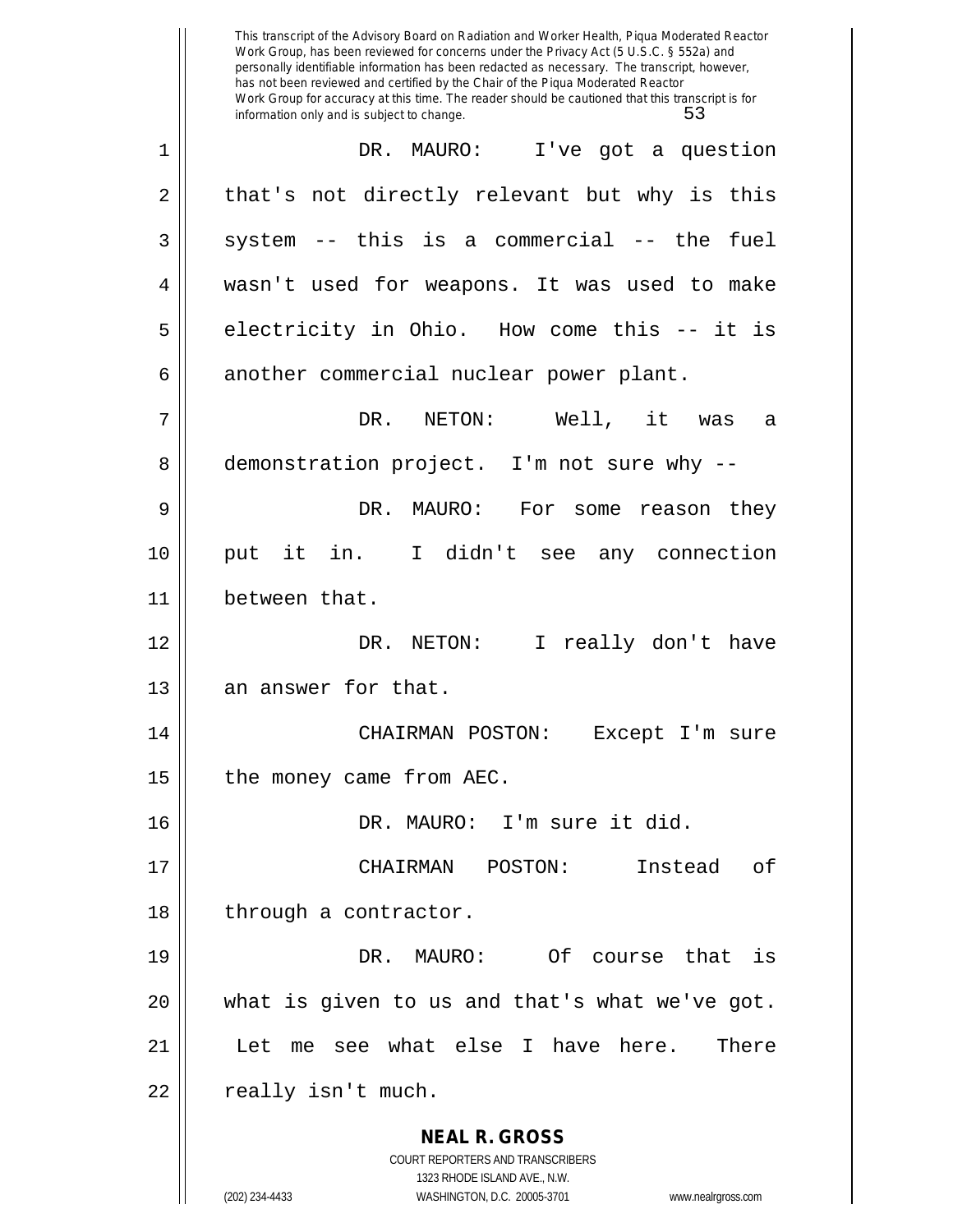DR. MAURO: I've got a question that's not directly relevant but why is this system -- this is a commercial -- the fuel wasn't used for weapons. It was used to make electricity in Ohio. How come this -- it is another commercial nuclear power plant.

DR. NETON: Well, it was a demonstration project. I'm not sure why --

DR. MAURO: For some reason they put it in. I didn't see any connection between that.

DR. NETON: I really don't have an answer for that.

CHAIRMAN POSTON: Except I'm sure the money came from AEC.

DR. MAURO: I'm sure it did.

CHAIRMAN POSTON: Instead of through a contractor.

DR. MAURO: Of course that is what is given to us and that's what we've got. Let me see what else I have here. There really isn't much.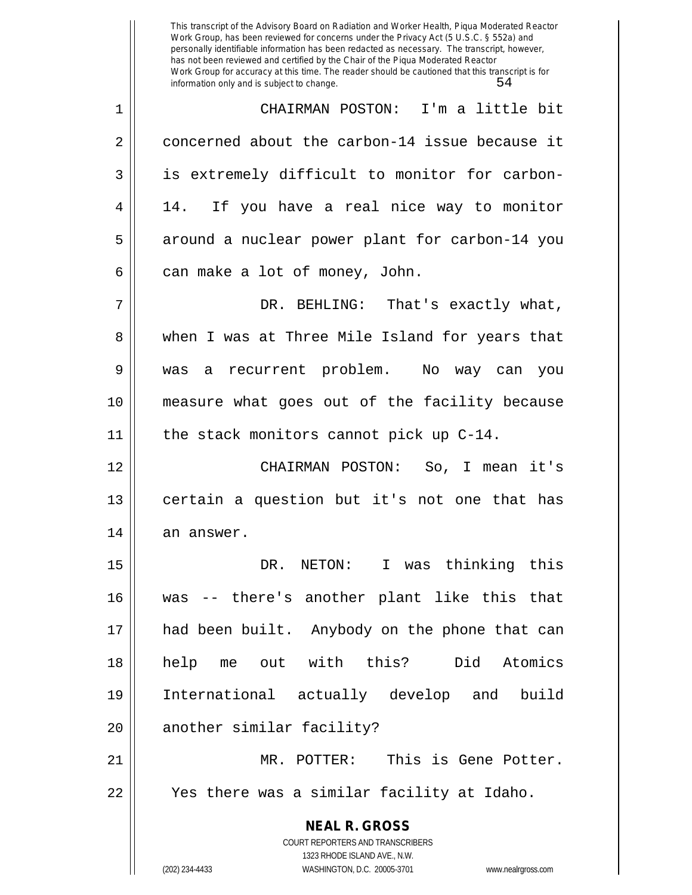CHAIRMAN POSTON: I'm a little bit concerned about the carbon-14 issue because it is extremely difficult to monitor for carbon-14. If you have a real nice way to monitor around a nuclear power plant for carbon-14 you can make a lot of money, John.

DR. BEHLING: That's exactly what, when I was at Three Mile Island for years that was a recurrent problem. No way can you measure what goes out of the facility because the stack monitors cannot pick up C-14.

CHAIRMAN POSTON: So, I mean it's certain a question but it's not one that has an answer.

DR. NETON: I was thinking this was -- there's another plant like this that had been built. Anybody on the phone that can help me out with this? Did Atomics International actually develop and build another similar facility?

MR. POTTER: This is Gene Potter. Yes there was a similar facility at Idaho.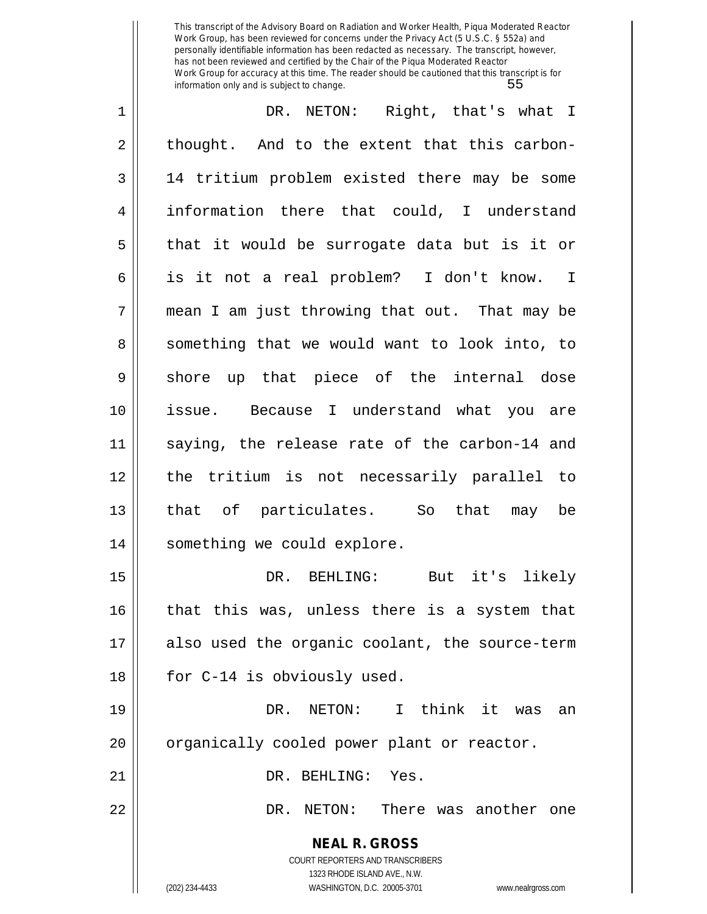DR. NETON: Right, that's what I thought. And to the extent that this carbon-14 tritium problem existed there may be some information there that could, I understand that it would be surrogate data but is it or is it not a real problem? I don't know. I mean I am just throwing that out. That may be something that we would want to look into, to shore up that piece of the internal dose issue. Because I understand what you are saying, the release rate of the carbon-14 and the tritium is not necessarily parallel to that of particulates. So that may be something we could explore.

DR. BEHLING: But it's likely that this was, unless there is a system that also used the organic coolant, the source-term for C-14 is obviously used.

DR. NETON: I think it was an organically cooled power plant or reactor.

DR. BEHLING: Yes.

DR. NETON: There was another one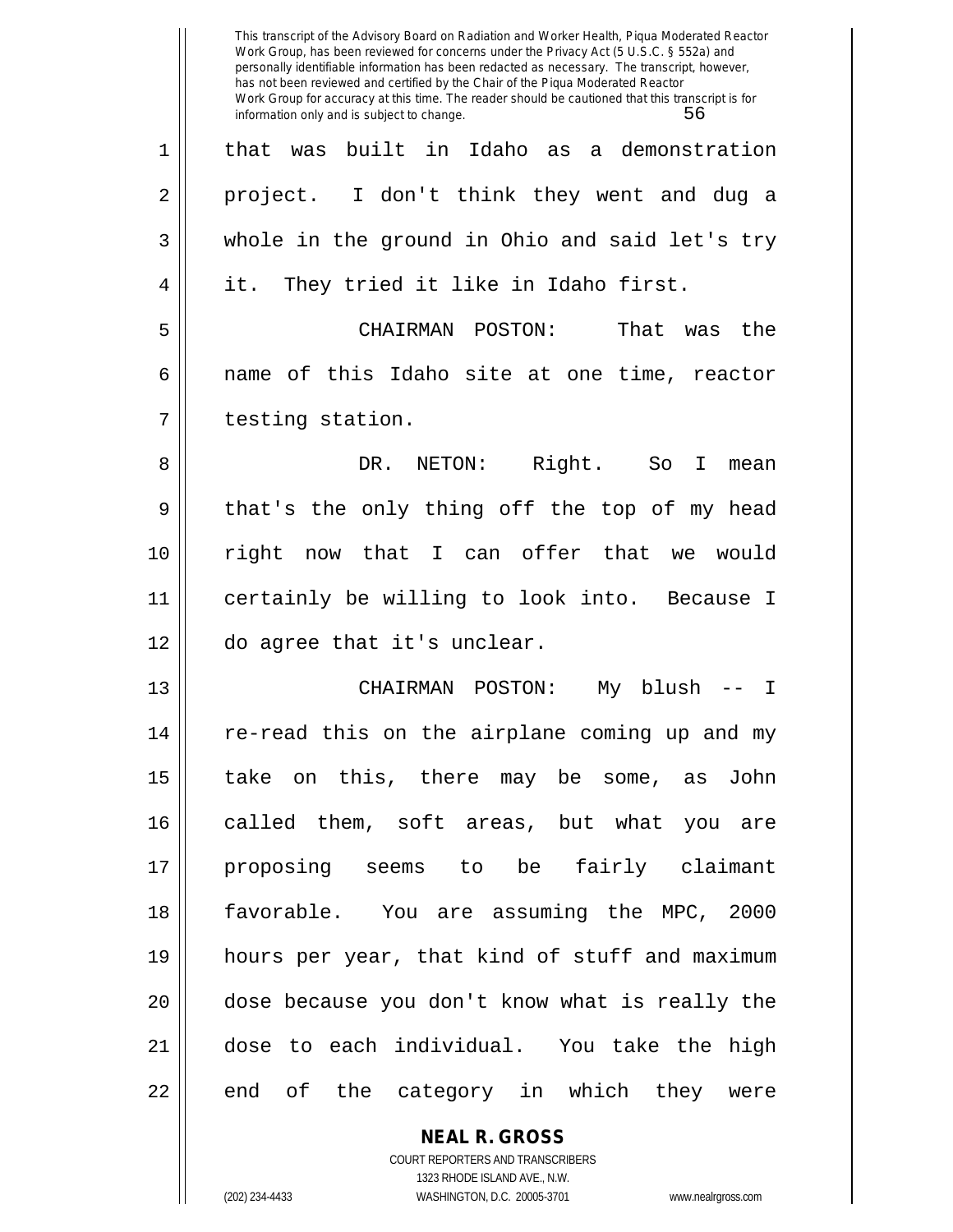that was built in Idaho as a demonstration project. I don't think they went and dug a whole in the ground in Ohio and said let's try it. They tried it like in Idaho first.

CHAIRMAN POSTON: That was the name of this Idaho site at one time, reactor testing station.

DR. NETON: Right. So I mean that's the only thing off the top of my head right now that I can offer that we would certainly be willing to look into. Because I do agree that it's unclear.

CHAIRMAN POSTON: My blush -- I re-read this on the airplane coming up and my take on this, there may be some, as John called them, soft areas, but what you are proposing seems to be fairly claimant favorable. You are assuming the MPC, 2000 hours per year, that kind of stuff and maximum dose because you don't know what is really the dose to each individual. You take the high end of the category in which they were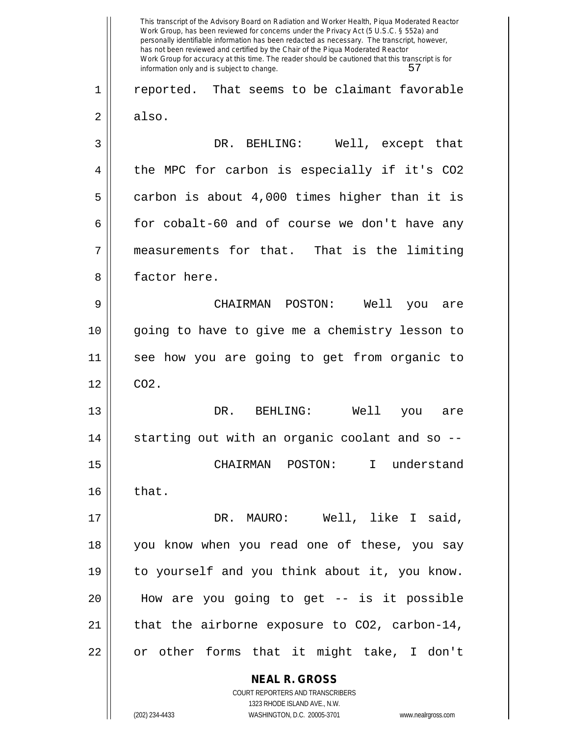reported. That seems to be claimant favorable also.

DR. BEHLING: Well, except that the MPC for carbon is especially if it's $CO_2$ carbon is about 4,000 times higher than it is for cobalt-60 and of course we don't have any measurements for that. That is the limiting factor here.

CHAIRMAN POSTON: Well you are going to have to give me a chemistry lesson to see how you are going to get from organic to $CO_2$.

DR. BEHLING: Well you are starting out with an organic coolant and so --

CHAIRMAN POSTON: I understand that.

DR. MAURO: Well, like I said, you know when you read one of these, you say to yourself and you think about it, you know. How are you going to get -- is it possible that the airborne exposure to $CO_2$, carbon-14, or other forms that it might take, I don't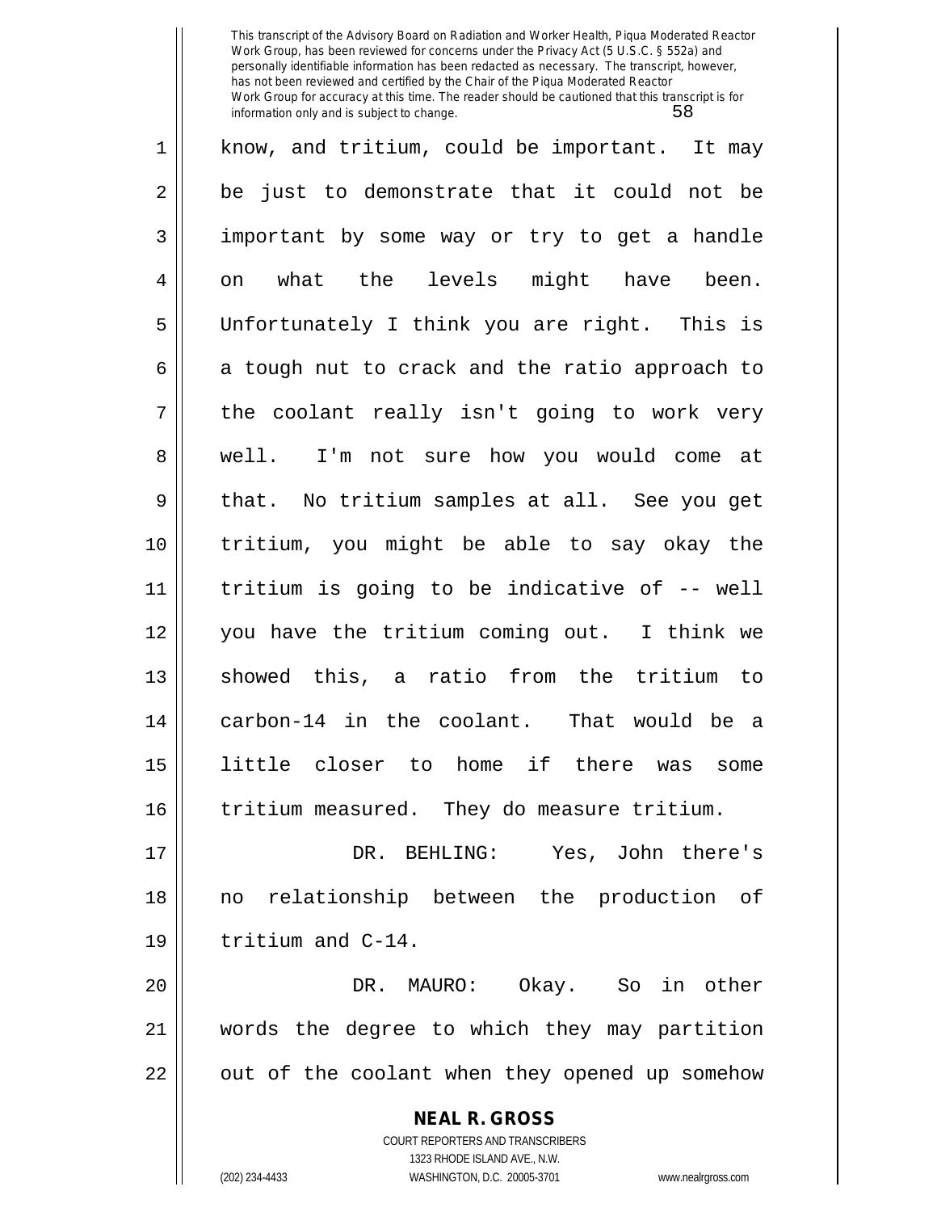know, and tritium, could be important. It may be just to demonstrate that it could not be important by some way or try to get a handle on what the levels might have been. Unfortunately I think you are right. This is a tough nut to crack and the ratio approach to the coolant really isn't going to work very well. I'm not sure how you would come at that. No tritium samples at all. See you get tritium, you might be able to say okay the tritium is going to be indicative of -- well you have the tritium coming out. I think we showed this, a ratio from the tritium to carbon-14 in the coolant. That would be a little closer to home if there was some tritium measured. They do measure tritium.

DR. BEHLING: Yes, John there's no relationship between the production of tritium and C-14.

DR. MAURO: Okay. So in other words the degree to which they may partition out of the coolant when they opened up somehow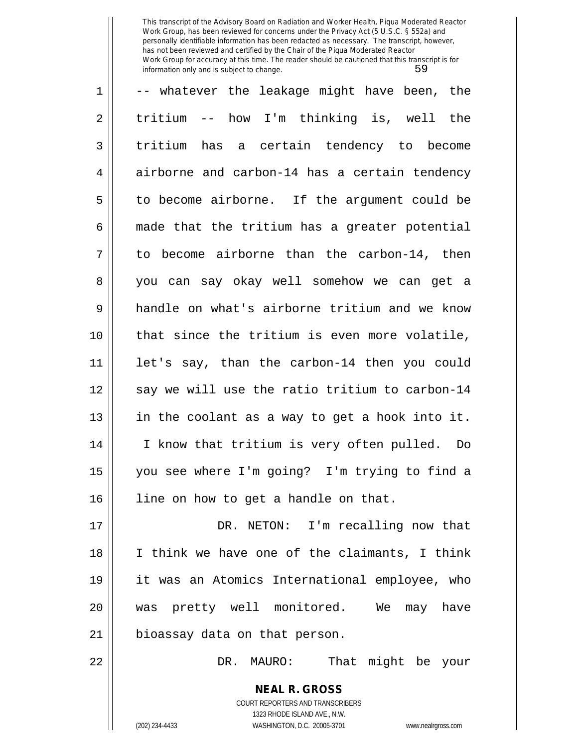-- whatever the leakage might have been, the tritium -- how I'm thinking is, well the tritium has a certain tendency to become airborne and carbon-14 has a certain tendency to become airborne. If the argument could be made that the tritium has a greater potential to become airborne than the carbon-14, then you can say okay well somehow we can get a handle on what's airborne tritium and we know that since the tritium is even more volatile, let's say, than the carbon-14 then you could say we will use the ratio tritium to carbon-14 in the coolant as a way to get a hook into it. I know that tritium is very often pulled. Do you see where I'm going? I'm trying to find a line on how to get a handle on that.

DR. NETON: I'm recalling now that I think we have one of the claimants, I think it was an Atomics International employee, who was pretty well monitored. We may have bioassay data on that person.

DR. MAURO: That might be your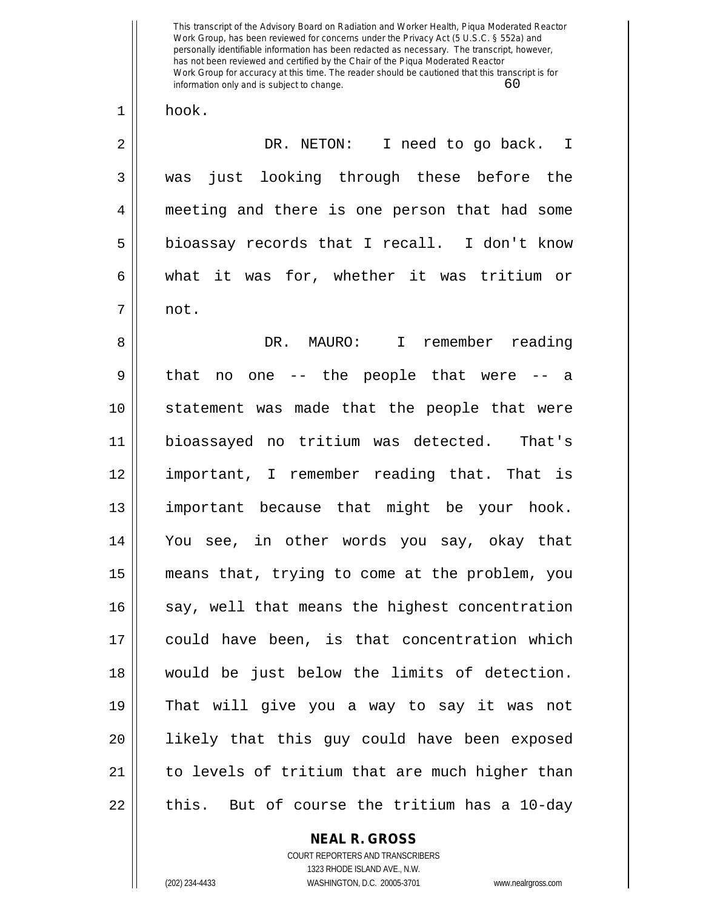hook.

DR. NETON: I need to go back. I was just looking through these before the meeting and there is one person that had some bioassay records that I recall. I don't know what it was for, whether it was tritium or not.

DR. MAURO: I remember reading that no one -- the people that were -- a statement was made that the people that were bioassayed no tritium was detected. That's important, I remember reading that. That is important because that might be your hook. You see, in other words you say, okay that means that, trying to come at the problem, you say, well that means the highest concentration could have been, is that concentration which would be just below the limits of detection. That will give you a way to say it was not likely that this guy could have been exposed to levels of tritium that are much higher than this. But of course the tritium has a 10-day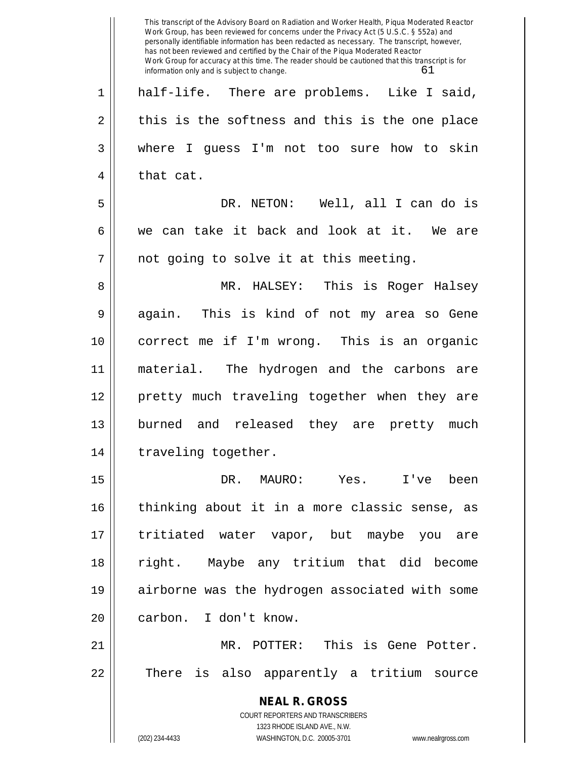half-life. There are problems. Like I said, this is the softness and this is the one place where I guess I'm not too sure how to skin that cat.

DR. NETON: Well, all I can do is we can take it back and look at it. We are not going to solve it at this meeting.

MR. HALSEY: This is Roger Halsey again. This is kind of not my area so Gene correct me if I'm wrong. This is an organic material. The hydrogen and the carbons are pretty much traveling together when they are burned and released they are pretty much traveling together.

DR. MAURO: Yes. I've been thinking about it in a more classic sense, as tritiated water vapor, but maybe you are right. Maybe any tritium that did become airborne was the hydrogen associated with some carbon. I don't know.

MR. POTTER: This is Gene Potter. There is also apparently a tritium source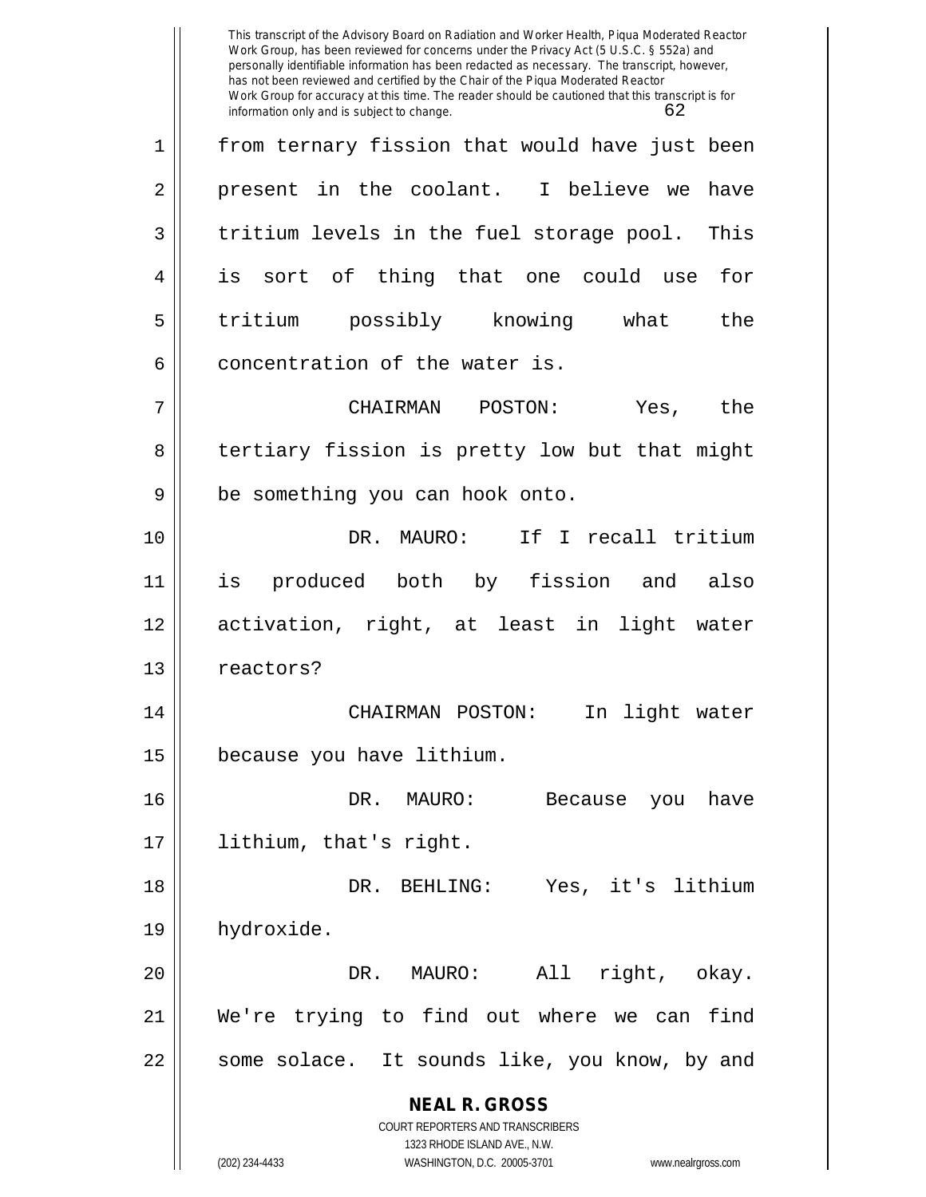from ternary fission that would have just been present in the coolant. I believe we have tritium levels in the fuel storage pool. This is sort of thing that one could use for tritium possibly knowing what the concentration of the water is.

CHAIRMAN POSTON: Yes, the tertiary fission is pretty low but that might be something you can hook onto.

DR. MAURO: If I recall tritium is produced both by fission and also activation, right, at least in light water reactors?

CHAIRMAN POSTON: In light water because you have lithium.

DR. MAURO: Because you have lithium, that's right.

DR. BEHLING: Yes, it's lithium hydroxide.

DR. MAURO: All right, okay. We're trying to find out where we can find some solace. It sounds like, you know, by and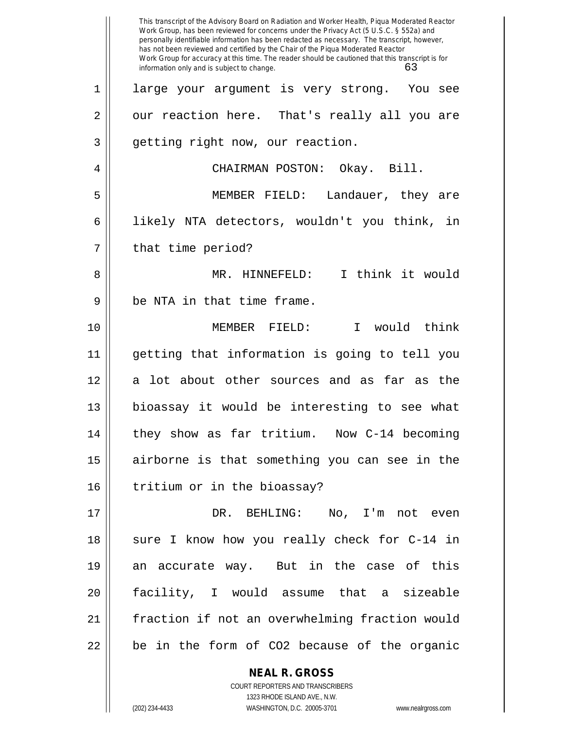large your argument is very strong. You see our reaction here. That's really all you are getting right now, our reaction.

CHAIRMAN POSTON: Okay. Bill.

MEMBER FIELD: Landauer, they are likely NTA detectors, wouldn't you think, in that time period?

MR. HINNEFELD: I think it would be NTA in that time frame.

MEMBER FIELD: I would think getting that information is going to tell you a lot about other sources and as far as the bioassay it would be interesting to see what they show as far tritium. Now C-14 becoming airborne is that something you can see in the tritium or in the bioassay?

DR. BEHLING: No, I'm not even sure I know how you really check for C-14 in an accurate way. But in the case of this facility, I would assume that a sizeable fraction if not an overwhelming fraction would be in the form of $CO_2$ because of the organic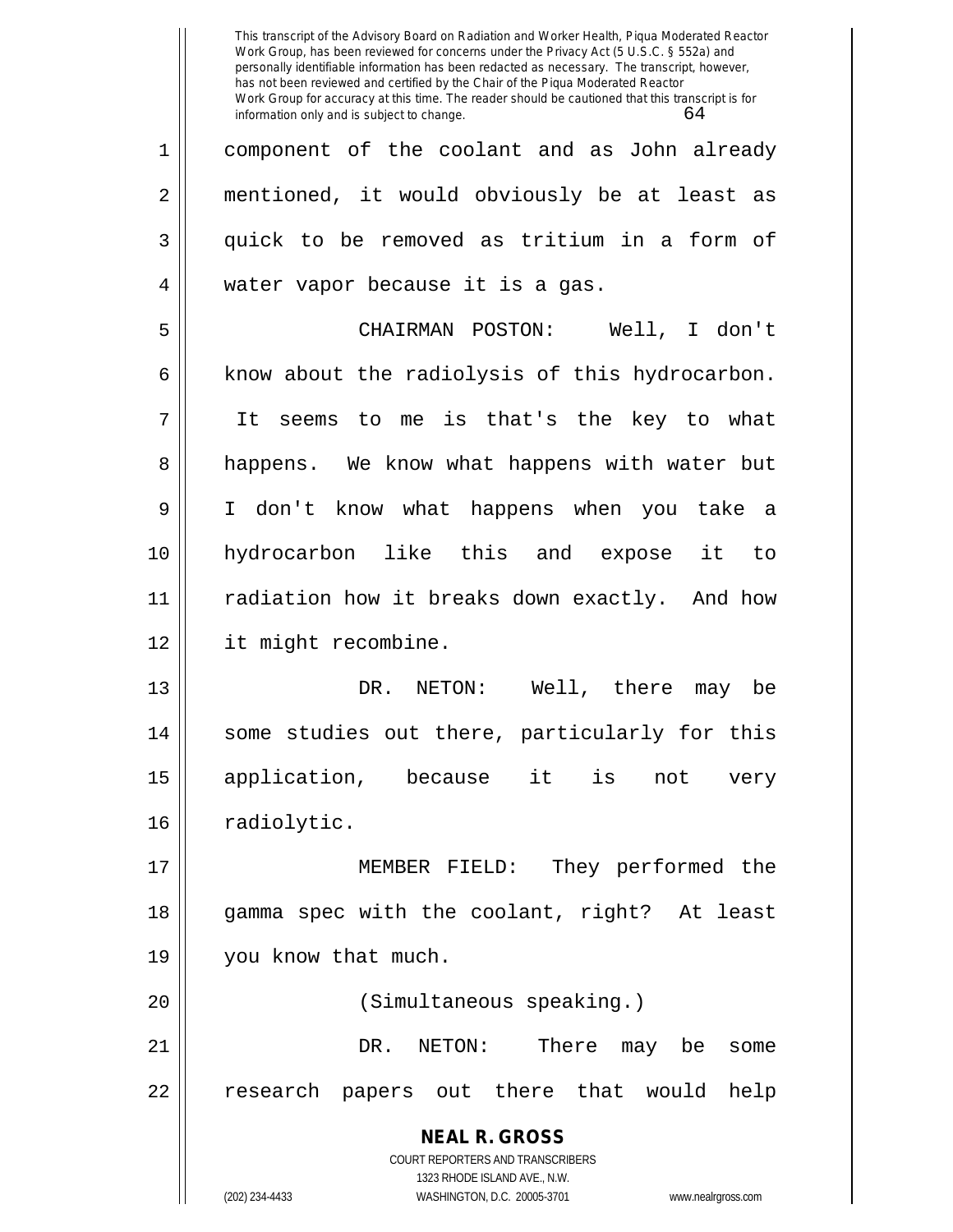component of the coolant and as John already mentioned, it would obviously be at least as quick to be removed as tritium in a form of water vapor because it is a gas.

CHAIRMAN POSTON: Well, I don't know about the radiolysis of this hydrocarbon. It seems to me is that's the key to what happens. We know what happens with water but I don't know what happens when you take a hydrocarbon like this and expose it to radiation how it breaks down exactly. And how it might recombine.

DR. NETON: Well, there may be some studies out there, particularly for this application, because it is not very radiolytic.

MEMBER FIELD: They performed the gamma spec with the coolant, right? At least you know that much.

(Simultaneous speaking.)

DR. NETON: There may be some research papers out there that would help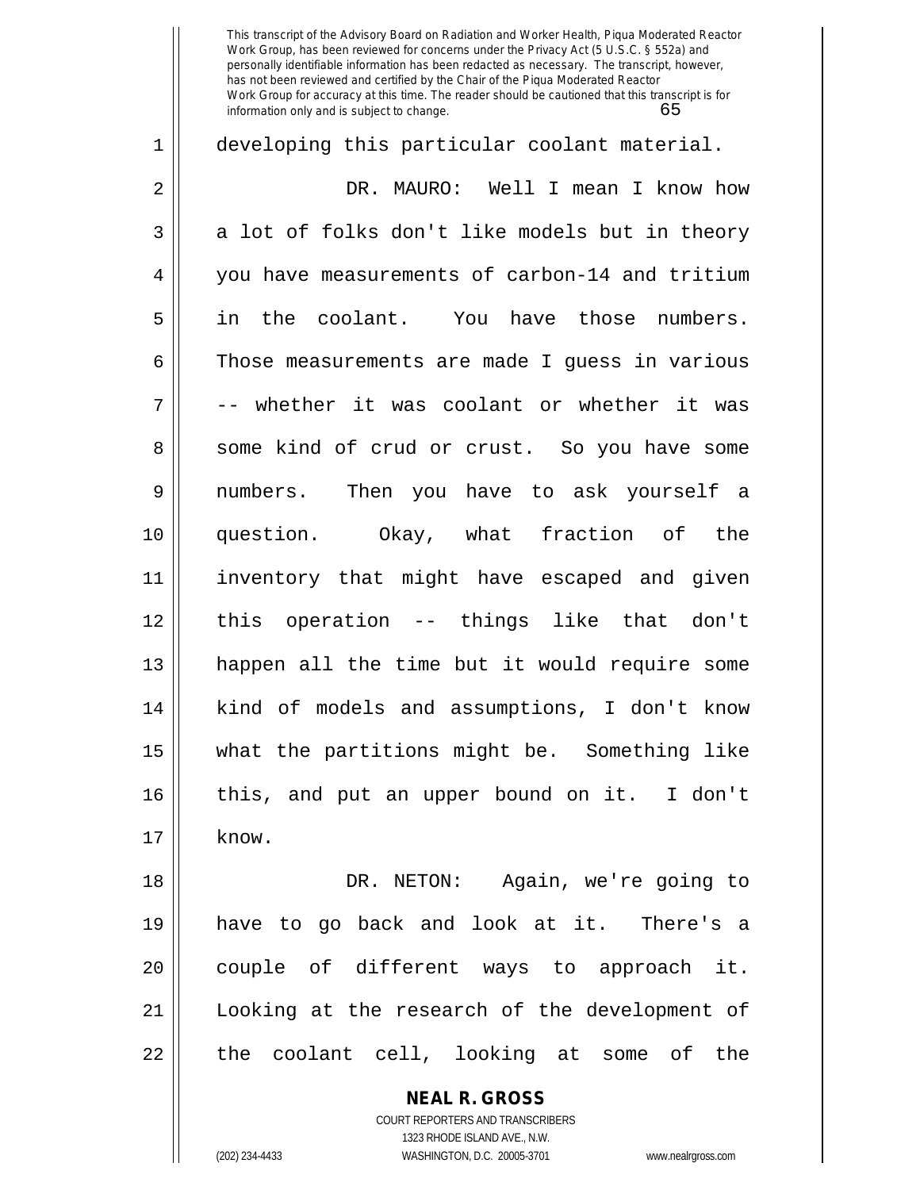developing this particular coolant material.

DR. MAURO: Well I mean I know how a lot of folks don't like models but in theory you have measurements of carbon-14 and tritium in the coolant. You have those numbers. Those measurements are made I guess in various -- whether it was coolant or whether it was some kind of crud or crust. So you have some numbers. Then you have to ask yourself a question. Okay, what fraction of the inventory that might have escaped and given this operation -- things like that don't happen all the time but it would require some kind of models and assumptions, I don't know what the partitions might be. Something like this, and put an upper bound on it. I don't know.

DR. NETON: Again, we're going to have to go back and look at it. There's a couple of different ways to approach it. Looking at the research of the development of the coolant cell, looking at some of the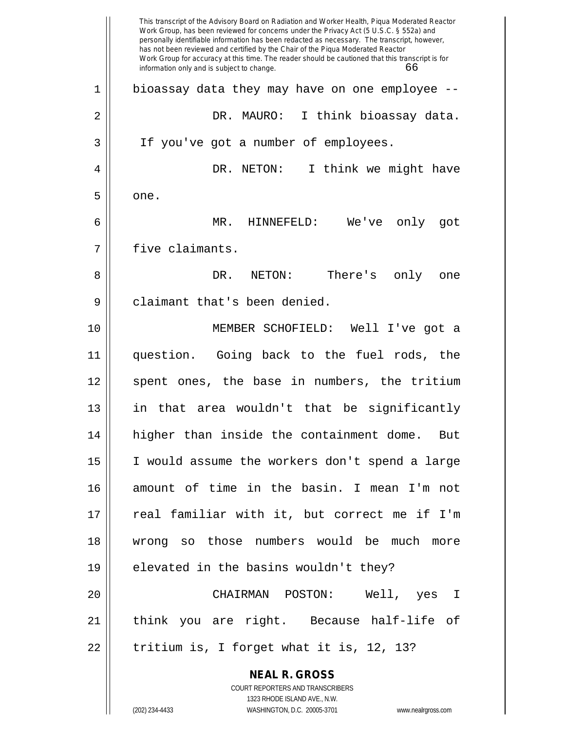bioassay data they may have on one employee --

DR. MAURO: I think bioassay data. If you've got a number of employees.

DR. NETON: I think we might have one.

MR. HINNEFELD: We've only got five claimants.

DR. NETON: There's only one claimant that's been denied.

MEMBER SCHOFIELD: Well I've got a question. Going back to the fuel rods, the spent ones, the base in numbers, the tritium in that area wouldn't that be significantly higher than inside the containment dome. But I would assume the workers don't spend a large amount of time in the basin. I mean I'm not real familiar with it, but correct me if I'm wrong so those numbers would be much more elevated in the basins wouldn't they?

CHAIRMAN POSTON: Well, yes I think you are right. Because half-life of tritium is, I forget what it is, 12, 13?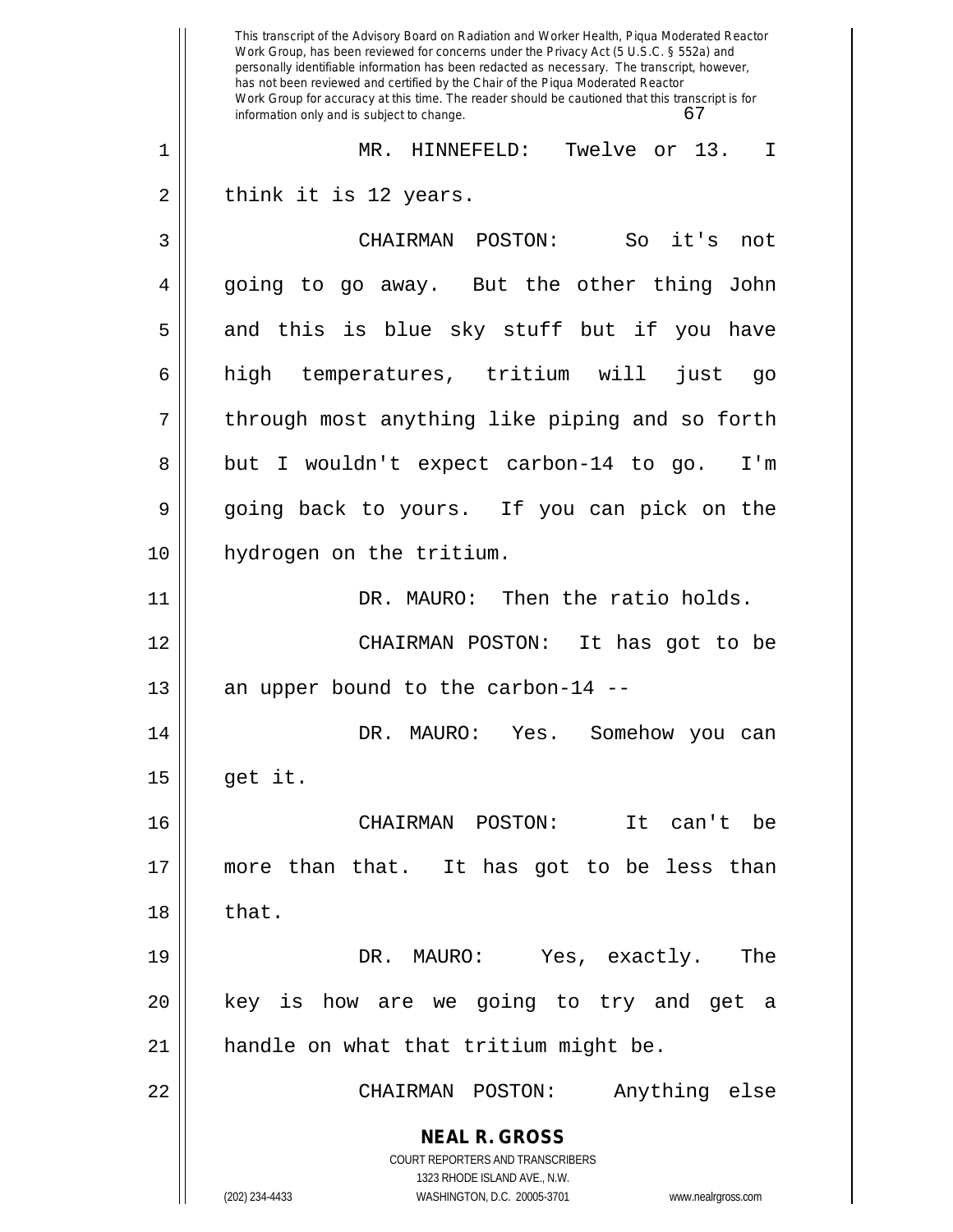MR. HINNEFELD: Twelve or 13. I think it is 12 years.

CHAIRMAN POSTON: So it's not going to go away. But the other thing John and this is blue sky stuff but if you have high temperatures, tritium will just go through most anything like piping and so forth but I wouldn't expect carbon-14 to go. I'm going back to yours. If you can pick on the hydrogen on the tritium.

DR. MAURO: Then the ratio holds.

CHAIRMAN POSTON: It has got to be an upper bound to the carbon-14 --

DR. MAURO: Yes. Somehow you can get it.

CHAIRMAN POSTON: It can't be more than that. It has got to be less than that.

DR. MAURO: Yes, exactly. The key is how are we going to try and get a handle on what that tritium might be.

CHAIRMAN POSTON: Anything else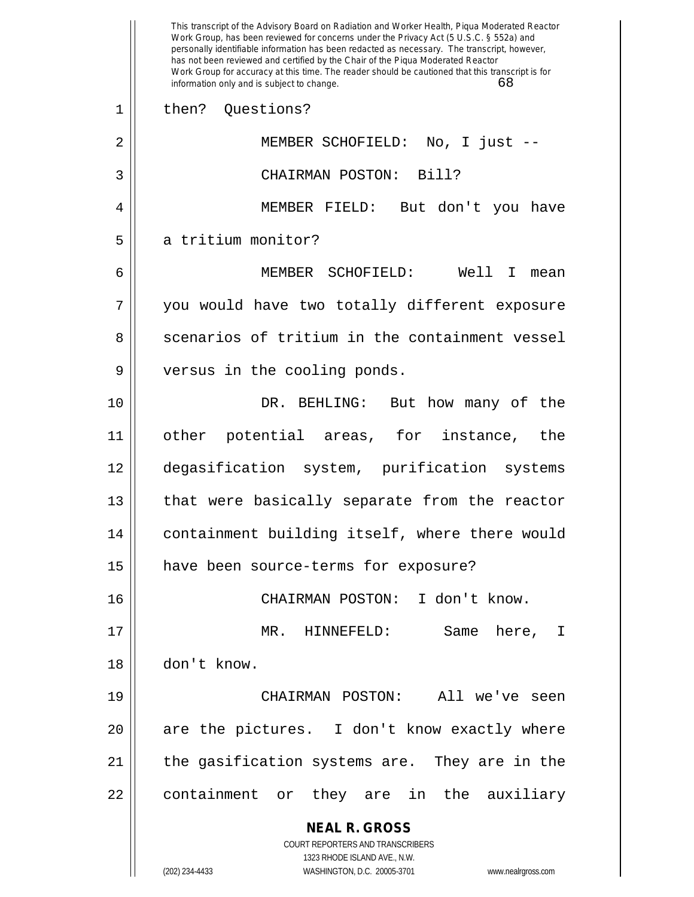then? Questions?

MEMBER SCHOFIELD: No, I just --

CHAIRMAN POSTON: Bill?

MEMBER FIELD: But don't you have a tritium monitor?

MEMBER SCHOFIELD: Well I mean you would have two totally different exposure scenarios of tritium in the containment vessel versus in the cooling ponds.

DR. BEHLING: But how many of the other potential areas, for instance, the degasification system, purification systems that were basically separate from the reactor containment building itself, where there would have been source-terms for exposure?

CHAIRMAN POSTON: I don't know.

MR. HINNEFELD: Same here, I don't know.

CHAIRMAN POSTON: All we've seen are the pictures. I don't know exactly where the gasification systems are. They are in the containment or they are in the auxiliary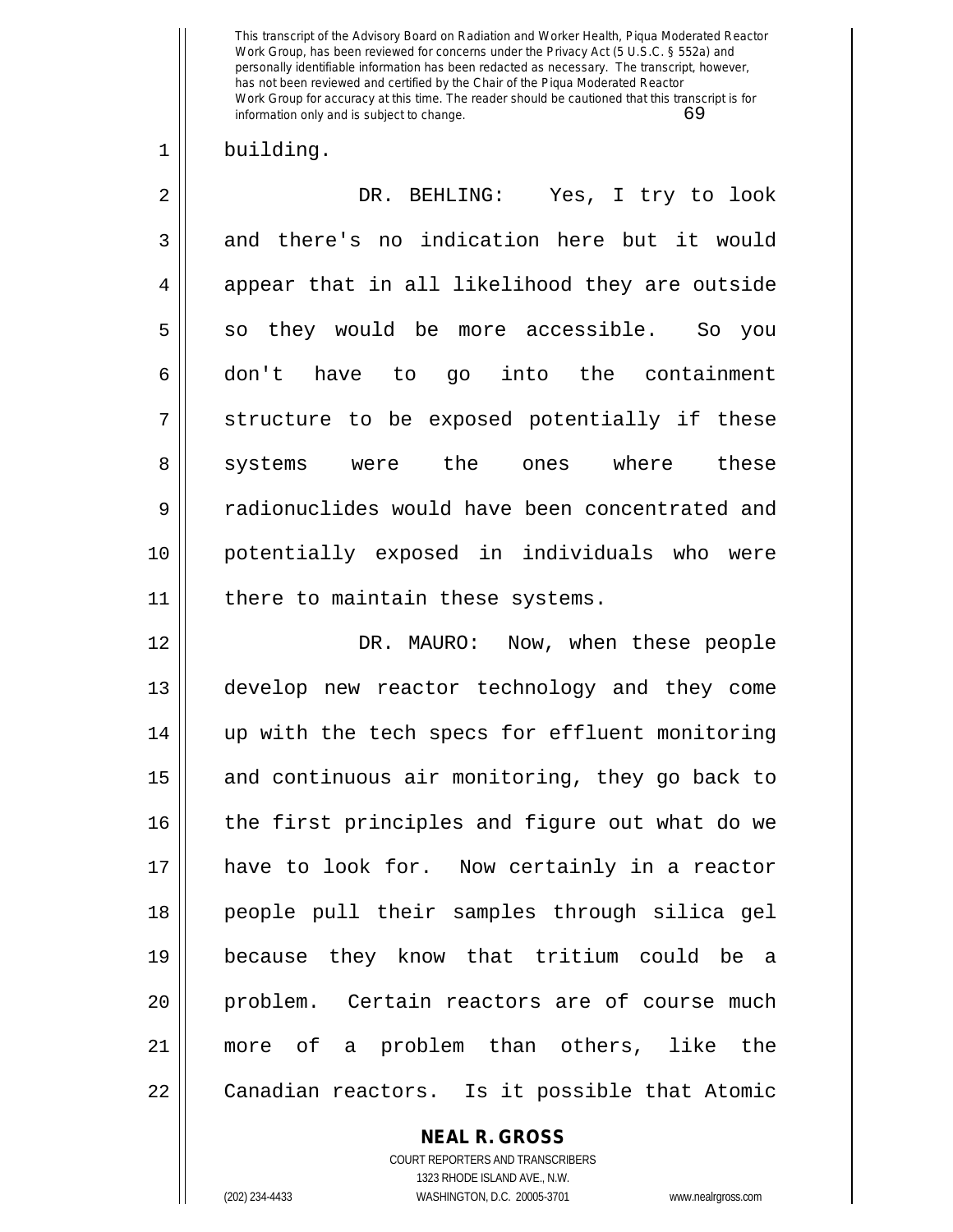building.

DR. BEHLING: Yes, I try to look and there's no indication here but it would appear that in all likelihood they are outside so they would be more accessible. So you don't have to go into the containment structure to be exposed potentially if these systems were the ones where these radionuclides would have been concentrated and potentially exposed in individuals who were there to maintain these systems.

DR. MAURO: Now, when these people develop new reactor technology and they come up with the tech specs for effluent monitoring and continuous air monitoring, they go back to the first principles and figure out what do we have to look for. Now certainly in a reactor people pull their samples through silica gel because they know that tritium could be a problem. Certain reactors are of course much more of a problem than others, like the Canadian reactors. Is it possible that Atomic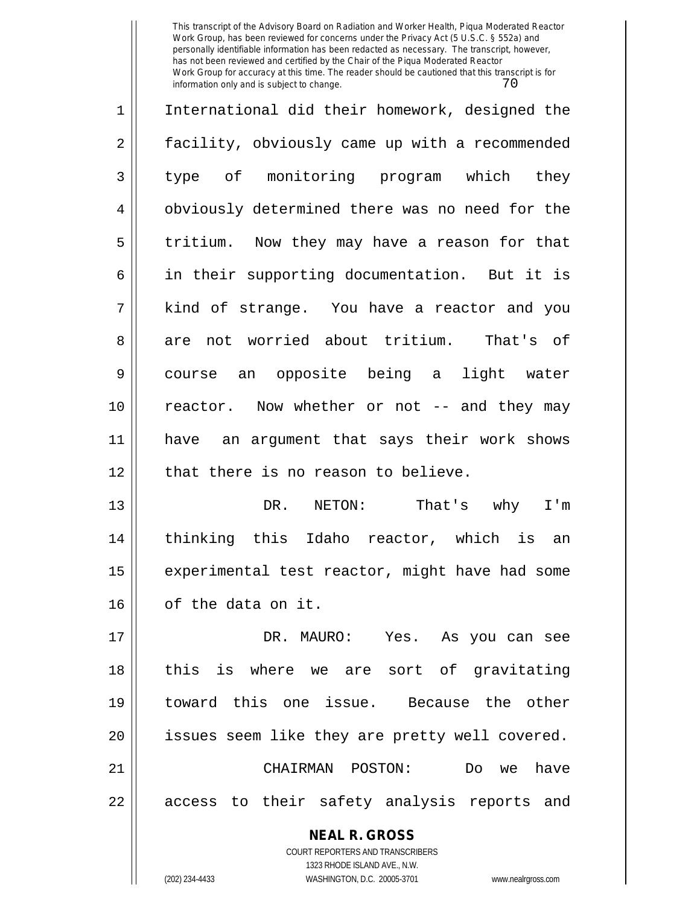International did their homework, designed the facility, obviously came up with a recommended type of monitoring program which they obviously determined there was no need for the tritium. Now they may have a reason for that in their supporting documentation. But it is kind of strange. You have a reactor and you are not worried about tritium. That's of course an opposite being a light water reactor. Now whether or not -- and they may have an argument that says their work shows that there is no reason to believe.

DR. NETON: That's why I'm thinking this Idaho reactor, which is an experimental test reactor, might have had some of the data on it.

DR. MAURO: Yes. As you can see this is where we are sort of gravitating toward this one issue. Because the other issues seem like they are pretty well covered.

CHAIRMAN POSTON: Do we have access to their safety analysis reports and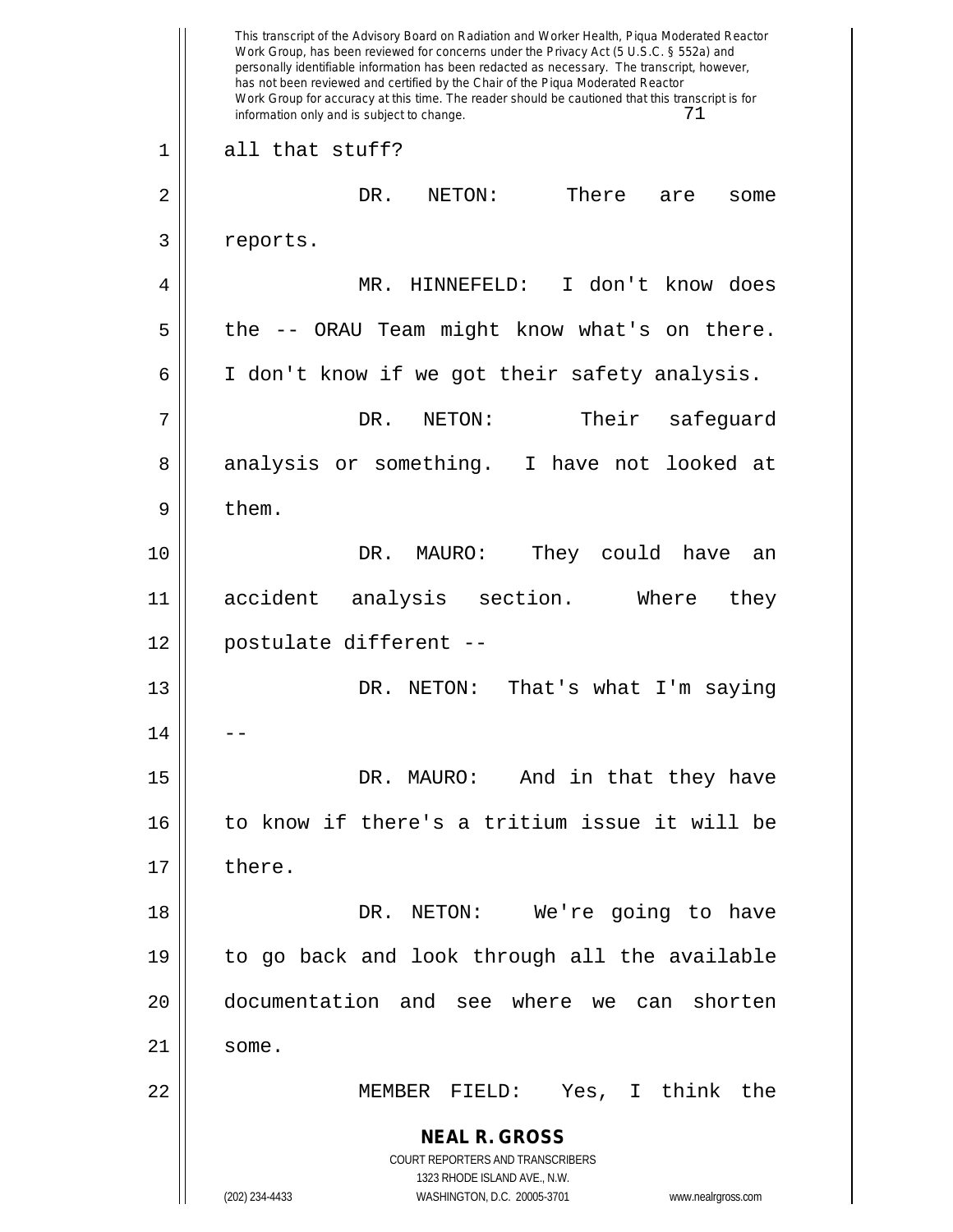all that stuff?

DR. NETON: There are some reports.

MR. HINNEFELD: I don't know does the -- ORAU Team might know what's on there. I don't know if we got their safety analysis.

DR. NETON: Their safeguard analysis or something. I have not looked at them.

DR. MAURO: They could have an accident analysis section. Where they postulate different --

DR. NETON: That's what I'm saying --

DR. MAURO: And in that they have to know if there's a tritium issue it will be there.

DR. NETON: We're going to have to go back and look through all the available documentation and see where we can shorten some.

MEMBER FIELD: Yes, I think the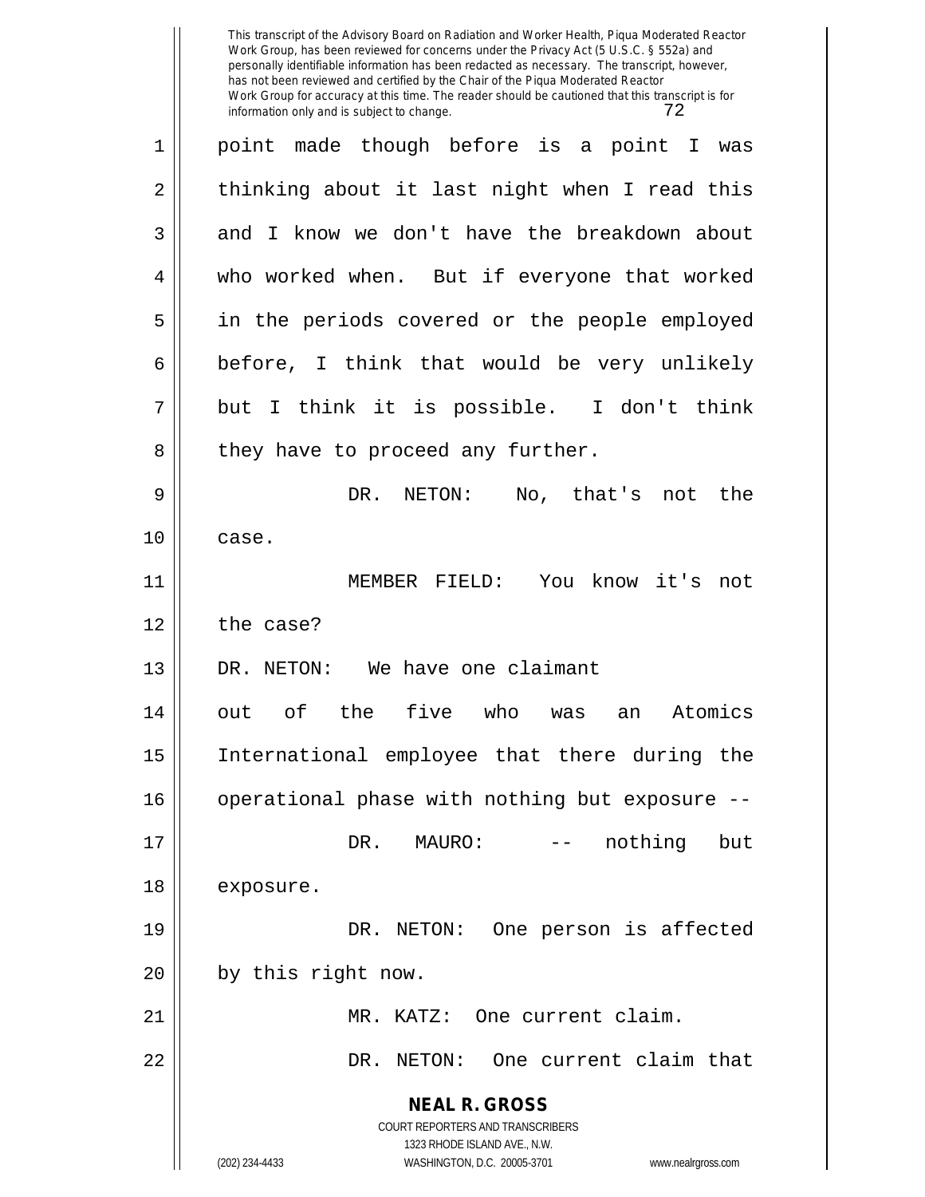point made though before is a point I was thinking about it last night when I read this and I know we don't have the breakdown about who worked when. But if everyone that worked in the periods covered or the people employed before, I think that would be very unlikely but I think it is possible. I don't think they have to proceed any further.

DR. NETON: No, that's not the case.

MEMBER FIELD: You know it's not the case?

DR. NETON: We have one claimant out of the five who was an Atomics International employee that there during the operational phase with nothing but exposure --

DR. MAURO: -- nothing but exposure.

DR. NETON: One person is affected by this right now.

MR. KATZ: One current claim.

DR. NETON: One current claim that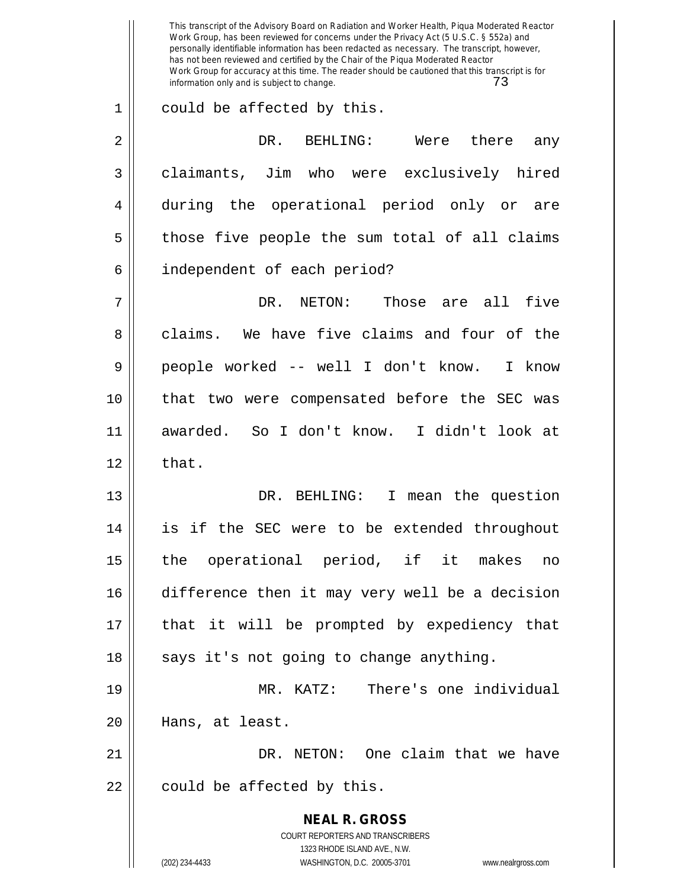could be affected by this.

DR. BEHLING: Were there any claimants, Jim who were exclusively hired during the operational period only or are those five people the sum total of all claims independent of each period?

DR. NETON: Those are all five claims. We have five claims and four of the people worked -- well I don't know. I know that two were compensated before the SEC was awarded. So I don't know. I didn't look at that.

DR. BEHLING: I mean the question is if the SEC were to be extended throughout the operational period, if it makes no difference then it may very well be a decision that it will be prompted by expediency that says it's not going to change anything.

MR. KATZ: There's one individual Hans, at least.

DR. NETON: One claim that we have could be affected by this.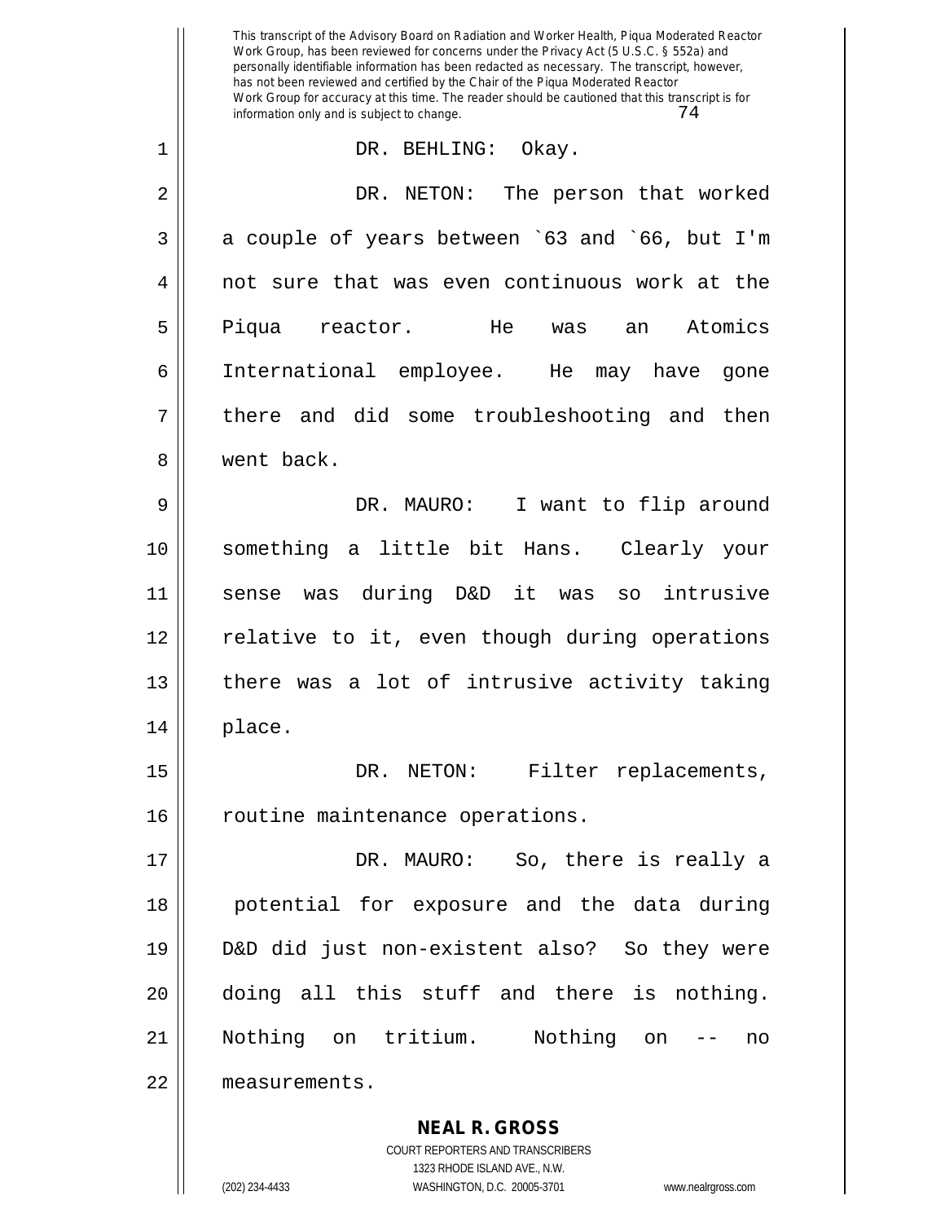DR. BEHLING: Okay.

DR. NETON: The person that worked a couple of years between `63 and `66, but I'm not sure that was even continuous work at the Piqua reactor. He was an Atomics International employee. He may have gone there and did some troubleshooting and then went back.

DR. MAURO: I want to flip around something a little bit Hans. Clearly your sense was during D&D it was so intrusive relative to it, even though during operations there was a lot of intrusive activity taking place.

DR. NETON: Filter replacements, routine maintenance operations.

DR. MAURO: So, there is really a potential for exposure and the data during D&D did just non-existent also? So they were doing all this stuff and there is nothing. Nothing on tritium. Nothing on -- no measurements.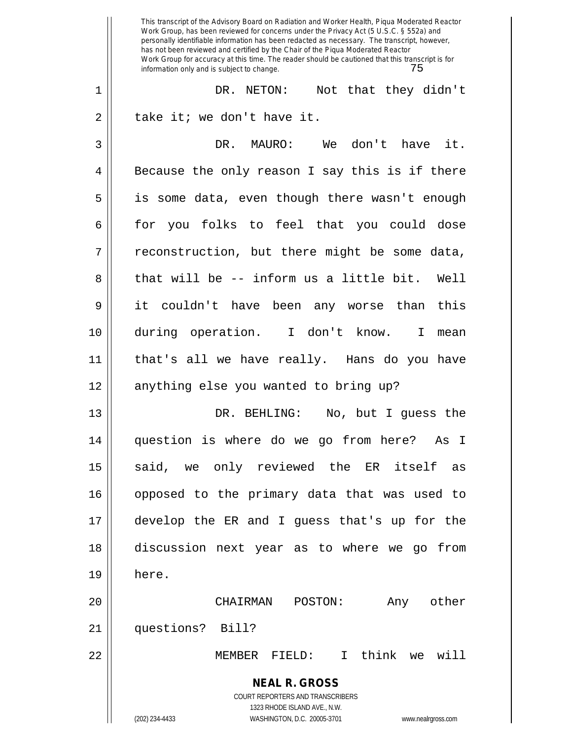DR. NETON: Not that they didn't take it; we don't have it.

DR. MAURO: We don't have it. Because the only reason I say this is if there is some data, even though there wasn't enough for you folks to feel that you could dose reconstruction, but there might be some data, that will be -- inform us a little bit. Well it couldn't have been any worse than this during operation. I don't know. I mean that's all we have really. Hans do you have anything else you wanted to bring up?

DR. BEHLING: No, but I guess the question is where do we go from here? As I said, we only reviewed the ER itself as opposed to the primary data that was used to develop the ER and I guess that's up for the discussion next year as to where we go from here.

CHAIRMAN POSTON: Any other questions? Bill?

MEMBER FIELD: I think we will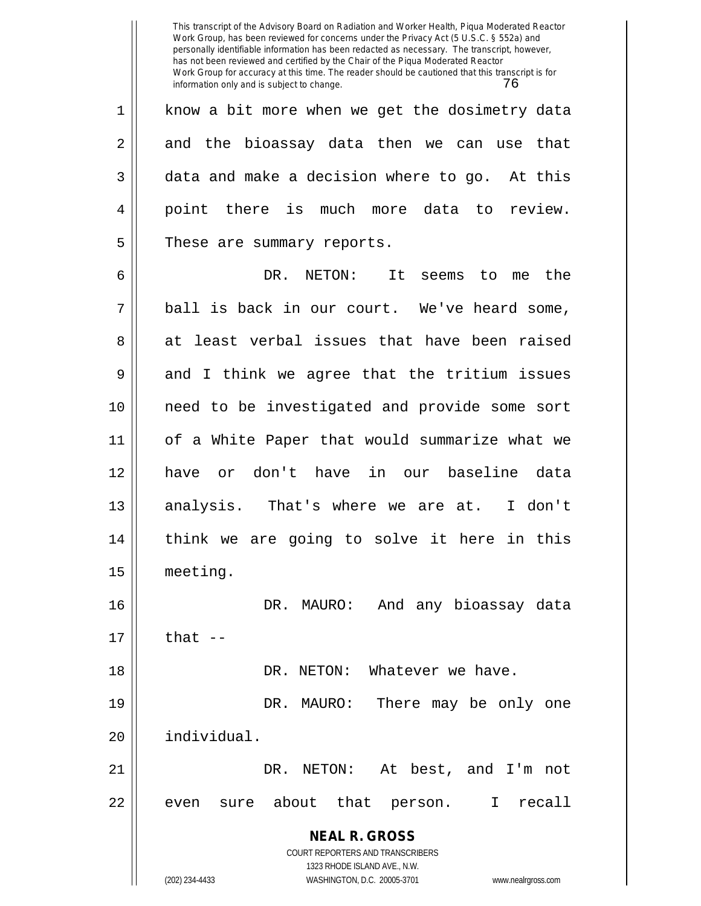know a bit more when we get the dosimetry data and the bioassay data then we can use that data and make a decision where to go. At this point there is much more data to review. These are summary reports.

DR. NETON: It seems to me the ball is back in our court. We've heard some, at least verbal issues that have been raised and I think we agree that the tritium issues need to be investigated and provide some sort of a White Paper that would summarize what we have or don't have in our baseline data analysis. That's where we are at. I don't think we are going to solve it here in this meeting.

DR. MAURO: And any bioassay data that --

DR. NETON: Whatever we have.

DR. MAURO: There may be only one individual.

DR. NETON: At best, and I'm not even sure about that person. I recall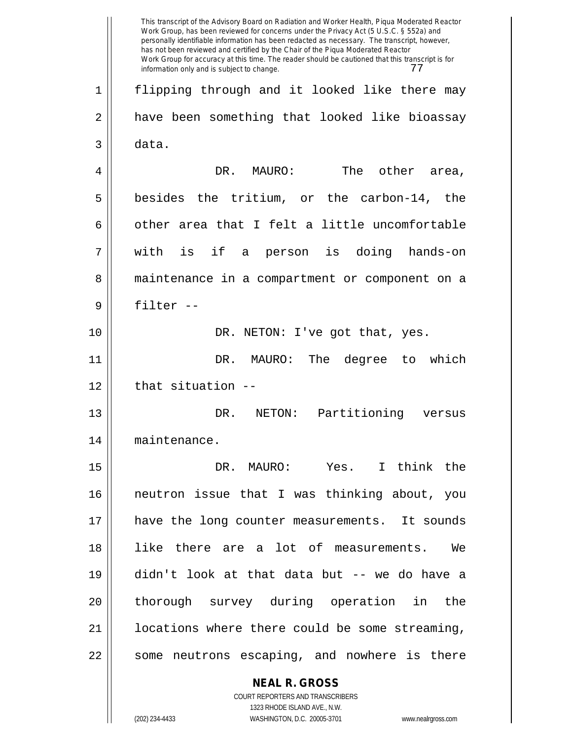flipping through and it looked like there may have been something that looked like bioassay data.

DR. MAURO: The other area, besides the tritium, or the carbon-14, the other area that I felt a little uncomfortable with is if a person is doing hands-on maintenance in a compartment or component on a filter --

DR. NETON: I've got that, yes.

DR. MAURO: The degree to which that situation --

DR. NETON: Partitioning versus maintenance.

DR. MAURO: Yes. I think the neutron issue that I was thinking about, you have the long counter measurements. It sounds like there are a lot of measurements. We didn't look at that data but -- we do have a thorough survey during operation in the locations where there could be some streaming, some neutrons escaping, and nowhere is there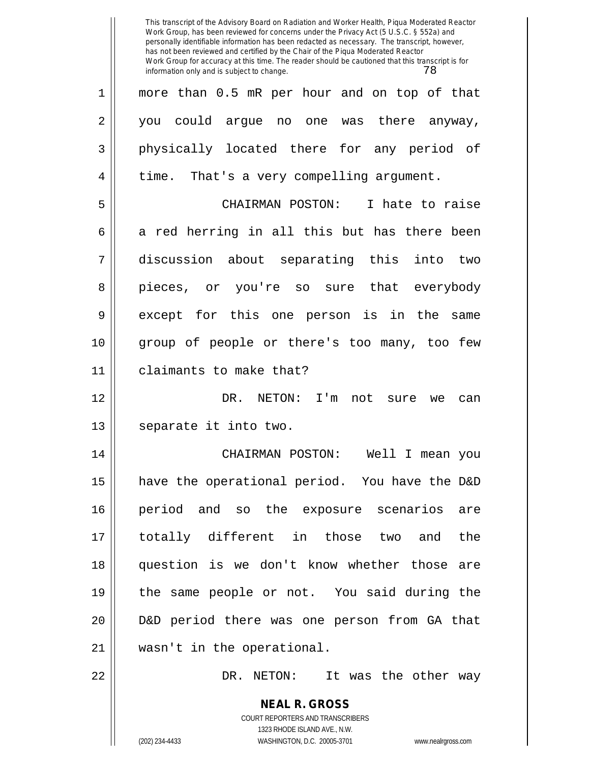more than 0.5 mR per hour and on top of that you could argue no one was there anyway, physically located there for any period of time. That's a very compelling argument.

CHAIRMAN POSTON: I hate to raise a red herring in all this but has there been discussion about separating this into two pieces, or you're so sure that everybody except for this one person is in the same group of people or there's too many, too few claimants to make that?

DR. NETON: I'm not sure we can separate it into two.

CHAIRMAN POSTON: Well I mean you have the operational period. You have the D&D period and so the exposure scenarios are totally different in those two and the question is we don't know whether those are the same people or not. You said during the D&D period there was one person from GA that wasn't in the operational.

DR. NETON: It was the other way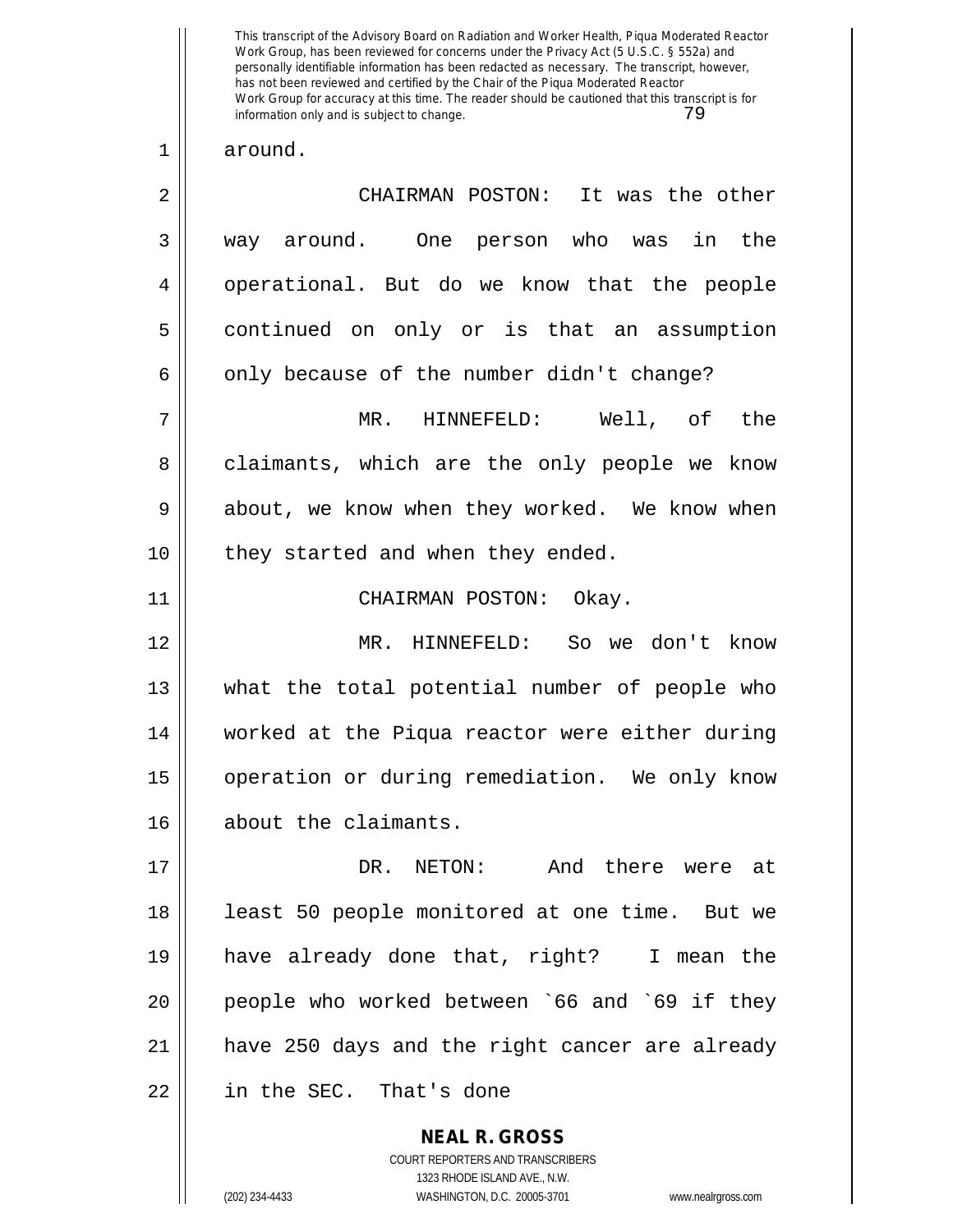around.

CHAIRMAN POSTON: It was the other way around. One person who was in the operational. But do we know that the people continued on only or is that an assumption only because of the number didn't change?

MR. HINNEFELD: Well, of the claimants, which are the only people we know about, we know when they worked. We know when they started and when they ended.

CHAIRMAN POSTON: Okay.

MR. HINNEFELD: So we don't know what the total potential number of people who worked at the Piqua reactor were either during operation or during remediation. We only know about the claimants.

DR. NETON: And there were at least 50 people monitored at one time. But we have already done that, right? I mean the people who worked between `66 and `69 if they have 250 days and the right cancer are already in the SEC. That's done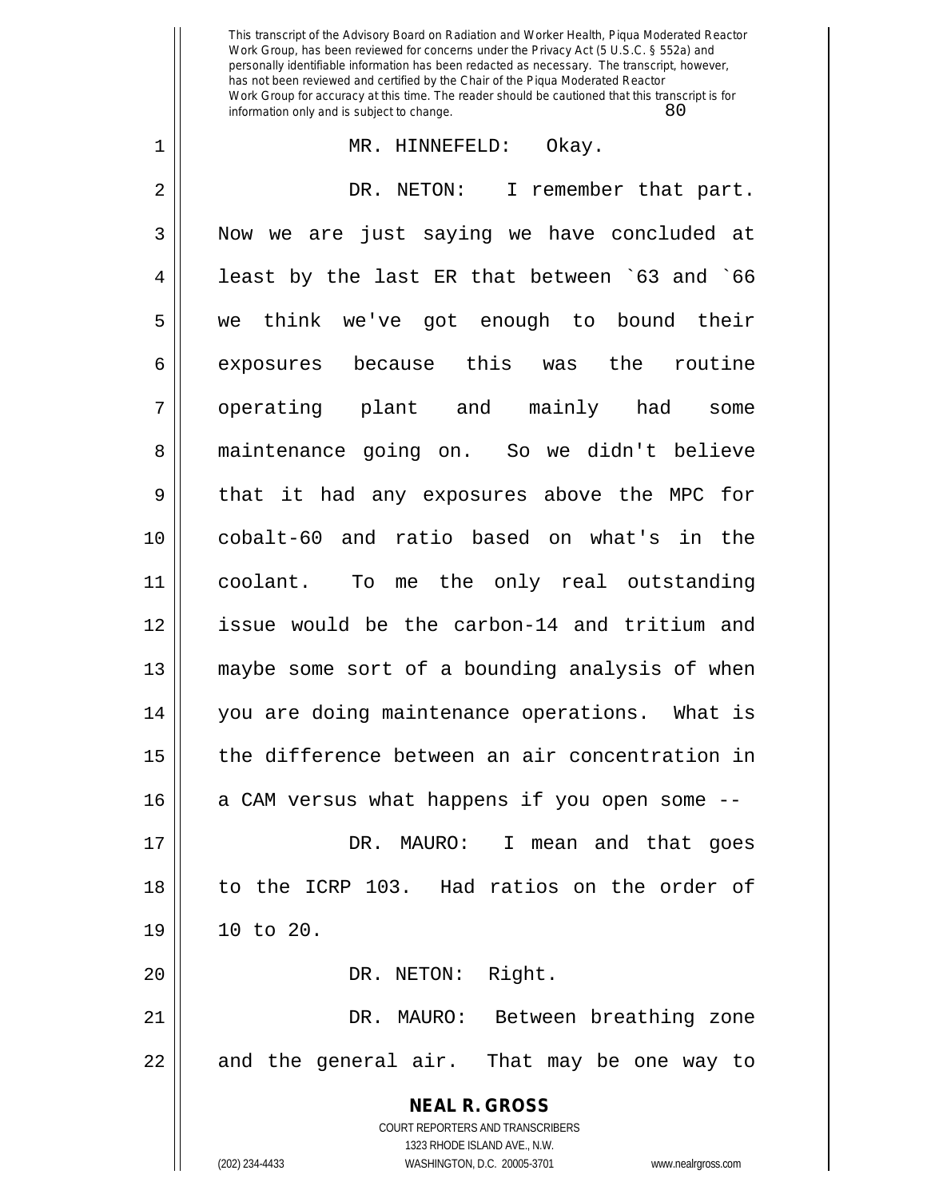MR. HINNEFELD: Okay.

DR. NETON: I remember that part. Now we are just saying we have concluded at least by the last ER that between `63 and `66 we think we've got enough to bound their exposures because this was the routine operating plant and mainly had some maintenance going on. So we didn't believe that it had any exposures above the MPC for cobalt-60 and ratio based on what's in the coolant. To me the only real outstanding issue would be the carbon-14 and tritium and maybe some sort of a bounding analysis of when you are doing maintenance operations. What is the difference between an air concentration in a CAM versus what happens if you open some --

DR. MAURO: I mean and that goes to the ICRP 103. Had ratios on the order of 10 to 20.

DR. NETON: Right.

DR. MAURO: Between breathing zone and the general air. That may be one way to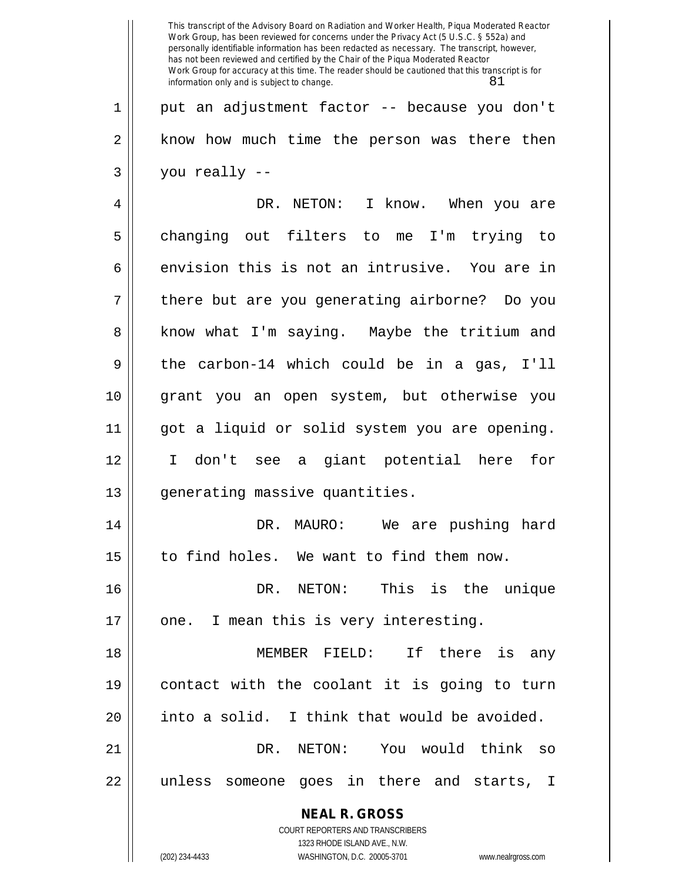put an adjustment factor -- because you don't know how much time the person was there then you really --

DR. NETON: I know. When you are changing out filters to me I'm trying to envision this is not an intrusive. You are in there but are you generating airborne? Do you know what I'm saying. Maybe the tritium and the carbon-14 which could be in a gas, I'll grant you an open system, but otherwise you got a liquid or solid system you are opening. I don't see a giant potential here for generating massive quantities.

DR. MAURO: We are pushing hard to find holes. We want to find them now.

DR. NETON: This is the unique one. I mean this is very interesting.

MEMBER FIELD: If there is any contact with the coolant it is going to turn into a solid. I think that would be avoided.

DR. NETON: You would think so unless someone goes in there and starts, I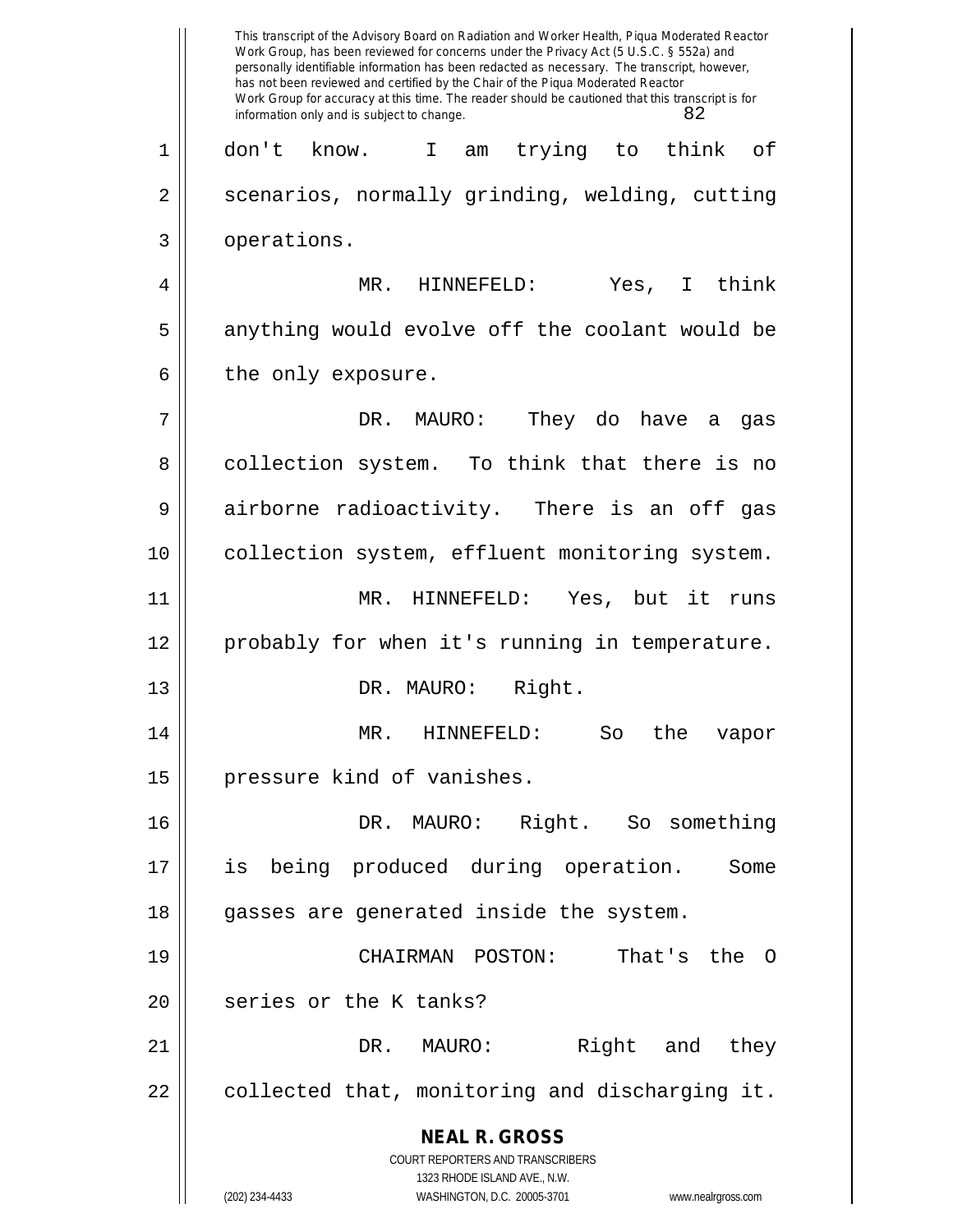don't know. I am trying to think of scenarios, normally grinding, welding, cutting operations.

MR. HINNEFELD: Yes, I think anything would evolve off the coolant would be the only exposure.

DR. MAURO: They do have a gas collection system. To think that there is no airborne radioactivity. There is an off gas collection system, effluent monitoring system.

MR. HINNEFELD: Yes, but it runs probably for when it's running in temperature.

DR. MAURO: Right.

MR. HINNEFELD: So the vapor pressure kind of vanishes.

DR. MAURO: Right. So something is being produced during operation. Some gasses are generated inside the system.

CHAIRMAN POSTON: That's the O series or the K tanks?

DR. MAURO: Right and they collected that, monitoring and discharging it.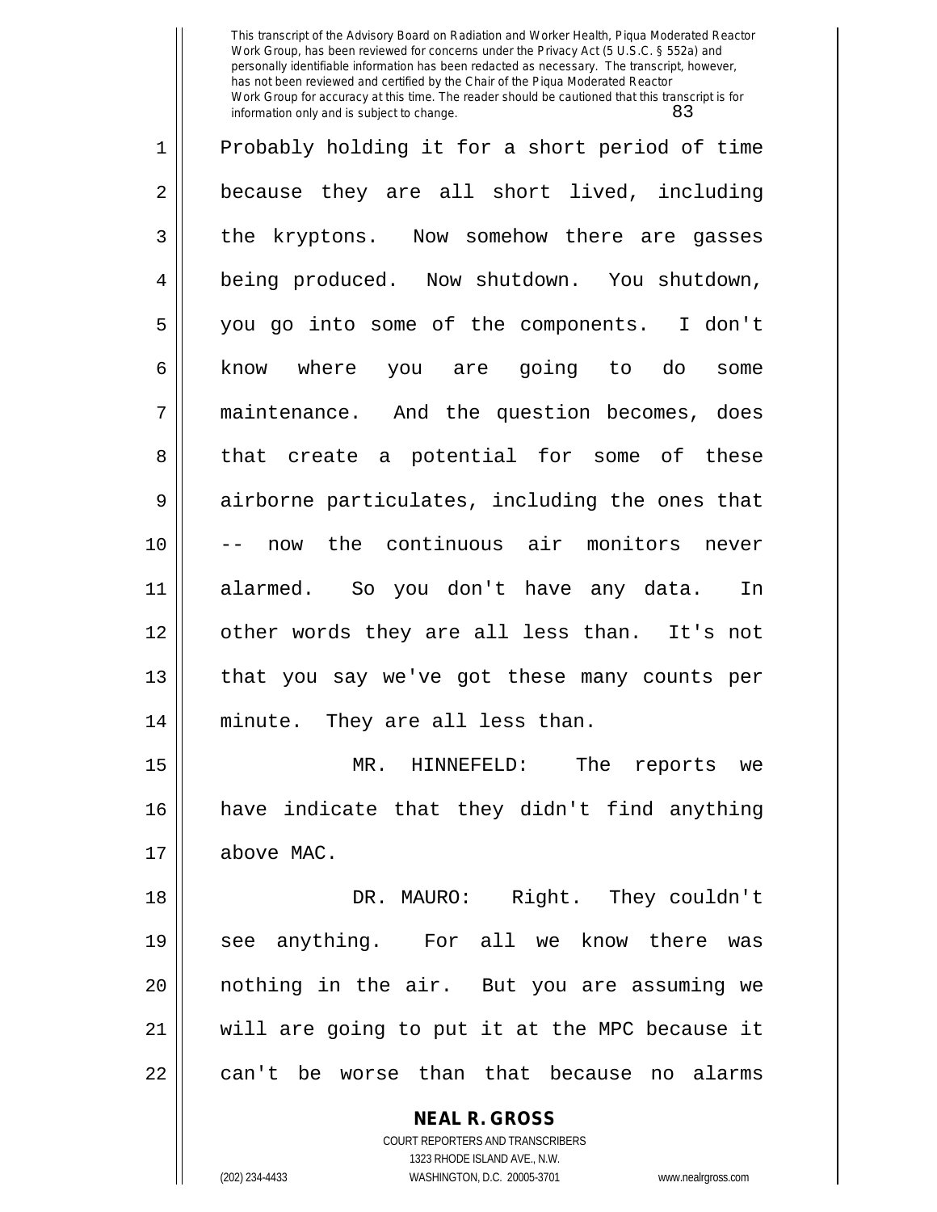Probably holding it for a short period of time because they are all short lived, including the kryptons. Now somehow there are gasses being produced. Now shutdown. You shutdown, you go into some of the components. I don't know where you are going to do some maintenance. And the question becomes, does that create a potential for some of these airborne particulates, including the ones that -- now the continuous air monitors never alarmed. So you don't have any data. In other words they are all less than. It's not that you say we've got these many counts per minute. They are all less than.

MR. HINNEFELD: The reports we have indicate that they didn't find anything above MAC.

DR. MAURO: Right. They couldn't see anything. For all we know there was nothing in the air. But you are assuming we will are going to put it at the MPC because it can't be worse than that because no alarms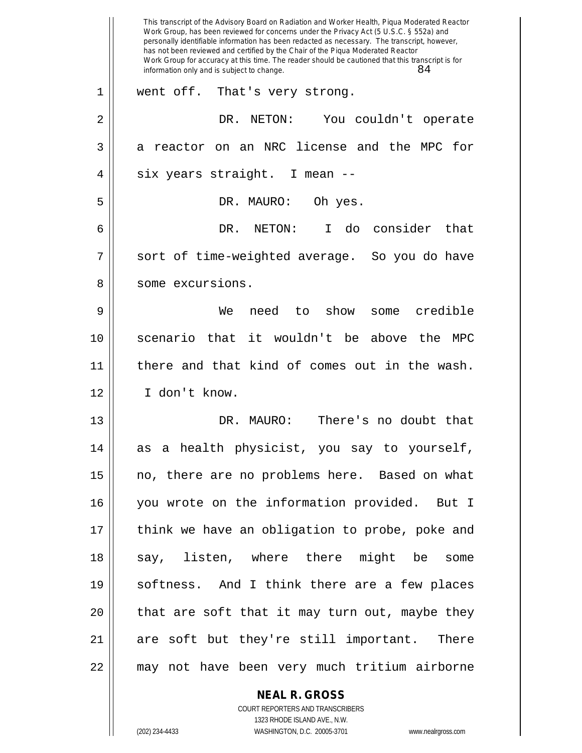went off. That's very strong.

DR. NETON: You couldn't operate a reactor on an NRC license and the MPC for six years straight. I mean --

DR. MAURO: Oh yes.

DR. NETON: I do consider that sort of time-weighted average. So you do have some excursions.

We need to show some credible scenario that it wouldn't be above the MPC there and that kind of comes out in the wash. I don't know.

DR. MAURO: There's no doubt that as a health physicist, you say to yourself, no, there are no problems here. Based on what you wrote on the information provided. But I think we have an obligation to probe, poke and say, listen, where there might be some softness. And I think there are a few places that are soft that it may turn out, maybe they are soft but they're still important. There may not have been very much tritium airborne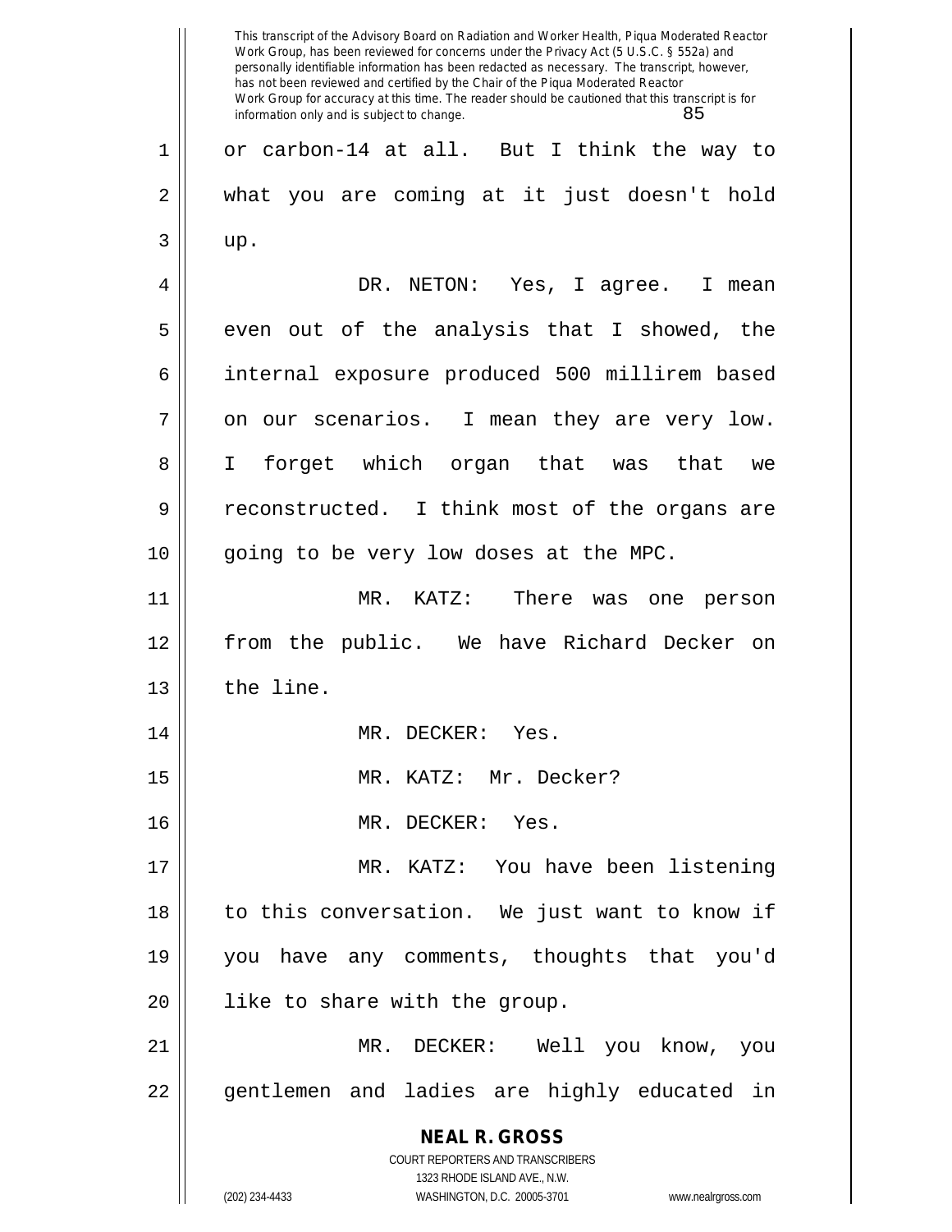or carbon-14 at all. But I think the way to what you are coming at it just doesn't hold up.

DR. NETON: Yes, I agree. I mean even out of the analysis that I showed, the internal exposure produced 500 millirem based on our scenarios. I mean they are very low. I forget which organ that was that we reconstructed. I think most of the organs are going to be very low doses at the MPC.

MR. KATZ: There was one person from the public. We have Richard Decker on the line.

MR. DECKER: Yes.

MR. KATZ: Mr. Decker?

MR. DECKER: Yes.

MR. KATZ: You have been listening to this conversation. We just want to know if you have any comments, thoughts that you'd like to share with the group.

MR. DECKER: Well you know, you gentlemen and ladies are highly educated in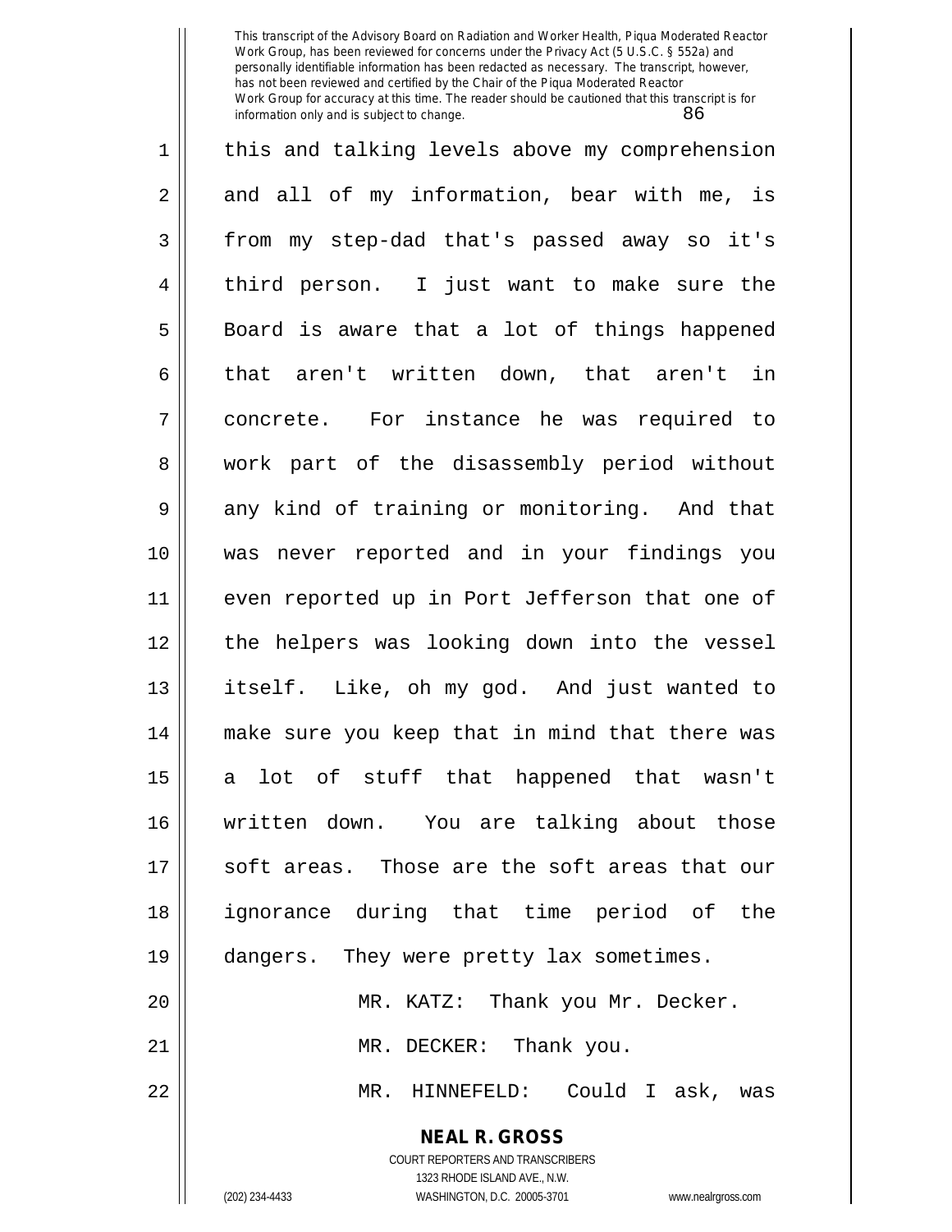this and talking levels above my comprehension and all of my information, bear with me, is from my step-dad that's passed away so it's third person. I just want to make sure the Board is aware that a lot of things happened that aren't written down, that aren't in concrete. For instance he was required to work part of the disassembly period without any kind of training or monitoring. And that was never reported and in your findings you even reported up in Port Jefferson that one of the helpers was looking down into the vessel itself. Like, oh my god. And just wanted to make sure you keep that in mind that there was a lot of stuff that happened that wasn't written down. You are talking about those soft areas. Those are the soft areas that our ignorance during that time period of the dangers. They were pretty lax sometimes.

MR. KATZ: Thank you Mr. Decker.

MR. DECKER: Thank you.

MR. HINNEFELD: Could I ask, was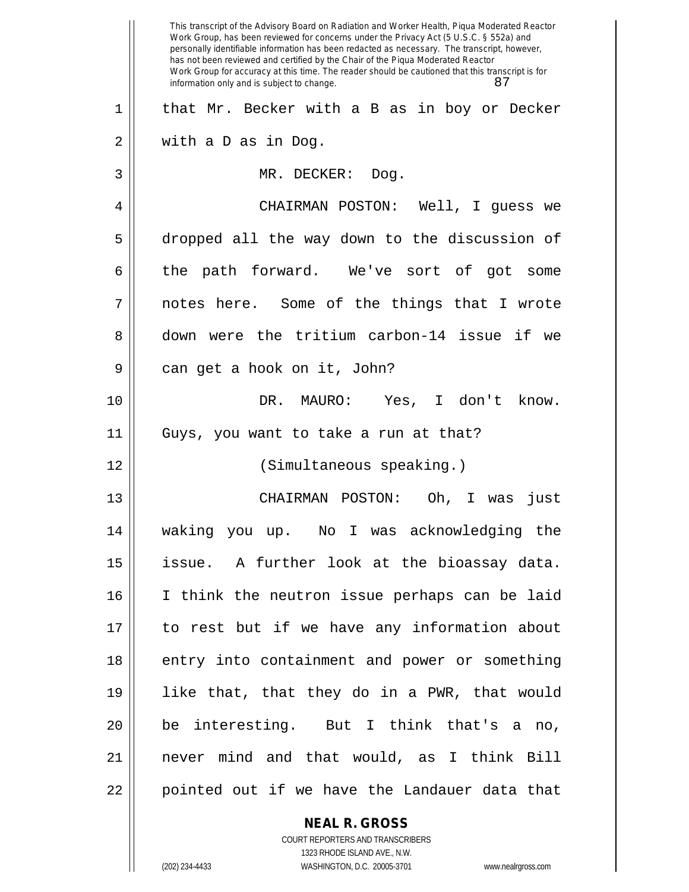that Mr. Becker with a B as in boy or Decker with a D as in Dog.

MR. DECKER: Dog.

CHAIRMAN POSTON: Well, I guess we dropped all the way down to the discussion of the path forward. We've sort of got some notes here. Some of the things that I wrote down were the tritium carbon-14 issue if we can get a hook on it, John?

DR. MAURO: Yes, I don't know. Guys, you want to take a run at that?

(Simultaneous speaking.)

CHAIRMAN POSTON: Oh, I was just waking you up. No I was acknowledging the issue. A further look at the bioassay data. I think the neutron issue perhaps can be laid to rest but if we have any information about entry into containment and power or something like that, that they do in a PWR, that would be interesting. But I think that's a no, never mind and that would, as I think Bill pointed out if we have the Landauer data that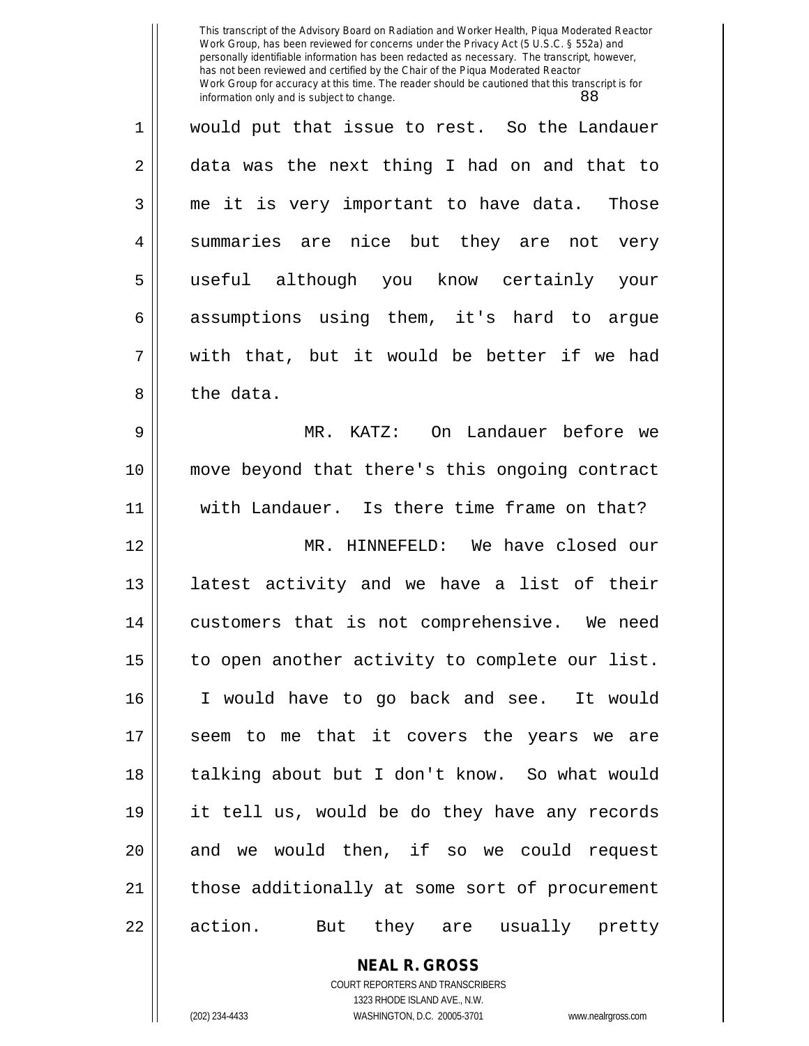would put that issue to rest. So the Landauer data was the next thing I had on and that to me it is very important to have data. Those summaries are nice but they are not very useful although you know certainly your assumptions using them, it's hard to argue with that, but it would be better if we had the data.

MR. KATZ: On Landauer before we move beyond that there's this ongoing contract with Landauer. Is there time frame on that?

MR. HINNEFELD: We have closed our latest activity and we have a list of their customers that is not comprehensive. We need to open another activity to complete our list. I would have to go back and see. It would seem to me that it covers the years we are talking about but I don't know. So what would it tell us, would be do they have any records and we would then, if so we could request those additionally at some sort of procurement action. But they are usually pretty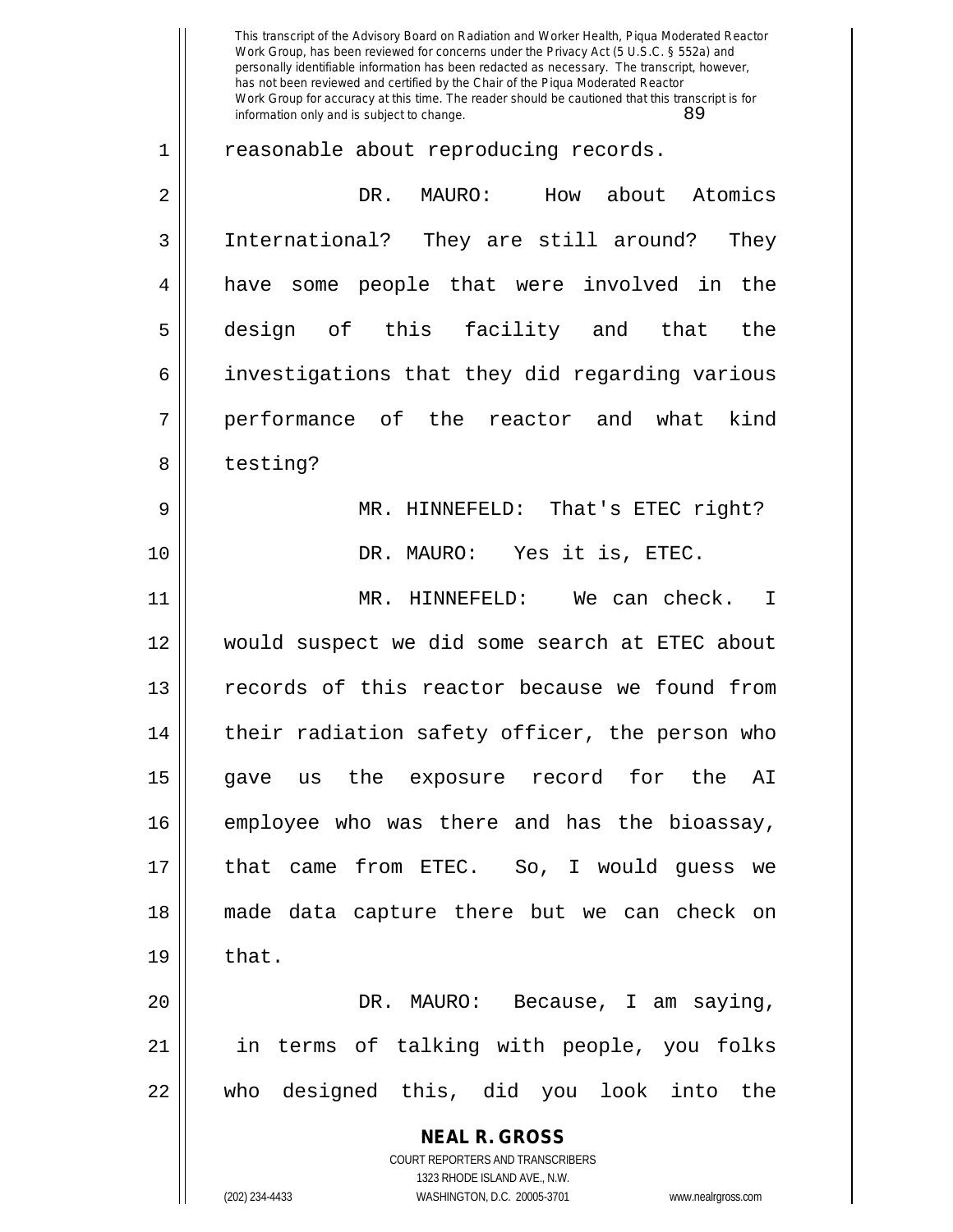reasonable about reproducing records.

DR. MAURO: How about Atomics International? They are still around? They have some people that were involved in the design of this facility and that the investigations that they did regarding various performance of the reactor and what kind testing?

MR. HINNEFELD: That's ETEC right?

DR. MAURO: Yes it is, ETEC.

MR. HINNEFELD: We can check. I would suspect we did some search at ETEC about records of this reactor because we found from their radiation safety officer, the person who gave us the exposure record for the AI employee who was there and has the bioassay, that came from ETEC. So, I would guess we made data capture there but we can check on that.

DR. MAURO: Because, I am saying, in terms of talking with people, you folks who designed this, did you look into the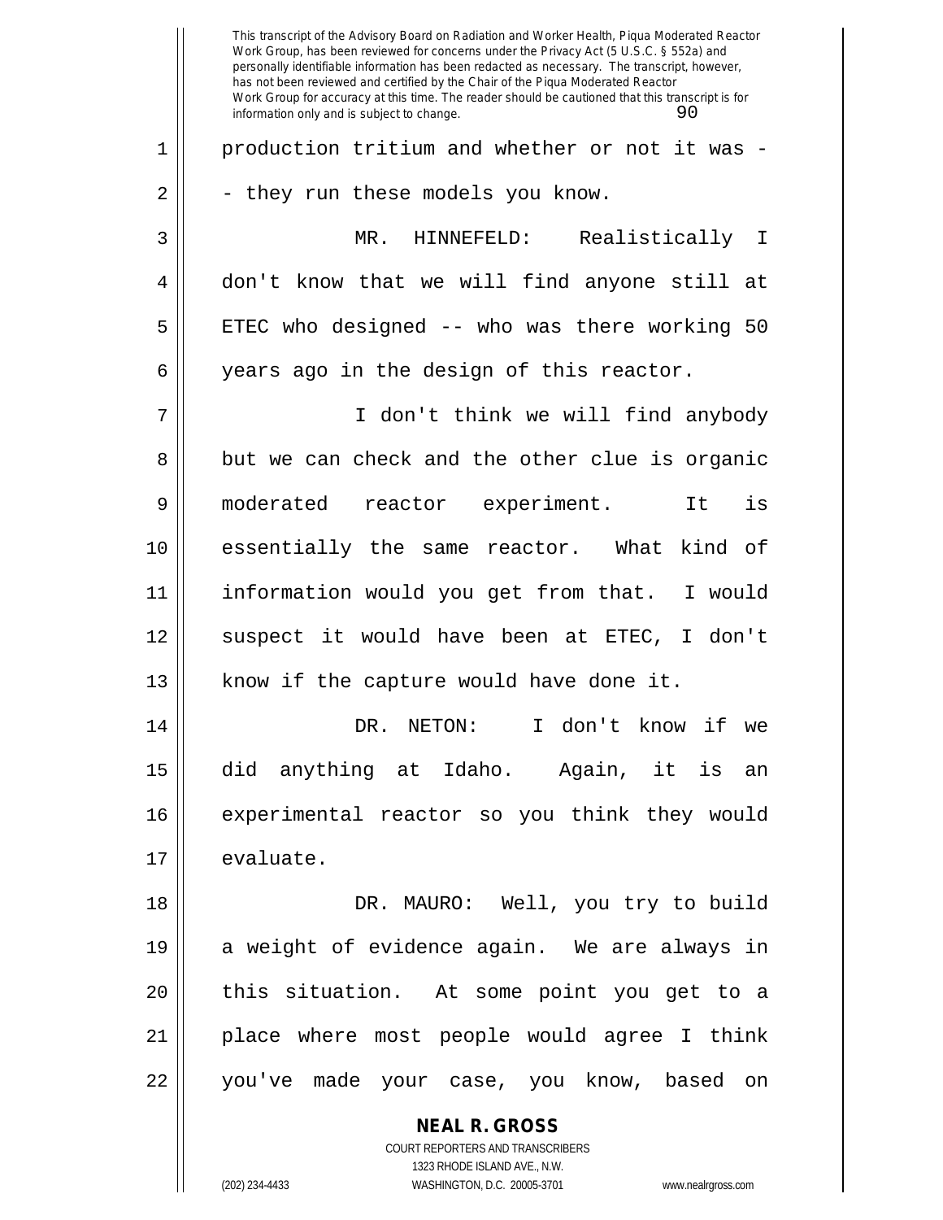production tritium and whether or not it was -- they run these models you know.

MR. HINNEFELD: Realistically I don't know that we will find anyone still at ETEC who designed -- who was there working 50 years ago in the design of this reactor.

I don't think we will find anybody but we can check and the other clue is organic moderated reactor experiment. It is essentially the same reactor. What kind of information would you get from that. I would suspect it would have been at ETEC, I don't know if the capture would have done it.

DR. NETON: I don't know if we did anything at Idaho. Again, it is an experimental reactor so you think they would evaluate.

DR. MAURO: Well, you try to build a weight of evidence again. We are always in this situation. At some point you get to a place where most people would agree I think you've made your case, you know, based on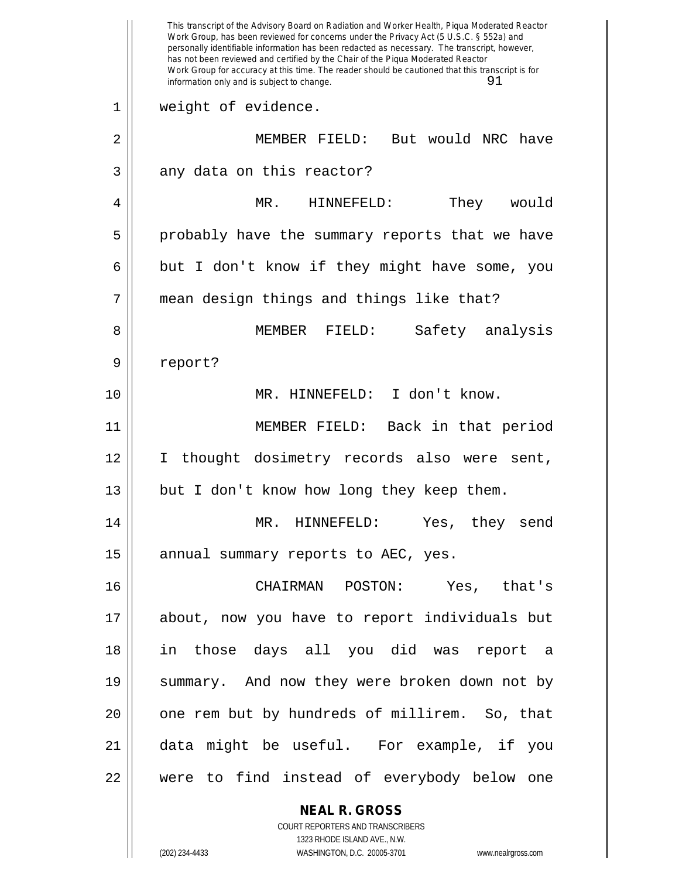weight of evidence.

MEMBER FIELD: But would NRC have any data on this reactor?

MR. HINNEFELD: They would probably have the summary reports that we have but I don't know if they might have some, you mean design things and things like that?

MEMBER FIELD: Safety analysis report?

MR. HINNEFELD: I don't know.

MEMBER FIELD: Back in that period I thought dosimetry records also were sent, but I don't know how long they keep them.

MR. HINNEFELD: Yes, they send annual summary reports to AEC, yes.

CHAIRMAN POSTON: Yes, that's about, now you have to report individuals but in those days all you did was report a summary. And now they were broken down not by one rem but by hundreds of millirem. So, that data might be useful. For example, if you were to find instead of everybody below one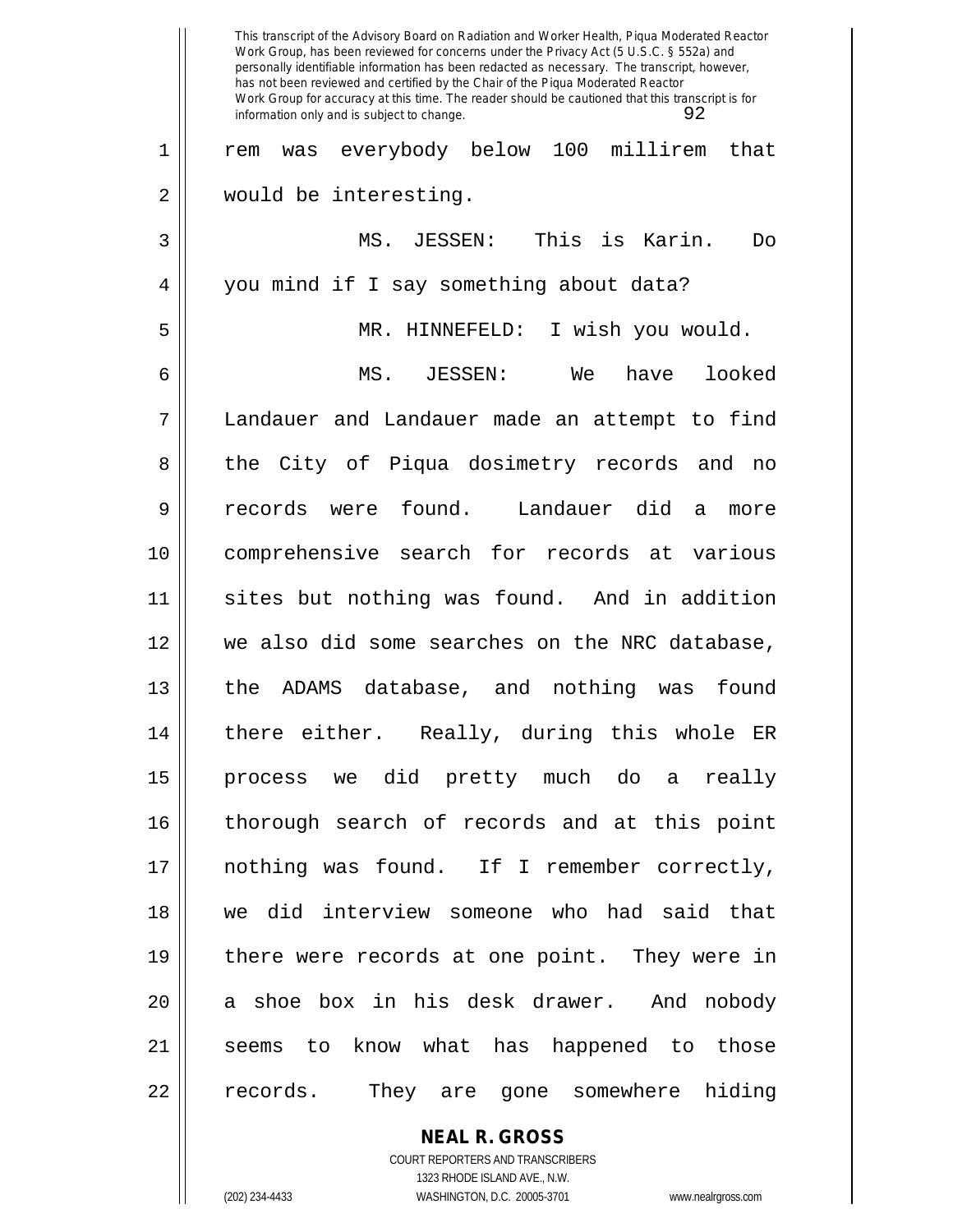rem was everybody below 100 millirem that would be interesting.

MS. JESSEN: This is Karin. Do you mind if I say something about data?

MR. HINNEFELD: I wish you would.

MS. JESSEN: We have looked Landauer and Landauer made an attempt to find the City of Piqua dosimetry records and no records were found. Landauer did a more comprehensive search for records at various sites but nothing was found. And in addition we also did some searches on the NRC database, the ADAMS database, and nothing was found there either. Really, during this whole ER process we did pretty much do a really thorough search of records and at this point nothing was found. If I remember correctly, we did interview someone who had said that there were records at one point. They were in a shoe box in his desk drawer. And nobody seems to know what has happened to those records. They are gone somewhere hiding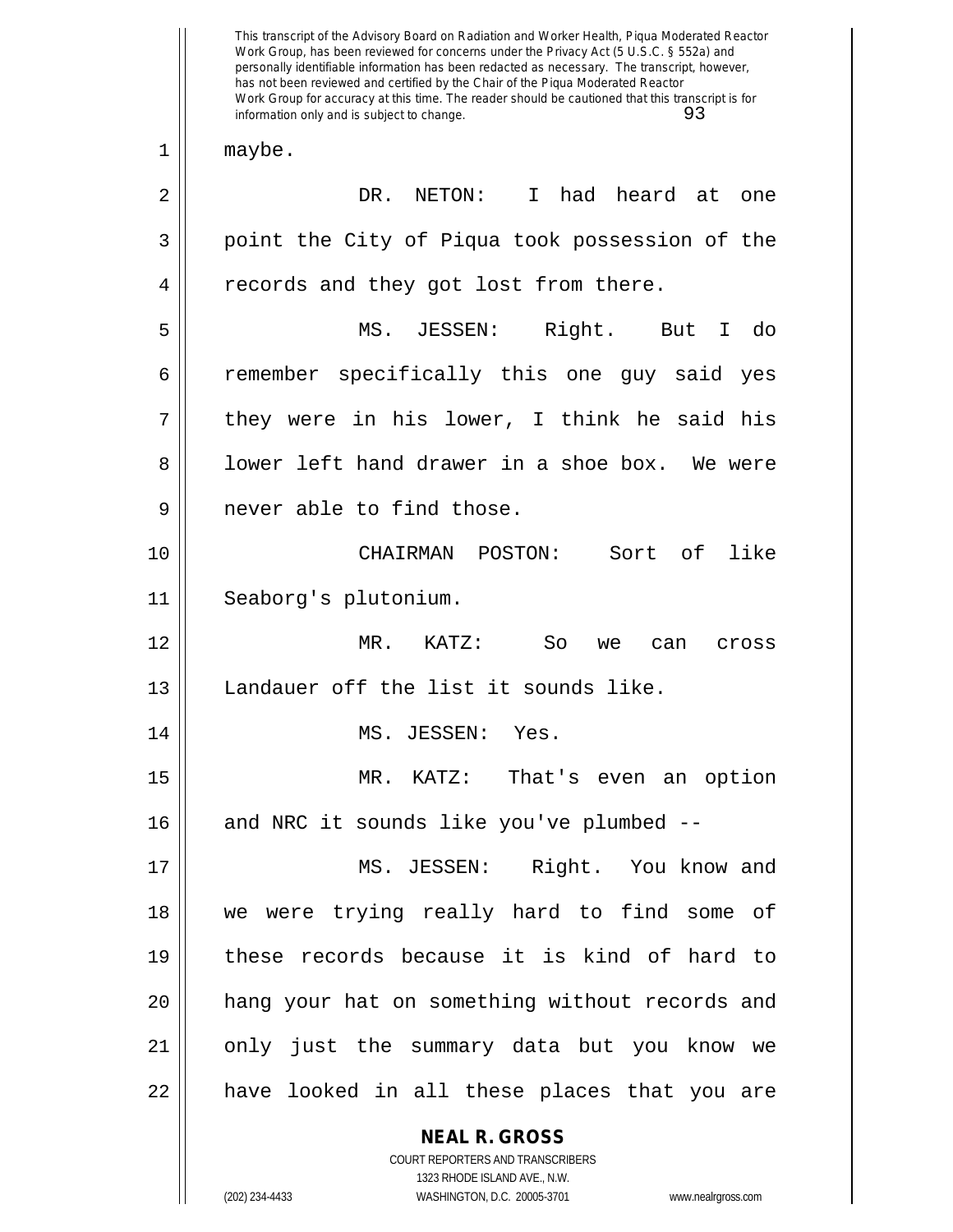maybe.

DR. NETON: I had heard at one point the City of Piqua took possession of the records and they got lost from there.

MS. JESSEN: Right. But I do remember specifically this one guy said yes they were in his lower, I think he said his lower left hand drawer in a shoe box. We were never able to find those.

CHAIRMAN POSTON: Sort of like Seaborg's plutonium.

MR. KATZ: So we can cross Landauer off the list it sounds like.

MS. JESSEN: Yes.

MR. KATZ: That's even an option and NRC it sounds like you've plumbed --

MS. JESSEN: Right. You know and we were trying really hard to find some of these records because it is kind of hard to hang your hat on something without records and only just the summary data but you know we have looked in all these places that you are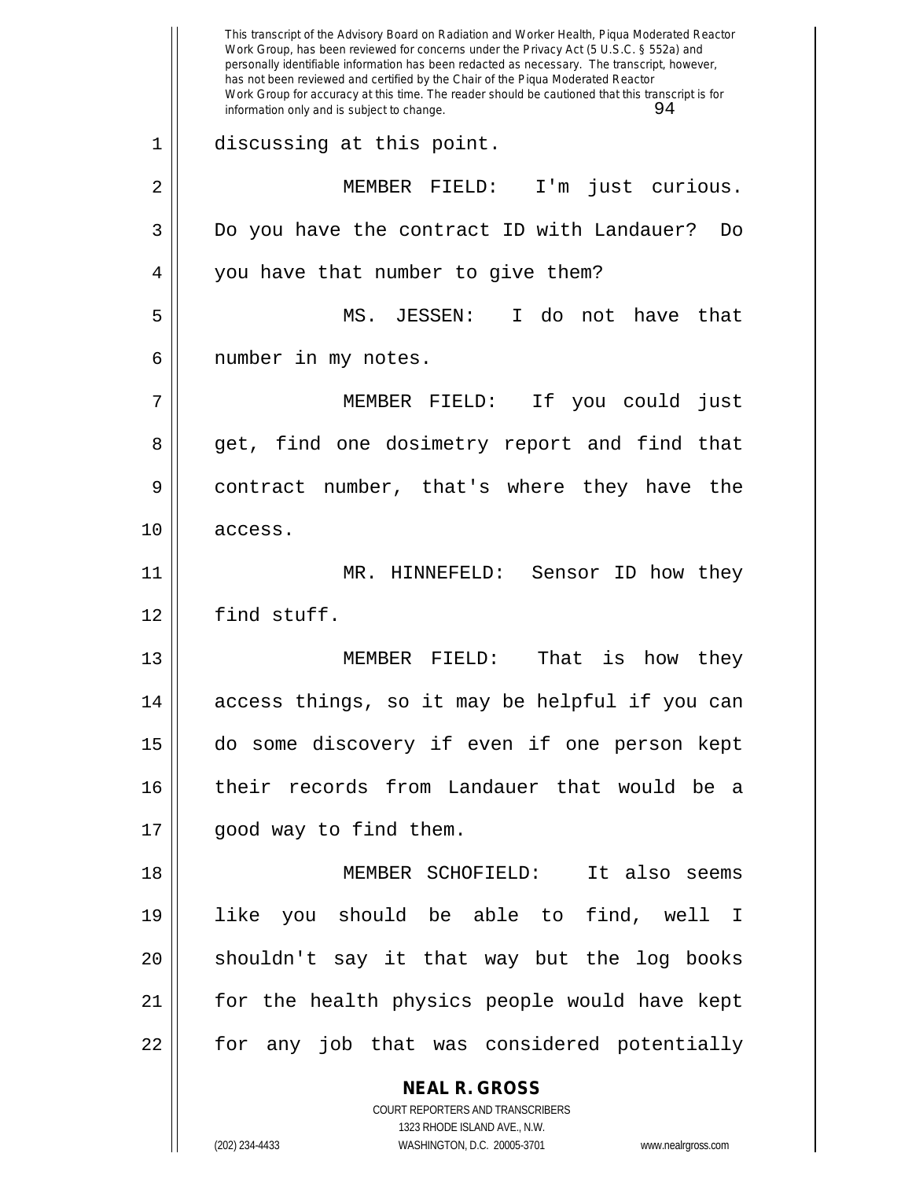discussing at this point.

MEMBER FIELD: I'm just curious. Do you have the contract ID with Landauer? Do you have that number to give them?

MS. JESSEN: I do not have that number in my notes.

MEMBER FIELD: If you could just get, find one dosimetry report and find that contract number, that's where they have the access.

MR. HINNEFELD: Sensor ID how they find stuff.

MEMBER FIELD: That is how they access things, so it may be helpful if you can do some discovery if even if one person kept their records from Landauer that would be a good way to find them.

MEMBER SCHOFIELD: It also seems like you should be able to find, well I shouldn't say it that way but the log books for the health physics people would have kept for any job that was considered potentially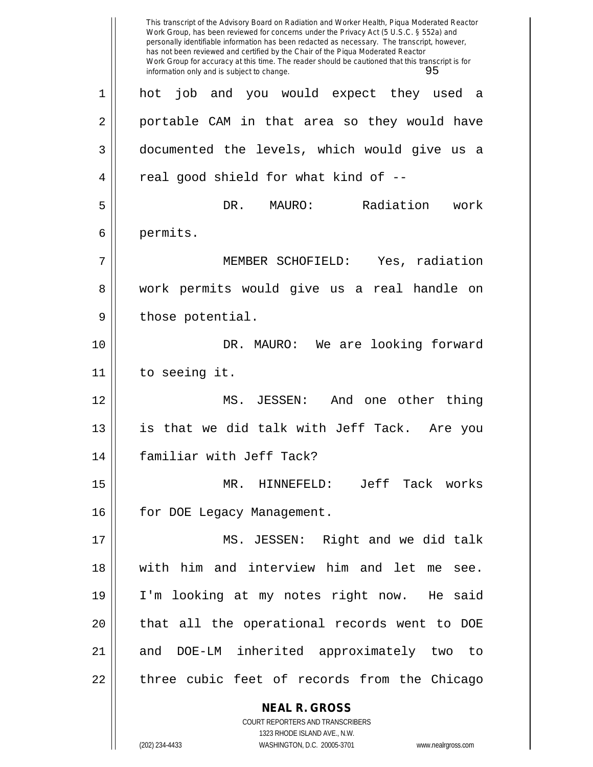hot job and you would expect they used a portable CAM in that area so they would have documented the levels, which would give us a real good shield for what kind of --

DR. MAURO: Radiation work permits.

MEMBER SCHOFIELD: Yes, radiation work permits would give us a real handle on those potential.

DR. MAURO: We are looking forward to seeing it.

MS. JESSEN: And one other thing is that we did talk with Jeff Tack. Are you familiar with Jeff Tack?

MR. HINNEFELD: Jeff Tack works for DOE Legacy Management.

MS. JESSEN: Right and we did talk with him and interview him and let me see. I'm looking at my notes right now. He said that all the operational records went to DOE and DOE-LM inherited approximately two to three cubic feet of records from the Chicago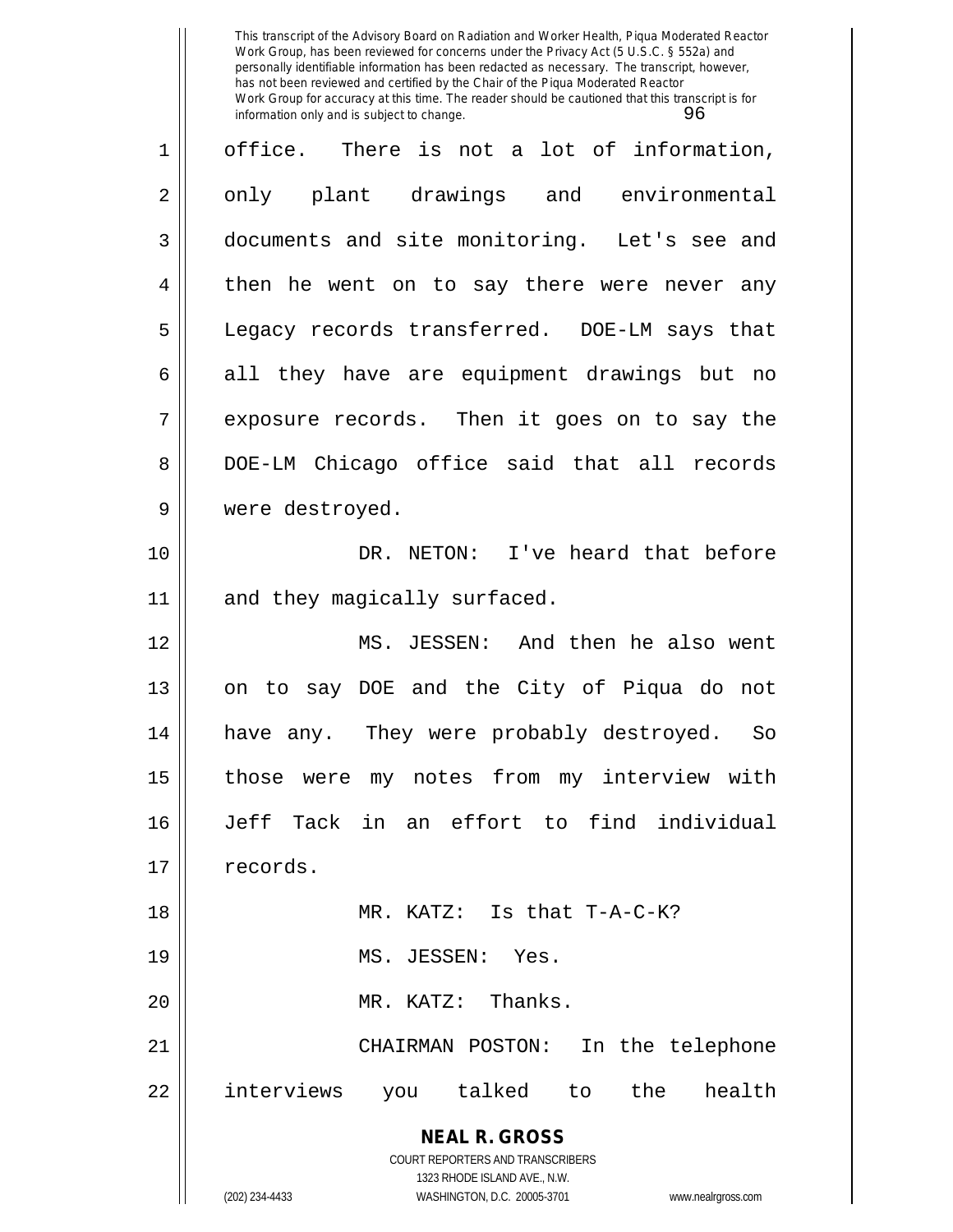office. There is not a lot of information, only plant drawings and environmental documents and site monitoring. Let's see and then he went on to say there were never any Legacy records transferred. DOE-LM says that all they have are equipment drawings but no exposure records. Then it goes on to say the DOE-LM Chicago office said that all records were destroyed.

DR. NETON: I've heard that before and they magically surfaced.

MS. JESSEN: And then he also went on to say DOE and the City of Piqua do not have any. They were probably destroyed. So those were my notes from my interview with Jeff Tack in an effort to find individual records.

MR. KATZ: Is that T-A-C-K?

MS. JESSEN: Yes.

MR. KATZ: Thanks.

CHAIRMAN POSTON: In the telephone interviews you talked to the health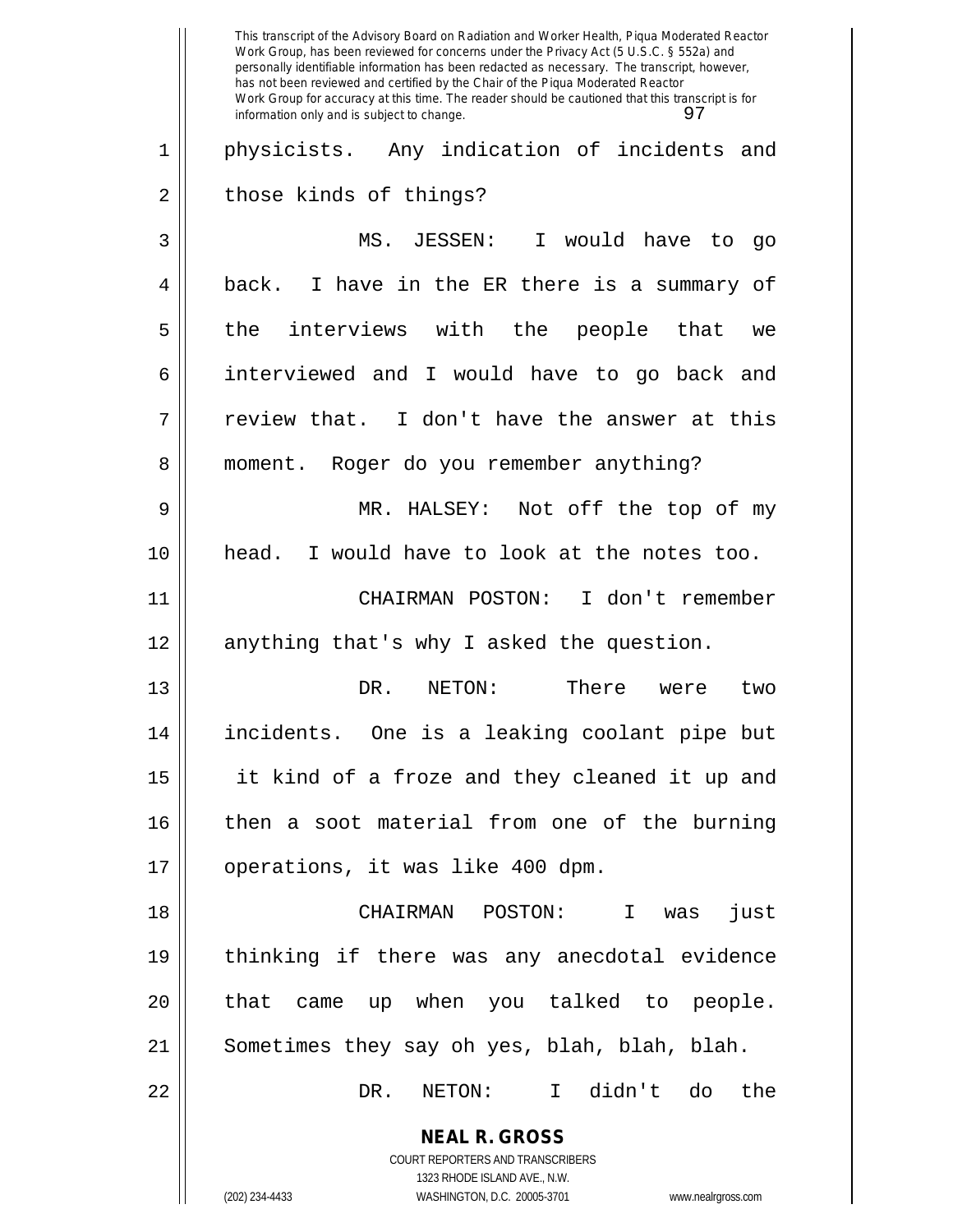physicists. Any indication of incidents and those kinds of things?

MS. JESSEN: I would have to go back. I have in the ER there is a summary of the interviews with the people that we interviewed and I would have to go back and review that. I don't have the answer at this moment. Roger do you remember anything?

MR. HALSEY: Not off the top of my head. I would have to look at the notes too.

CHAIRMAN POSTON: I don't remember anything that's why I asked the question.

DR. NETON: There were two incidents. One is a leaking coolant pipe but it kind of a froze and they cleaned it up and then a soot material from one of the burning operations, it was like 400 dpm.

CHAIRMAN POSTON: I was just thinking if there was any anecdotal evidence that came up when you talked to people. Sometimes they say oh yes, blah, blah, blah.

DR. NETON: I didn't do the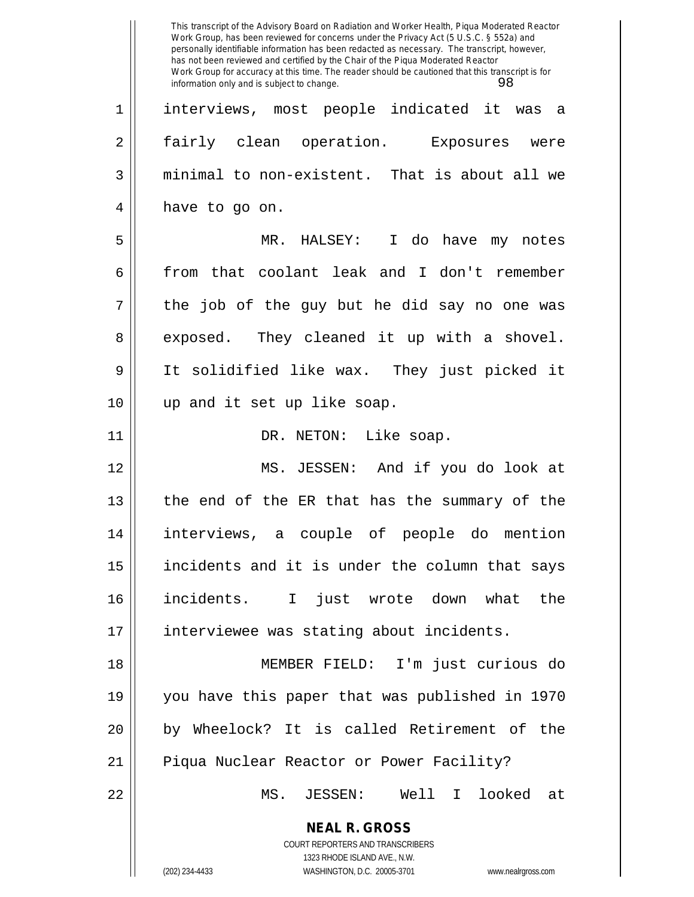interviews, most people indicated it was a fairly clean operation. Exposures were minimal to non-existent. That is about all we have to go on.

MR. HALSEY: I do have my notes from that coolant leak and I don't remember the job of the guy but he did say no one was exposed. They cleaned it up with a shovel. It solidified like wax. They just picked it up and it set up like soap.

DR. NETON: Like soap.

MS. JESSEN: And if you do look at the end of the ER that has the summary of the interviews, a couple of people do mention incidents and it is under the column that says incidents. I just wrote down what the interviewee was stating about incidents.

MEMBER FIELD: I'm just curious do you have this paper that was published in 1970 by Wheelock? It is called Retirement of the Piqua Nuclear Reactor or Power Facility?

MS. JESSEN: Well I looked at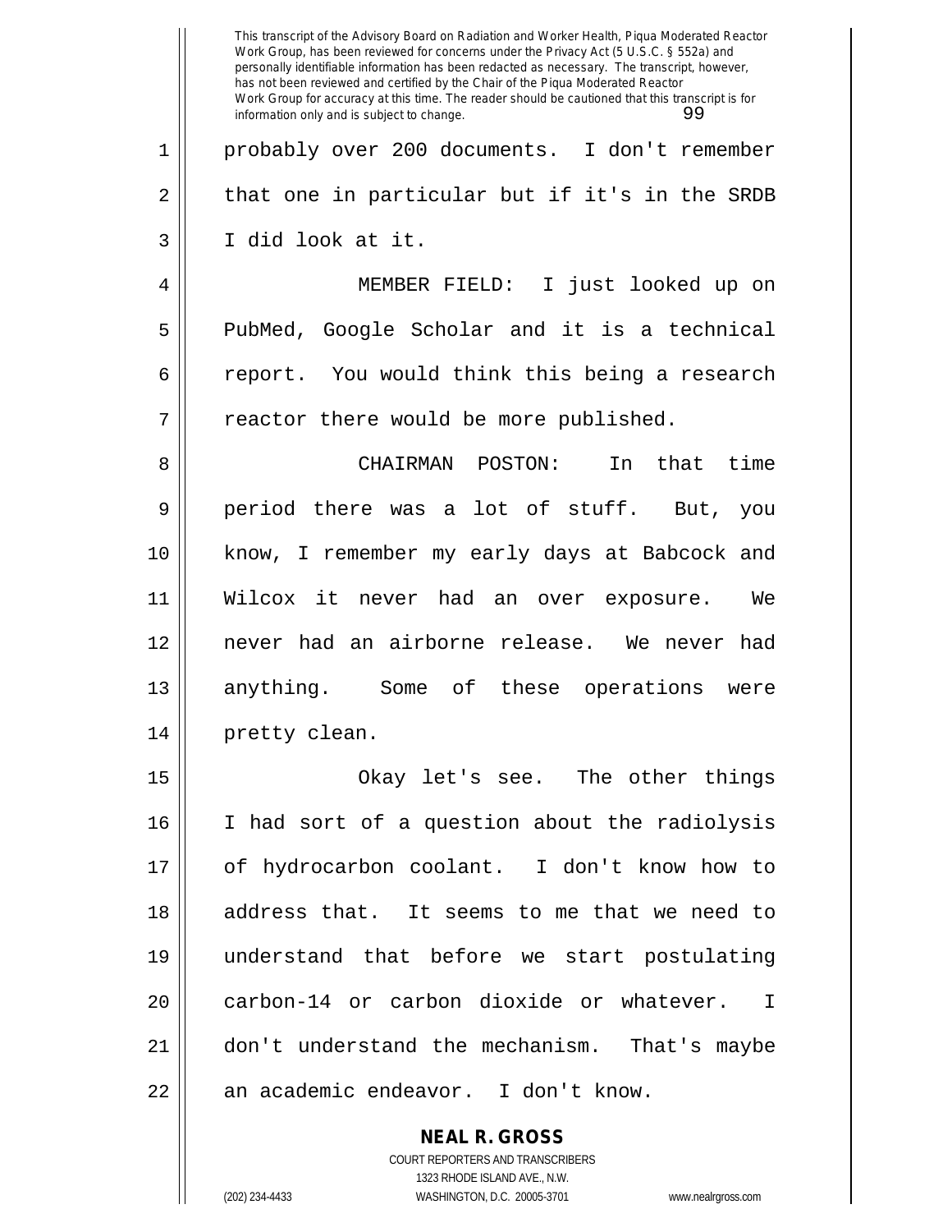probably over 200 documents. I don't remember that one in particular but if it's in the SRDB I did look at it.

MEMBER FIELD: I just looked up on PubMed, Google Scholar and it is a technical report. You would think this being a research reactor there would be more published.

CHAIRMAN POSTON: In that time period there was a lot of stuff. But, you know, I remember my early days at Babcock and Wilcox it never had an over exposure. We never had an airborne release. We never had anything. Some of these operations were pretty clean.

Okay let's see. The other things I had sort of a question about the radiolysis of hydrocarbon coolant. I don't know how to address that. It seems to me that we need to understand that before we start postulating carbon-14 or carbon dioxide or whatever. I don't understand the mechanism. That's maybe an academic endeavor. I don't know.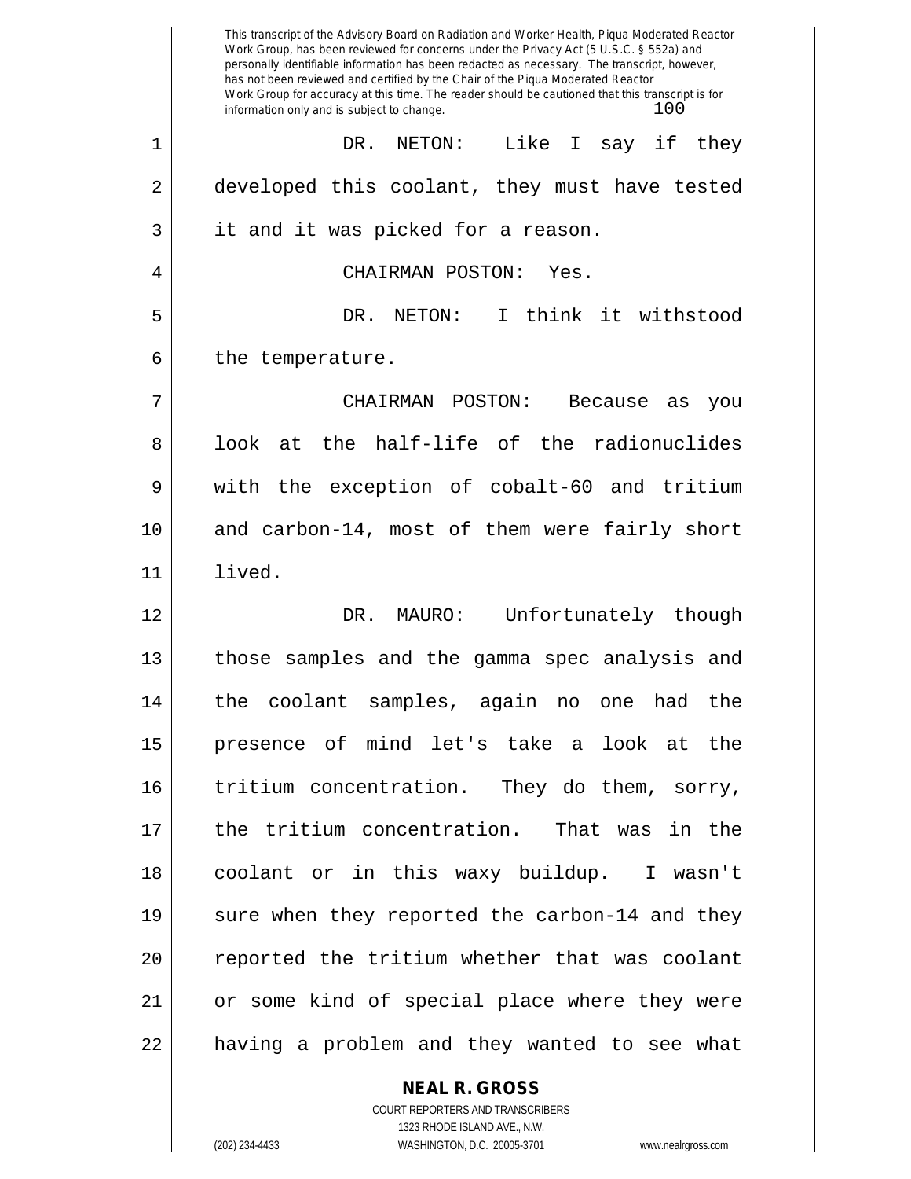DR. NETON: Like I say if they developed this coolant, they must have tested it and it was picked for a reason.

CHAIRMAN POSTON: Yes.

DR. NETON: I think it withstood the temperature.

CHAIRMAN POSTON: Because as you look at the half-life of the radionuclides with the exception of cobalt-60 and tritium and carbon-14, most of them were fairly short lived.

DR. MAURO: Unfortunately though those samples and the gamma spec analysis and the coolant samples, again no one had the presence of mind let's take a look at the tritium concentration. They do them, sorry, the tritium concentration. That was in the coolant or in this waxy buildup. I wasn't sure when they reported the carbon-14 and they reported the tritium whether that was coolant or some kind of special place where they were having a problem and they wanted to see what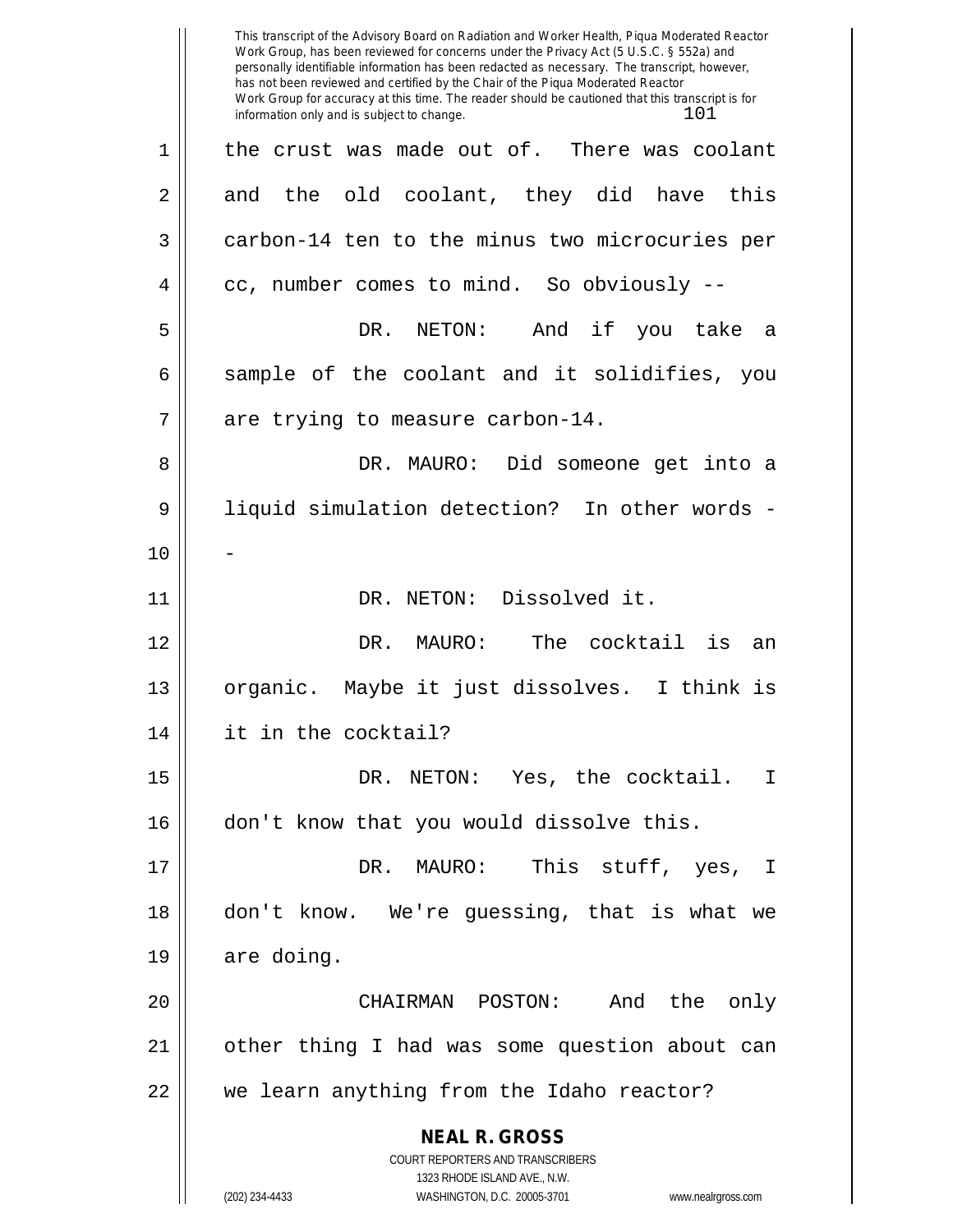the crust was made out of. There was coolant and the old coolant, they did have this carbon-14 ten to the minus two microcuries per cc, number comes to mind. So obviously --

DR. NETON: And if you take a sample of the coolant and it solidifies, you are trying to measure carbon-14.

DR. MAURO: Did someone get into a liquid simulation detection? In other words --

DR. NETON: Dissolved it.

DR. MAURO: The cocktail is an organic. Maybe it just dissolves. I think is it in the cocktail?

DR. NETON: Yes, the cocktail. I don't know that you would dissolve this.

DR. MAURO: This stuff, yes, I don't know. We're guessing, that is what we are doing.

CHAIRMAN POSTON: And the only other thing I had was some question about can we learn anything from the Idaho reactor?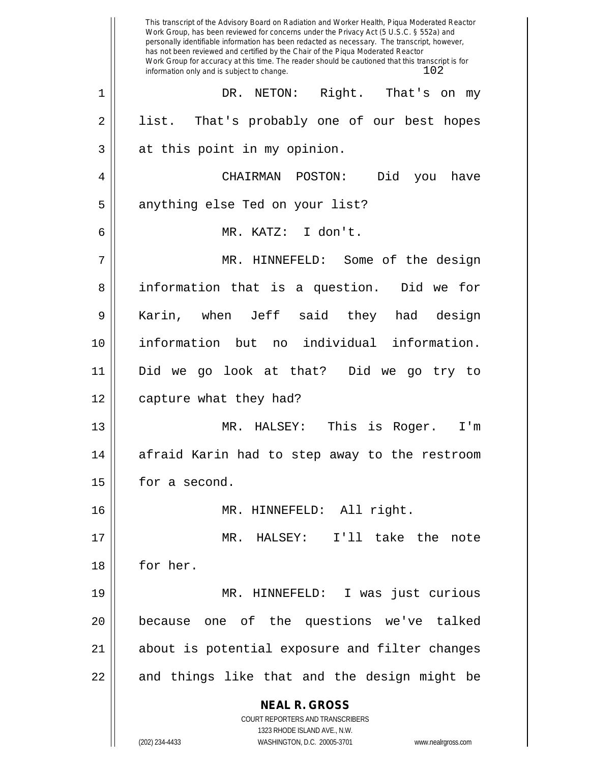DR. NETON: Right. That's on my list. That's probably one of our best hopes at this point in my opinion.

CHAIRMAN POSTON: Did you have anything else Ted on your list?

MR. KATZ: I don't.

MR. HINNEFELD: Some of the design information that is a question. Did we for Karin, when Jeff said they had design information but no individual information. Did we go look at that? Did we go try to capture what they had?

MR. HALSEY: This is Roger. I'm afraid Karin had to step away to the restroom for a second.

MR. HINNEFELD: All right.

MR. HALSEY: I'll take the note for her.

MR. HINNEFELD: I was just curious because one of the questions we've talked about is potential exposure and filter changes and things like that and the design might be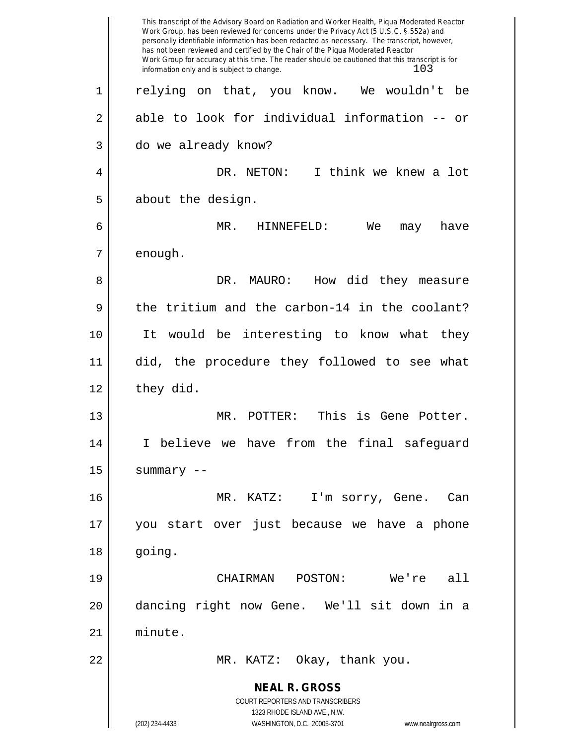relying on that, you know. We wouldn't be able to look for individual information -- or do we already know?

DR. NETON: I think we knew a lot about the design.

MR. HINNEFELD: We may have enough.

DR. MAURO: How did they measure the tritium and the carbon-14 in the coolant? It would be interesting to know what they did, the procedure they followed to see what they did.

MR. POTTER: This is Gene Potter. I believe we have from the final safeguard summary --

MR. KATZ: I'm sorry, Gene. Can you start over just because we have a phone going.

CHAIRMAN POSTON: We're all dancing right now Gene. We'll sit down in a minute.

MR. KATZ: Okay, thank you.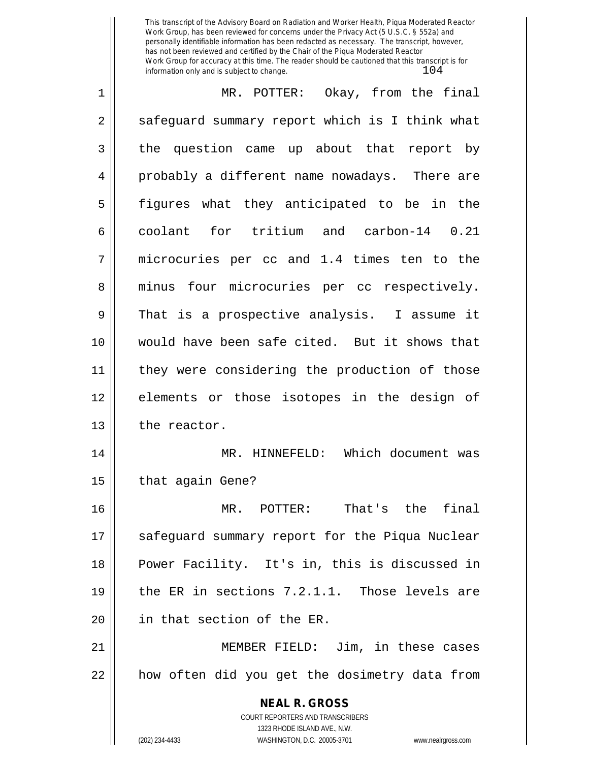MR. POTTER: Okay, from the final safeguard summary report which is I think what the question came up about that report by probably a different name nowadays. There are figures what they anticipated to be in the coolant for tritium and carbon-14 0.21 microcuries per cc and 1.4 times ten to the minus four microcuries per cc respectively. That is a prospective analysis. I assume it would have been safe cited. But it shows that they were considering the production of those elements or those isotopes in the design of the reactor.

MR. HINNEFELD: Which document was that again Gene?

MR. POTTER: That's the final safeguard summary report for the Piqua Nuclear Power Facility. It's in, this is discussed in the ER in sections 7.2.1.1. Those levels are in that section of the ER.

MEMBER FIELD: Jim, in these cases how often did you get the dosimetry data from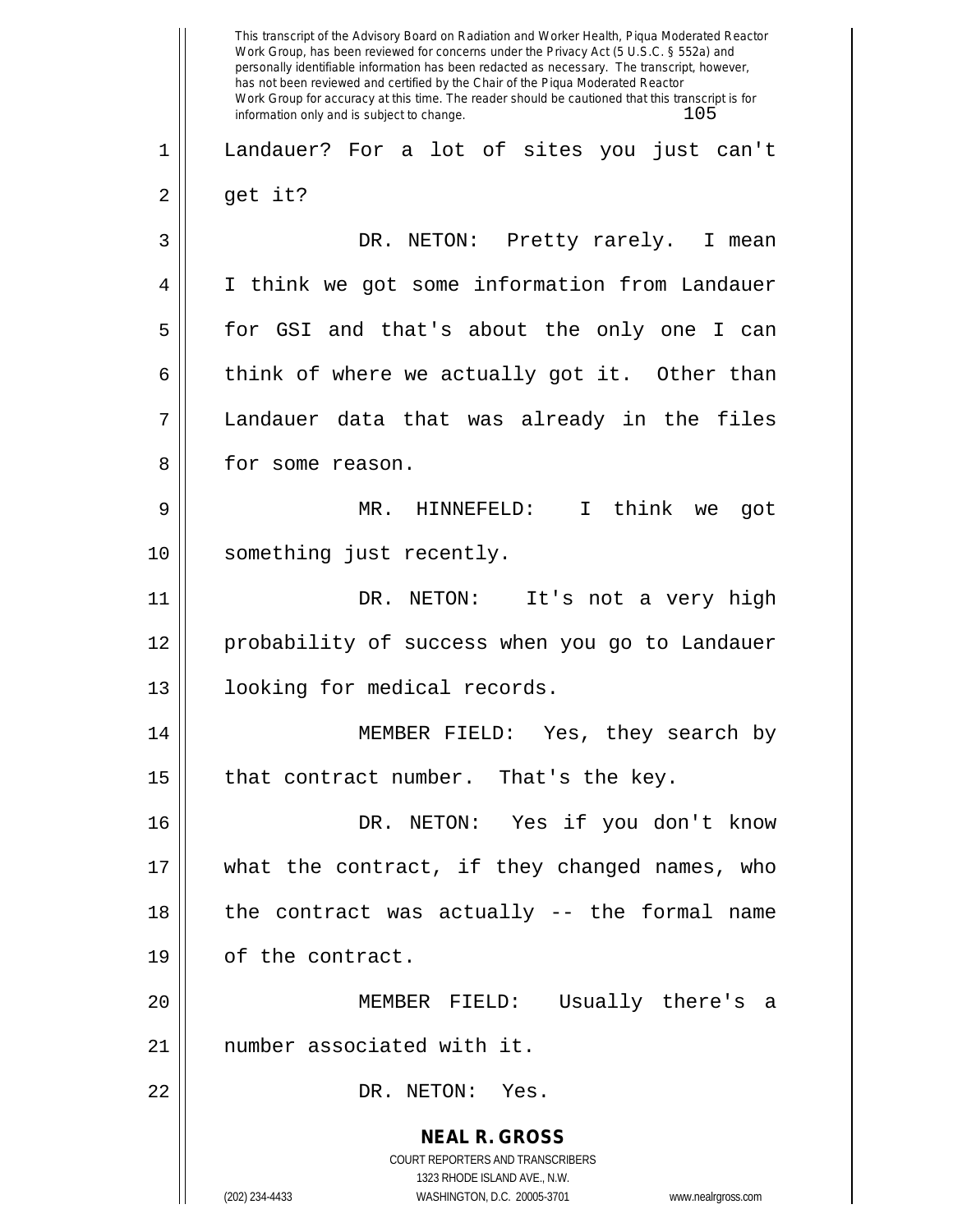Landauer? For a lot of sites you just can't get it?

DR. NETON: Pretty rarely. I mean I think we got some information from Landauer for GSI and that's about the only one I can think of where we actually got it. Other than Landauer data that was already in the files for some reason.

MR. HINNEFELD: I think we got something just recently.

DR. NETON: It's not a very high probability of success when you go to Landauer looking for medical records.

MEMBER FIELD: Yes, they search by that contract number. That's the key.

DR. NETON: Yes if you don't know what the contract, if they changed names, who the contract was actually -- the formal name of the contract.

MEMBER FIELD: Usually there's a number associated with it.

DR. NETON: Yes.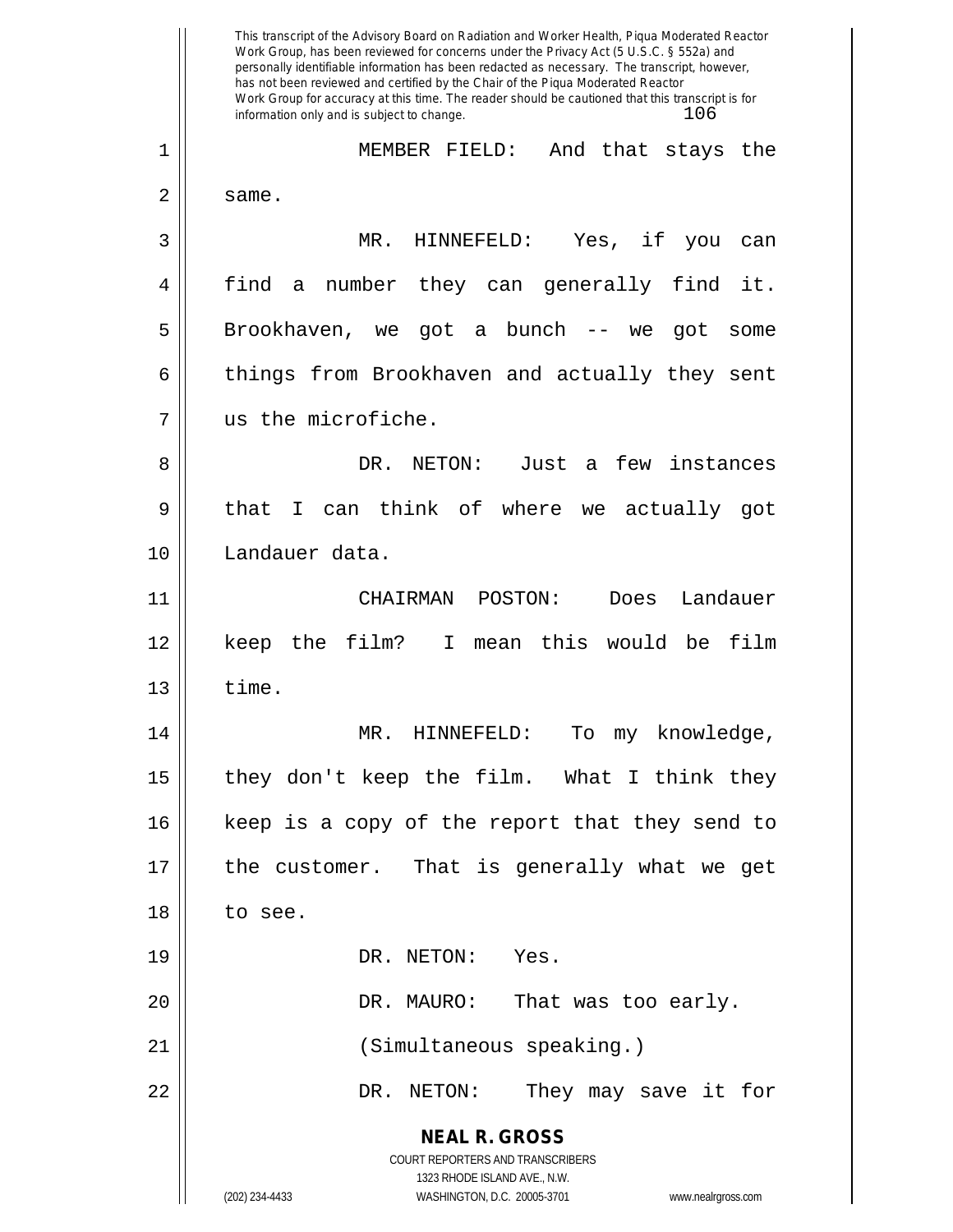MEMBER FIELD: And that stays the same.

MR. HINNEFELD: Yes, if you can find a number they can generally find it. Brookhaven, we got a bunch -- we got some things from Brookhaven and actually they sent us the microfiche.

DR. NETON: Just a few instances that I can think of where we actually got Landauer data.

CHAIRMAN POSTON: Does Landauer keep the film? I mean this would be film time.

MR. HINNEFELD: To my knowledge, they don't keep the film. What I think they keep is a copy of the report that they send to the customer. That is generally what we get to see.

DR. NETON: Yes.

DR. MAURO: That was too early.

(Simultaneous speaking.)

DR. NETON: They may save it for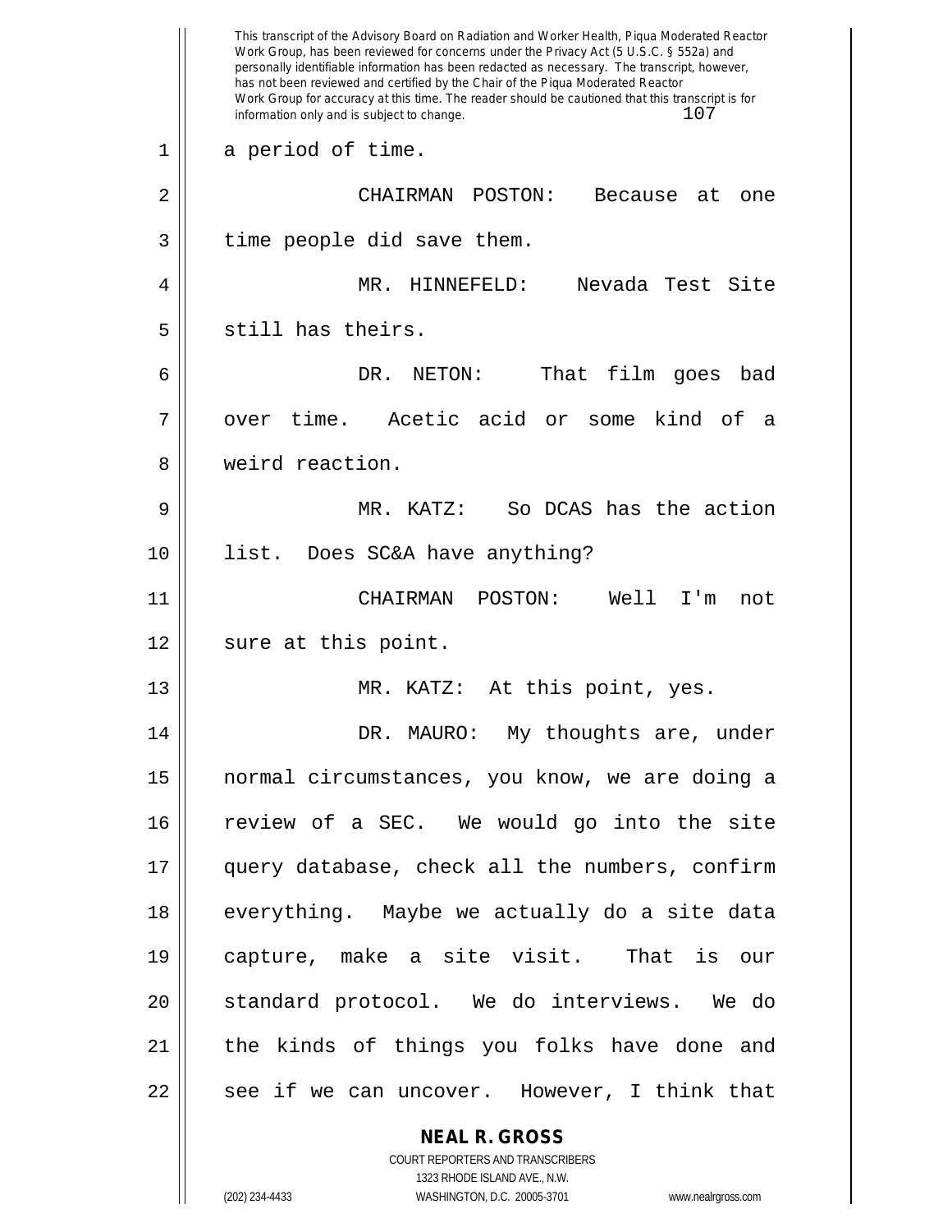a period of time.

CHAIRMAN POSTON: Because at one time people did save them.

MR. HINNEFELD: Nevada Test Site still has theirs.

DR. NETON: That film goes bad over time. Acetic acid or some kind of a weird reaction.

MR. KATZ: So DCAS has the action list. Does SC&A have anything?

CHAIRMAN POSTON: Well I'm not sure at this point.

MR. KATZ: At this point, yes.

DR. MAURO: My thoughts are, under normal circumstances, you know, we are doing a review of a SEC. We would go into the site query database, check all the numbers, confirm everything. Maybe we actually do a site data capture, make a site visit. That is our standard protocol. We do interviews. We do the kinds of things you folks have done and see if we can uncover. However, I think that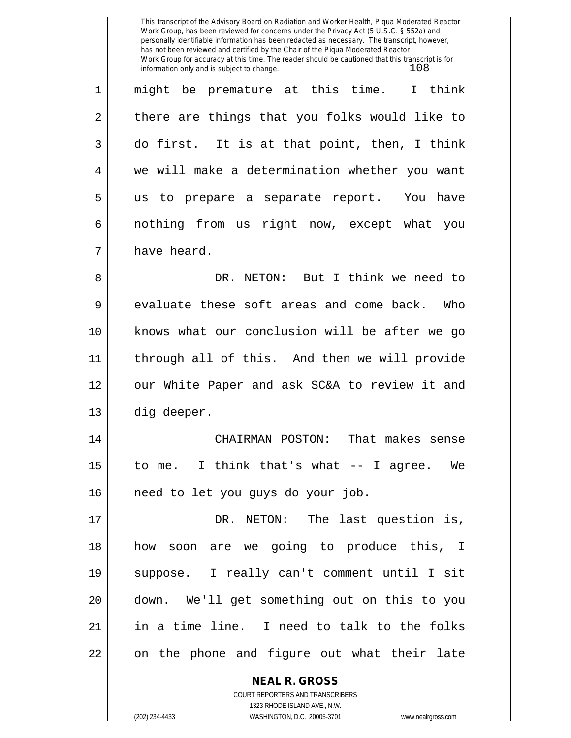might be premature at this time. I think there are things that you folks would like to do first. It is at that point, then, I think we will make a determination whether you want us to prepare a separate report. You have nothing from us right now, except what you have heard.

DR. NETON: But I think we need to evaluate these soft areas and come back. Who knows what our conclusion will be after we go through all of this. And then we will provide our White Paper and ask SC&A to review it and dig deeper.

CHAIRMAN POSTON: That makes sense to me. I think that's what -- I agree. We need to let you guys do your job.

DR. NETON: The last question is, how soon are we going to produce this, I suppose. I really can't comment until I sit down. We'll get something out on this to you in a time line. I need to talk to the folks on the phone and figure out what their late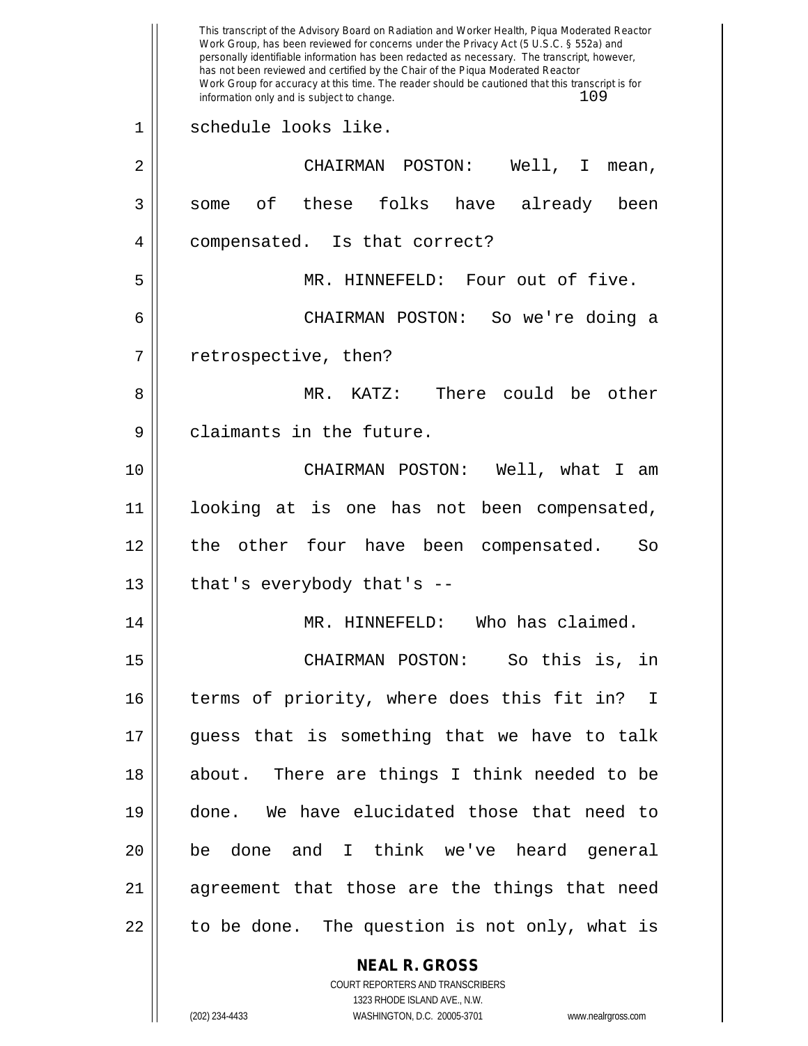schedule looks like.

CHAIRMAN POSTON: Well, I mean, some of these folks have already been compensated. Is that correct?

MR. HINNEFELD: Four out of five.

CHAIRMAN POSTON: So we're doing a retrospective, then?

MR. KATZ: There could be other claimants in the future.

CHAIRMAN POSTON: Well, what I am looking at is one has not been compensated, the other four have been compensated. So that's everybody that's --

MR. HINNEFELD: Who has claimed.

CHAIRMAN POSTON: So this is, in terms of priority, where does this fit in? I guess that is something that we have to talk about. There are things I think needed to be done. We have elucidated those that need to be done and I think we've heard general agreement that those are the things that need to be done. The question is not only, what is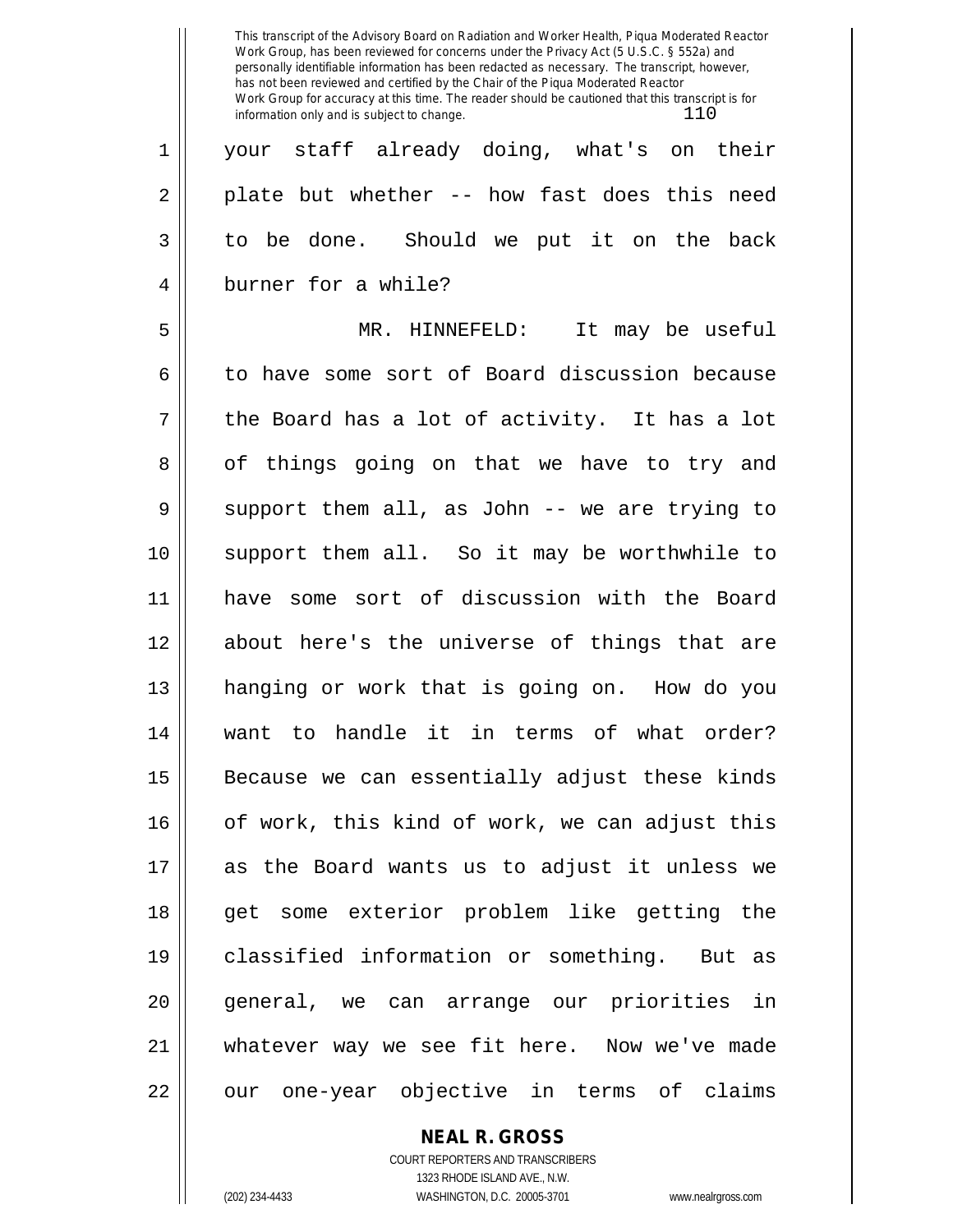your staff already doing, what's on their plate but whether -- how fast does this need to be done. Should we put it on the back burner for a while?

MR. HINNEFELD: It may be useful to have some sort of Board discussion because the Board has a lot of activity. It has a lot of things going on that we have to try and support them all, as John -- we are trying to support them all. So it may be worthwhile to have some sort of discussion with the Board about here's the universe of things that are hanging or work that is going on. How do you want to handle it in terms of what order? Because we can essentially adjust these kinds of work, this kind of work, we can adjust this as the Board wants us to adjust it unless we get some exterior problem like getting the classified information or something. But as general, we can arrange our priorities in whatever way we see fit here. Now we've made our one-year objective in terms of claims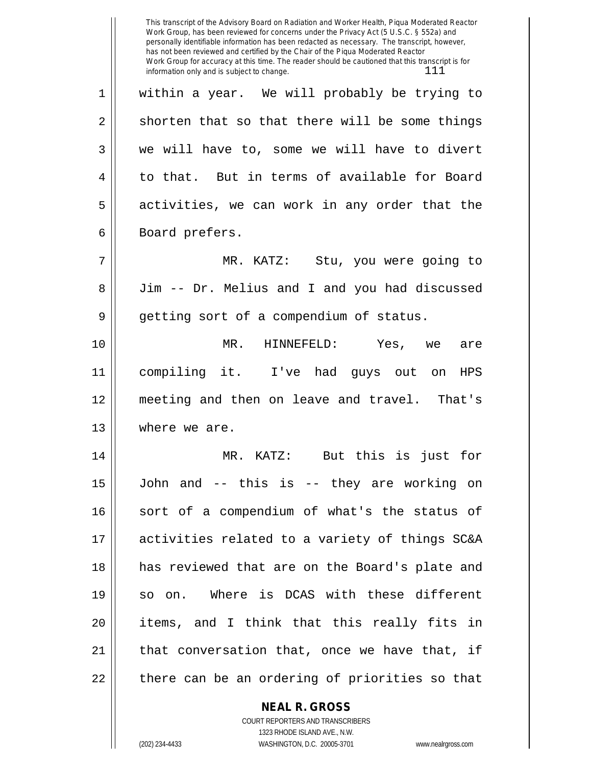within a year. We will probably be trying to shorten that so that there will be some things we will have to, some we will have to divert to that. But in terms of available for Board activities, we can work in any order that the Board prefers.

MR. KATZ: Stu, you were going to Jim -- Dr. Melius and I and you had discussed getting sort of a compendium of status.

MR. HINNEFELD: Yes, we are compiling it. I've had guys out on HPS meeting and then on leave and travel. That's where we are.

MR. KATZ: But this is just for John and -- this is -- they are working on sort of a compendium of what's the status of activities related to a variety of things SC&A has reviewed that are on the Board's plate and so on. Where is DCAS with these different items, and I think that this really fits in that conversation that, once we have that, if there can be an ordering of priorities so that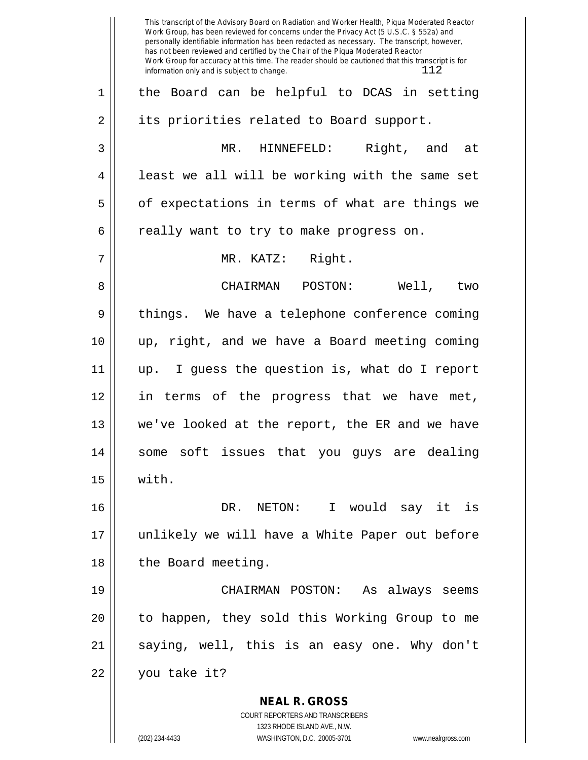the Board can be helpful to DCAS in setting its priorities related to Board support.

MR. HINNEFELD: Right, and at least we all will be working with the same set of expectations in terms of what are things we really want to try to make progress on.

MR. KATZ: Right.

CHAIRMAN POSTON: Well, two things. We have a telephone conference coming up, right, and we have a Board meeting coming up. I guess the question is, what do I report in terms of the progress that we have met, we've looked at the report, the ER and we have some soft issues that you guys are dealing with.

DR. NETON: I would say it is unlikely we will have a White Paper out before the Board meeting.

CHAIRMAN POSTON: As always seems to happen, they sold this Working Group to me saying, well, this is an easy one. Why don't you take it?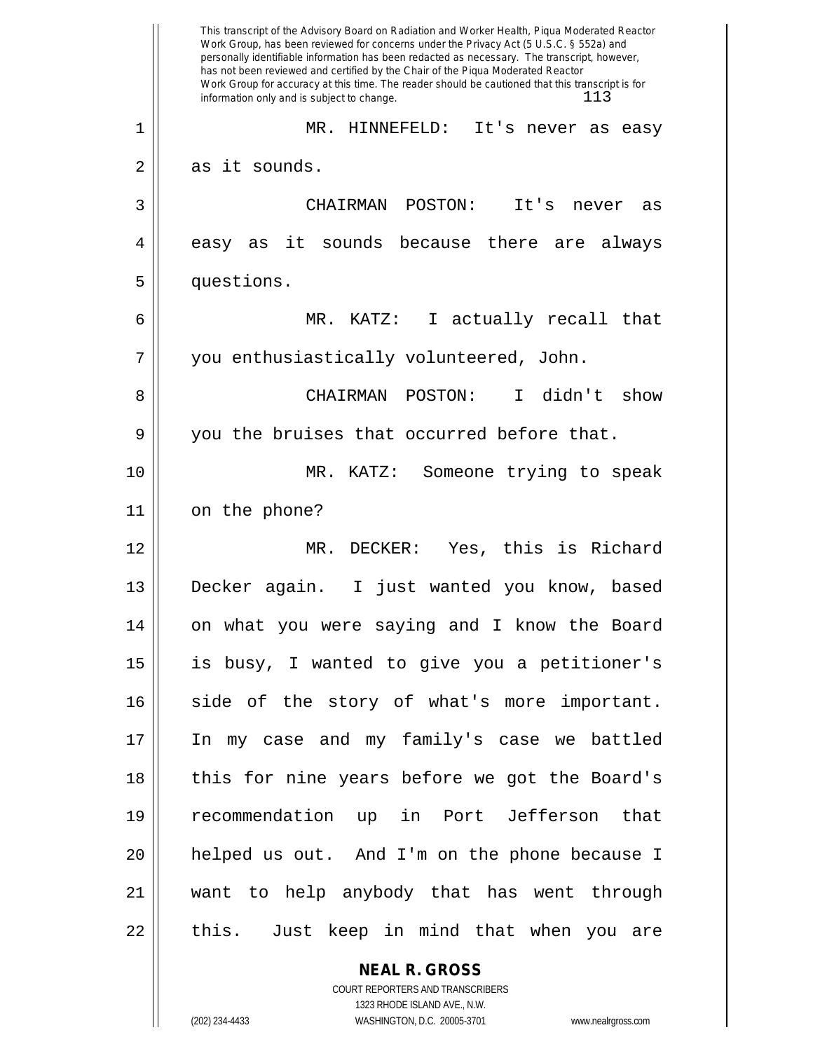MR. HINNEFELD: It's never as easy as it sounds.

CHAIRMAN POSTON: It's never as easy as it sounds because there are always questions.

MR. KATZ: I actually recall that you enthusiastically volunteered, John.

CHAIRMAN POSTON: I didn't show you the bruises that occurred before that.

MR. KATZ: Someone trying to speak on the phone?

MR. DECKER: Yes, this is Richard Decker again. I just wanted you know, based on what you were saying and I know the Board is busy, I wanted to give you a petitioner's side of the story of what's more important. In my case and my family's case we battled this for nine years before we got the Board's recommendation up in Port Jefferson that helped us out. And I'm on the phone because I want to help anybody that has went through this. Just keep in mind that when you are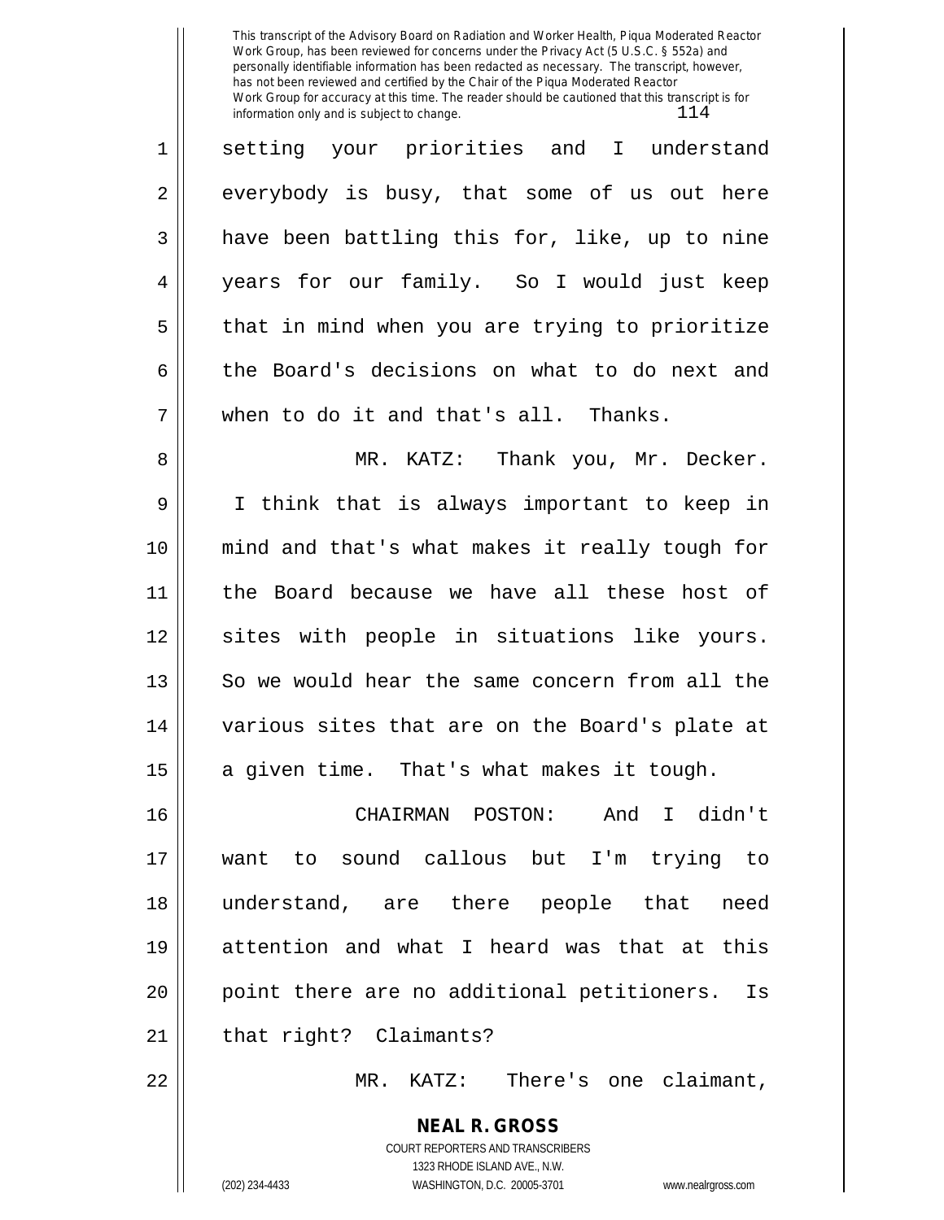setting your priorities and I understand everybody is busy, that some of us out here have been battling this for, like, up to nine years for our family. So I would just keep that in mind when you are trying to prioritize the Board's decisions on what to do next and when to do it and that's all. Thanks.

MR. KATZ: Thank you, Mr. Decker. I think that is always important to keep in mind and that's what makes it really tough for the Board because we have all these host of sites with people in situations like yours. So we would hear the same concern from all the various sites that are on the Board's plate at a given time. That's what makes it tough.

CHAIRMAN POSTON: And I didn't want to sound callous but I'm trying to understand, are there people that need attention and what I heard was that at this point there are no additional petitioners. Is that right? Claimants?

MR. KATZ: There's one claimant,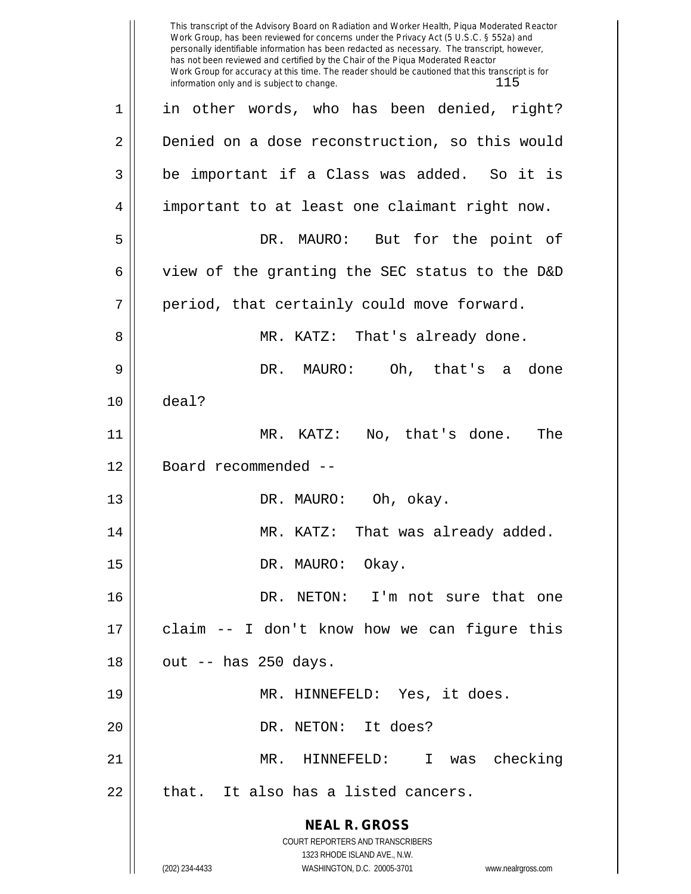in other words, who has been denied, right? Denied on a dose reconstruction, so this would be important if a Class was added. So it is important to at least one claimant right now.

DR. MAURO: But for the point of view of the granting the SEC status to the D&D period, that certainly could move forward.

MR. KATZ: That's already done.

DR. MAURO: Oh, that's a done deal?

MR. KATZ: No, that's done. The Board recommended --

DR. MAURO: Oh, okay.

MR. KATZ: That was already added.

DR. MAURO: Okay.

DR. NETON: I'm not sure that one claim -- I don't know how we can figure this out -- has 250 days.

MR. HINNEFELD: Yes, it does.

DR. NETON: It does?

MR. HINNEFELD: I was checking that. It also has a listed cancers.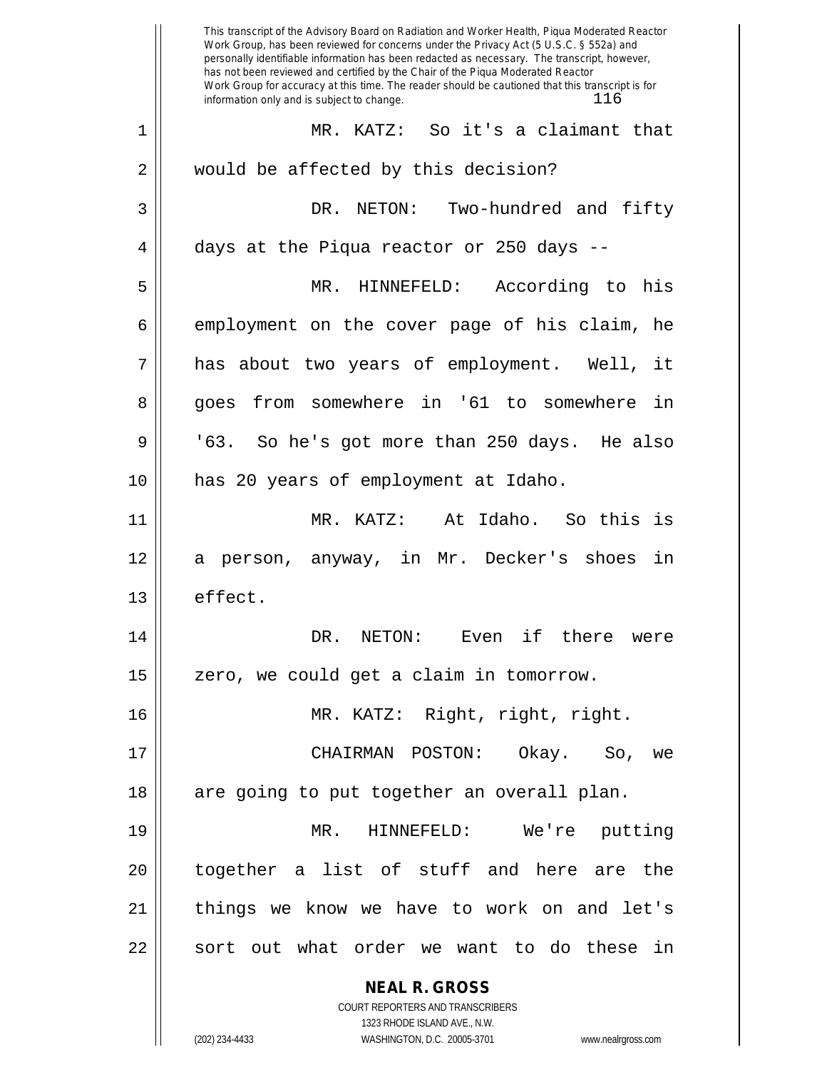MR. KATZ: So it's a claimant that would be affected by this decision?

DR. NETON: Two-hundred and fifty days at the Piqua reactor or 250 days --

MR. HINNEFELD: According to his employment on the cover page of his claim, he has about two years of employment. Well, it goes from somewhere in '61 to somewhere in '63. So he's got more than 250 days. He also has 20 years of employment at Idaho.

MR. KATZ: At Idaho. So this is a person, anyway, in Mr. Decker's shoes in effect.

DR. NETON: Even if there were zero, we could get a claim in tomorrow.

MR. KATZ: Right, right, right.

CHAIRMAN POSTON: Okay. So, we are going to put together an overall plan.

MR. HINNEFELD: We're putting together a list of stuff and here are the things we know we have to work on and let's sort out what order we want to do these in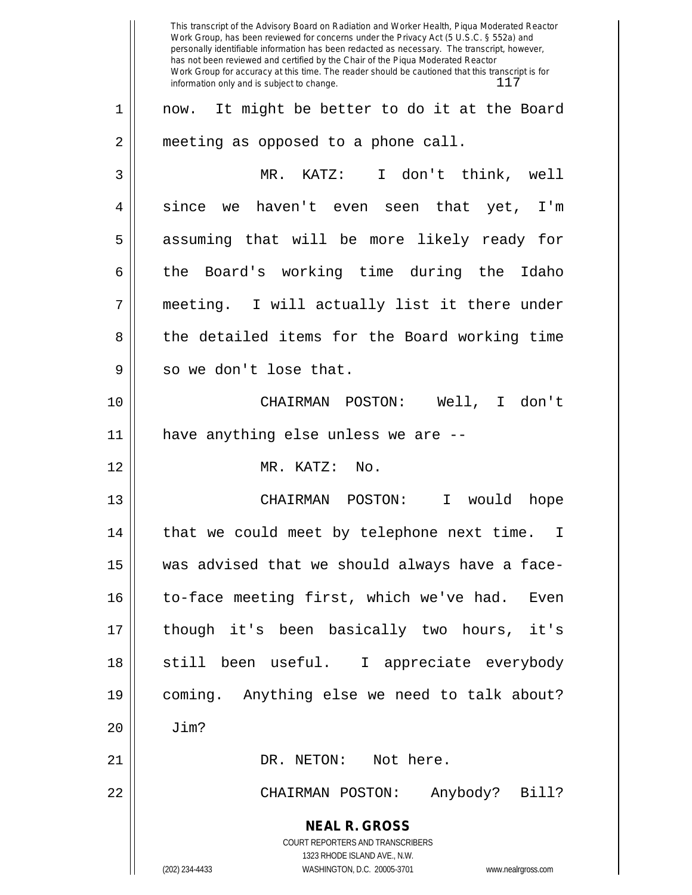now. It might be better to do it at the Board meeting as opposed to a phone call.

MR. KATZ: I don't think, well since we haven't even seen that yet, I'm assuming that will be more likely ready for the Board's working time during the Idaho meeting. I will actually list it there under the detailed items for the Board working time so we don't lose that.

CHAIRMAN POSTON: Well, I don't have anything else unless we are --

MR. KATZ: No.

CHAIRMAN POSTON: I would hope that we could meet by telephone next time. I was advised that we should always have a face-to-face meeting first, which we've had. Even though it's been basically two hours, it's still been useful. I appreciate everybody coming. Anything else we need to talk about? Jim?

DR. NETON: Not here.

CHAIRMAN POSTON: Anybody? Bill?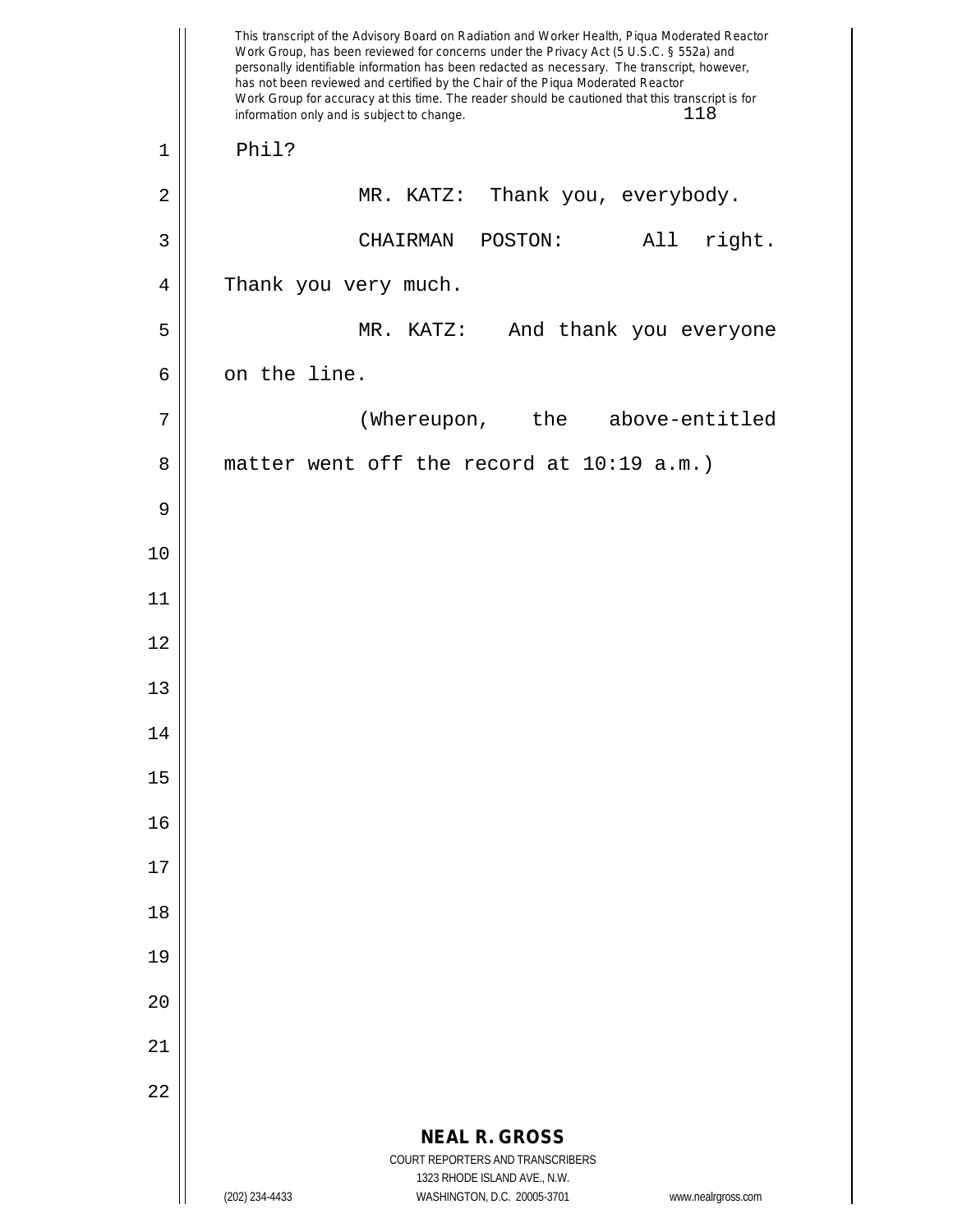Phil?

MR. KATZ: Thank you, everybody.

CHAIRMAN POSTON: All right. Thank you very much.

MR. KATZ: And thank you everyone on the line.

(Whereupon, the above-entitled matter went off the record at 10:19 a.m.)